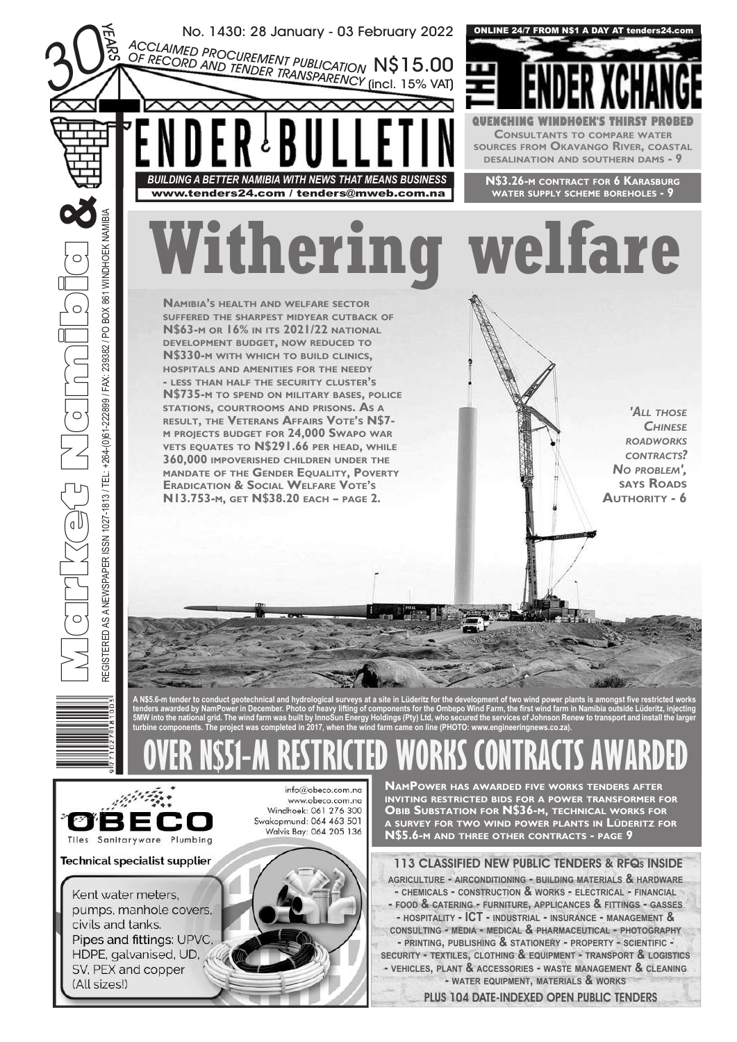30 YEARS

No. 1430: 28 January - 03 February 2022

ACCLAIMED PROCUREMENT PUBLICATION OF RECORD AND TENDER TRANSPARENCY

N$15.00 (incl. 15% VAT)

# TENDER BULLETIN

BUILDING A BETTER NAMIBIA WITH NEWS THAT MEANS BUSINESS

www.tenders24.com / tenders@mweb.com.na

Market Namibia &

REGISTERED AS A NEWSPAPER ISSN 1027-1813 / TEL: +264-(0)61-222899 / FAX: 239382 / PO BOX 861 WINDHOEK NAMIBIA

ONLINE 24/7 FROM N$1 A DAY AT tenders24.com

## THE TENDER XCHANGE

**QUENCHING WINDHOEK'S THIRST PROBED**

CONSULTANTS TO COMPARE WATER SOURCES FROM OKAVANGO RIVER, COASTAL DESALINATION AND SOUTHERN DAMS - 9

N$3.26-M CONTRACT FOR 6 KARASBURG WATER SUPPLY SCHEME BOREHOLES - 9

# Withering welfare

NAMIBIA'S HEALTH AND WELFARE SECTOR SUFFERED THE SHARPEST MIDYEAR CUTBACK OF N$63-M OR 16% IN ITS 2021/22 NATIONAL DEVELOPMENT BUDGET, NOW REDUCED TO N$330-M WITH WHICH TO BUILD CLINICS, HOSPITALS AND AMENITIES FOR THE NEEDY - LESS THAN HALF THE SECURITY CLUSTER'S N$735-M TO SPEND ON MILITARY BASES, POLICE STATIONS, COURTROOMS AND PRISONS. AS A RESULT, THE VETERANS AFFAIRS VOTE'S N$7-M PROJECTS BUDGET FOR 24,000 SWAPO WAR VETS EQUATES TO N$291.66 PER HEAD, WHILE 360,000 IMPOVERISHED CHILDREN UNDER THE MANDATE OF THE GENDER EQUALITY, POVERTY ERADICATION & SOCIAL WELFARE VOTE'S N13.753-M, GET N$38.20 EACH – PAGE 2.

*'ALL THOSE CHINESE ROADWORKS CONTRACTS? NO PROBLEM',* SAYS ROADS AUTHORITY - 6

A N$5.6-m tender to conduct geotechnical and hydrological surveys at a site in Lüderitz for the development of two wind power plants is amongst five restricted works tenders awarded by NamPower in December. Photo of heavy lifting of components for the Ombepo Wind Farm, the first wind farm in Namibia outside Lüderitz, injecting 5MW into the national grid. The wind farm was built by InnoSun Energy Holdings (Pty) Ltd, who secured the services of Johnson Renew to transport and install the larger turbine components. The project was completed in 2017, when the wind farm came on line (PHOTO: www.engineeringnews.co.za).

# OVER N$51-M RESTRICTED WORKS CONTRACTS AWARDED

NAMPOWER HAS AWARDED FIVE WORKS TENDERS AFTER INVITING RESTRICTED BIDS FOR A POWER TRANSFORMER FOR OBIB SUBSTATION FOR N$36-M, TECHNICAL WORKS FOR A SURVEY FOR TWO WIND POWER PLANTS IN LÜDERITZ FOR N$5.6-M AND THREE OTHER CONTRACTS - PAGE 9

**OBECO**
Tiles Sanitaryware Plumbing

info@obeco.com.na
www.obeco.com.na
Windhoek: 061 276 300
Swakopmund: 064 463 501
Walvis Bay: 064 205 136

**Technical specialist supplier**

Kent water meters, pumps, manhole covers, civils and tanks.
Pipes and fittings: UPVC, HDPE, galvanised, UD, SV, PEX and copper (All sizes!)

**113 CLASSIFIED NEW PUBLIC TENDERS & RFQs INSIDE**

AGRICULTURE - AIRCONDITIONING - BUILDING MATERIALS & HARDWARE - CHEMICALS - CONSTRUCTION & WORKS - ELECTRICAL - FINANCIAL - FOOD & CATERING - FURNITURE, APPLICANCES & FITTINGS - GASSES - HOSPITALITY - ICT - INDUSTRIAL - INSURANCE - MANAGEMENT & CONSULTING - MEDIA - MEDICAL & PHARMACEUTICAL - PHOTOGRAPHY - PRINTING, PUBLISHING & STATIONERY - PROPERTY - SCIENTIFIC - SECURITY - TEXTILES, CLOTHING & EQUIPMENT - TRANSPORT & LOGISTICS - VEHICLES, PLANT & ACCESSORIES - WASTE MANAGEMENT & CLEANING - WATER EQUIPMENT, MATERIALS & WORKS

**PLUS 104 DATE-INDEXED OPEN PUBLIC TENDERS**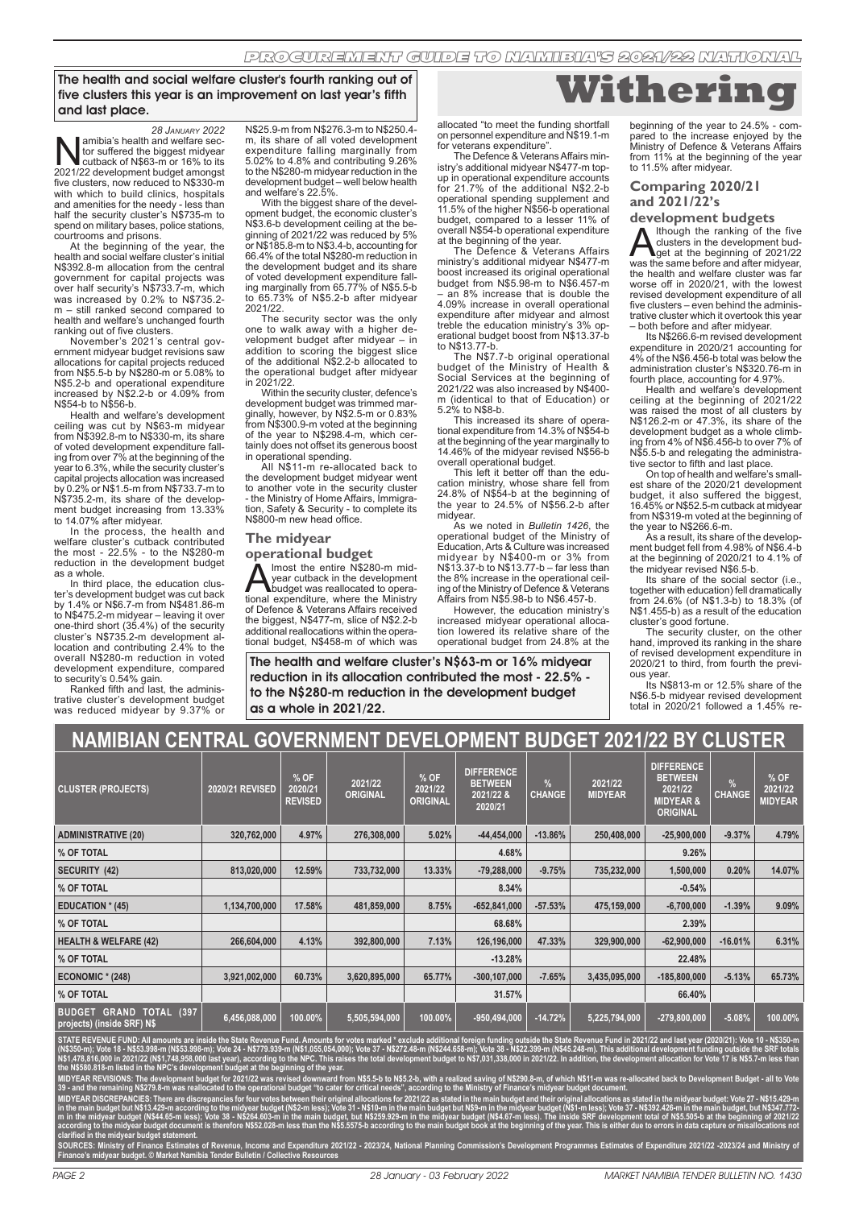# Withering

**The health and social welfare cluster's fourth ranking out of five clusters this year is an improvement on last year's fifth and last place.**

*28 January 2022*

Namibia's health and welfare sector suffered the biggest midyear cutback of N$63-m or 16% to its 2021/22 development budget amongst five clusters, now reduced to N$330-m with which to build clinics, hospitals and amenities for the needy - less than half the security cluster's N$735-m to spend on military bases, police stations, courtrooms and prisons.

At the beginning of the year, the health and social welfare cluster's initial N$392.8-m allocation from the central government for capital projects was over half security's N$733.7-m, which was increased by 0.2% to N$735.2-m – still ranked second compared to health and welfare's unchanged fourth ranking out of five clusters.

November's 2021's central government midyear budget revisions saw allocations for capital projects reduced from N$5.5-b by N$280-m or 5.08% to N$5.2-b and operational expenditure increased by N$2.2-b or 4.09% from N$54-b to N$56-b.

Health and welfare's development ceiling was cut by N$63-m midyear from N$392.8-m to N$330-m, its share of voted development expenditure falling from over 7% at the beginning of the year to 6.3%, while the security cluster's capital projects allocation was increased by 0.2% or N$1.5-m from N$733.7-m to N$735.2-m, its share of the development budget increasing from 13.33% to 14.07% after midyear.

In the process, the health and welfare cluster's cutback contributed the most - 22.5% - to the N$280-m reduction in the development budget as a whole.

In third place, the education cluster's development budget was cut back by 1.4% or N$6.7-m from N$481.86-m to N$475.2-m midyear – leaving it over one-third short (35.4%) of the security cluster's N$735.2-m development allocation and contributing 2.4% to the overall N$280-m reduction in voted development expenditure, compared to security's 0.54% gain.

Ranked fifth and last, the administrative cluster's development budget was reduced midyear by 9.37% or N$25.9-m from N$276.3-m to N$250.4-m, its share of all voted development expenditure falling marginally from 5.02% to 4.8% and contributing 9.26% to the N$280-m midyear reduction in the development budget – well below health and welfare's 22.5%.

With the biggest share of the development budget, the economic cluster's N$3.6-b development ceiling at the beginning of 2021/22 was reduced by 5% or N$185.8-m to N$3.4-b, accounting for 66.4% of the total N$280-m reduction in the development budget and its share of voted development expenditure falling marginally from 65.77% of N$5.5-b to 65.73% of N$5.2-b after midyear 2021/22.

The security sector was the only one to walk away with a higher development budget after midyear – in addition to scoring the biggest slice of the additional N$2.2-b allocated to the operational budget after midyear in 2021/22.

Within the security cluster, defence's development budget was trimmed marginally, however, by N$2.5-m or 0.83% from N$300.9-m voted at the beginning of the year to N$298.4-m, which certainly does not offset its generous boost in operational spending.

All N$11-m re-allocated back to the development budget midyear went to another vote in the security cluster - the Ministry of Home Affairs, Immigration, Safety & Security - to complete its N$800-m new head office.

## The midyear operational budget

Almost the entire N$280-m midyear cutback in the development budget was reallocated to operational expenditure, where the Ministry of Defence & Veterans Affairs received the biggest, N$477-m, slice of N$2.2-b additional reallocations within the operational budget, N$458-m of which was allocated "to meet the funding shortfall on personnel expenditure and N$19.1-m for veterans expenditure".

The Defence & Veterans Affairs ministry's additional midyear N$477-m top-up in operational expenditure accounts for 21.7% of the additional N$2.2-b operational spending supplement and 11.5% of the higher N$56-b operational budget, compared to a lesser 11% of overall N$54-b operational expenditure at the beginning of the year.

The Defence & Veterans Affairs ministry's additional midyear N$477-m boost increased its original operational budget from N$5.98-m to N$6.457-m – an 8% increase that is double the 4.09% increase in overall operational expenditure after midyear and almost treble the education ministry's 3% operational budget boost from N$13.37-b to N$13.77-b.

The N$7.7-b original operational budget of the Ministry of Health & Social Services at the beginning of 2021/22 was also increased by N$400-m (identical to that of Education) or 5.2% to N$8-b.

This increased its share of operational expenditure from 14.3% of N$54-b at the beginning of the year marginally to 14.46% of the midyear revised N$56-b overall operational budget.

This left it better off than the education ministry, whose share fell from 24.8% of N$54-b at the beginning of the year to 24.5% of N$56.2-b after midyear.

As we noted in *Bulletin 1426*, the operational budget of the Ministry of Education, Arts & Culture was increased midyear by N$400-m or 3% from N$13.37-b to N$13.77-b – far less than the 8% increase in the operational ceiling of the Ministry of Defence & Veterans Affairs from N$5.98-b to N$6.457-b.

However, the education ministry's increased midyear operational allocation lowered its relative share of the operational budget from 24.8% at the beginning of the year to 24.5% - compared to the increase enjoyed by the Ministry of Defence & Veterans Affairs from 11% at the beginning of the year to 11.5% after midyear.

**The health and welfare cluster's N$63-m or 16% midyear reduction in its allocation contributed the most - 22.5% - to the N$280-m reduction in the development budget as a whole in 2021/22.**

## Comparing 2020/21 and 2021/22's development budgets

Although the ranking of the five clusters in the development budget at the beginning of 2021/22 was the same before and after midyear, the health and welfare cluster was far worse off in 2020/21, with the lowest revised development expenditure of all five clusters – even behind the administrative cluster which it overtook this year – both before and after midyear.

Its N$266.6-m revised development expenditure in 2020/21 accounting for 4% of the N$6.456-b total was below the administration cluster's N$320.76-m in fourth place, accounting for 4.97%.

Health and welfare's development ceiling at the beginning of 2021/22 was raised the most of all clusters by N$126.2-m or 47.3%, its share of the development budget as a whole climbing from 4% of N$6.456-b to over 7% of N$5.5-b and relegating the administrative sector to fifth and last place.

On top of health and welfare's smallest share of the 2020/21 development budget, it also suffered the biggest, 16.45% or N$52.5-m cutback at midyear from N$319-m voted at the beginning of the year to N$266.6-m.

As a result, its share of the development budget fell from 4.98% of N$6.4-b at the beginning of 2020/21 to 4.1% of the midyear revised N$6.5-b.

Its share of the social sector (i.e., together with education) fell dramatically from 24.6% (of N$1.3-b) to 18.3% (of N$1.455-b) as a result of the education cluster's good fortune.

The security cluster, on the other hand, improved its ranking in the share of revised development expenditure in 2020/21 to third, from fourth the previous year.

Its N$813-m or 12.5% share of the N$6.5-b midyear revised development total in 2020/21 followed a 1.45% re-

## NAMIBIAN CENTRAL GOVERNMENT DEVELOPMENT BUDGET 2021/22 BY CLUSTER

| CLUSTER (PROJECTS) | 2020/21 REVISED | % OF 2020/21 REVISED | 2021/22 ORIGINAL | % OF 2021/22 ORIGINAL | DIFFERENCE BETWEEN 2021/22 & 2020/21 | % CHANGE | 2021/22 MIDYEAR | DIFFERENCE BETWEEN 2021/22 MIDYEAR & ORIGINAL | % CHANGE | % OF 2021/22 MIDYEAR |
|---|---|---|---|---|---|---|---|---|---|---|
| ADMINISTRATIVE (20) | 320,762,000 | 4.97% | 276,308,000 | 5.02% | -44,454,000 | -13.86% | 250,408,000 | -25,900,000 | -9.37% | 4.79% |
| % OF TOTAL | | | | | 4.68% | | | 9.26% | | |
| SECURITY (42) | 813,020,000 | 12.59% | 733,732,000 | 13.33% | -79,288,000 | -9.75% | 735,232,000 | 1,500,000 | 0.20% | 14.07% |
| % OF TOTAL | | | | | 8.34% | | | -0.54% | | |
| EDUCATION * (45) | 1,134,700,000 | 17.58% | 481,859,000 | 8.75% | -652,841,000 | -57.53% | 475,159,000 | -6,700,000 | -1.39% | 9.09% |
| % OF TOTAL | | | | | 68.68% | | | 2.39% | | |
| HEALTH & WELFARE (42) | 266,604,000 | 4.13% | 392,800,000 | 7.13% | 126,196,000 | 47.33% | 329,900,000 | -62,900,000 | -16.01% | 6.31% |
| % OF TOTAL | | | | | -13.28% | | | 22.48% | | |
| ECONOMIC * (248) | 3,921,002,000 | 60.73% | 3,620,895,000 | 65.77% | -300,107,000 | -7.65% | 3,435,095,000 | -185,800,000 | -5.13% | 65.73% |
| % OF TOTAL | | | | | 31.57% | | | 66.40% | | |
| BUDGET GRAND TOTAL (397 projects) (inside SRF) N$ | 6,456,088,000 | 100.00% | 5,505,594,000 | 100.00% | -950,494,000 | -14.72% | 5,225,794,000 | -279,800,000 | -5.08% | 100.00% |

STATE REVENUE FUND: All amounts are inside the State Revenue Fund. Amounts for votes marked * exclude additional foreign funding outside the State Revenue Fund in 2021/22 and last year (2020/21): Vote 10 - N$350-m (N$350-m); Vote 18 - N$53.998-m (N$53.998-m); Vote 24 - N$779.939-m (N$1.055,054,000); Vote 37 - N$272.48-m (N$244.658-m); Vote 38 - N$22.399-m (N$45.248-m). This additional development funding outside the SRF totals N$1,478,816,000 in 2021/22 (N$1,748,958,000 last year), according to the NPC. This raises the total development budget to N$7,031,338,000 in 2021/22. In addition, the development allocation for Vote 17 is N$5.7-m less than the N$580.818-m listed in the NPC's development budget at the beginning of the year.

MIDYEAR REVISIONS: The development budget for 2021/22 was revised downward from N$5.5-b to N$5.2-b, with a realized saving of N$290.8-m, of which N$11-m was re-allocated back to Development Budget - all to Vote 39 - and the remaining N$279.8-m was reallocated to the operational budget "to cater for critical needs", according to the Ministry of Finance's midyear budget document.

MIDYEAR DISCREPANCIES: There are discrepancies for four votes between their original allocations for 2021/22 as stated in the main budget and their original allocations as stated in the midyear budget: Vote 27 - N$15.429-m in the main budget but N$13.429-m according to the midyear budget (N$2-m less); Vote 31 - N$10-m in the main budget but N$9-m in the midyear budget (N$1-m less); Vote 37 - N$392.426-m in the main budget, but N$347.772-m in the midyear budget (N$44.65-m less); Vote 38 - N$264.603-m in the main budget, but N$259.929-m in the midyear budget (N$4.67-m less). The inside SRF development total of N$5.505-b at the beginning of 2021/22 according to the midyear budget document is therefore N$52.028-m less than the N$5.5575-b according to the main budget book at the beginning of the year. This is either due to errors in data capture or misallocations not clarified in the midyear budget statement.

SOURCES: Ministry of Finance Estimates of Revenue, Income and Expenditure 2021/22 - 2023/24, National Planning Commission's Development Programmes Estimates of Expenditure 2021/22 -2023/24 and Ministry of Finance's midyear budget. © Market Namibia Tender Bulletin / Collective Resources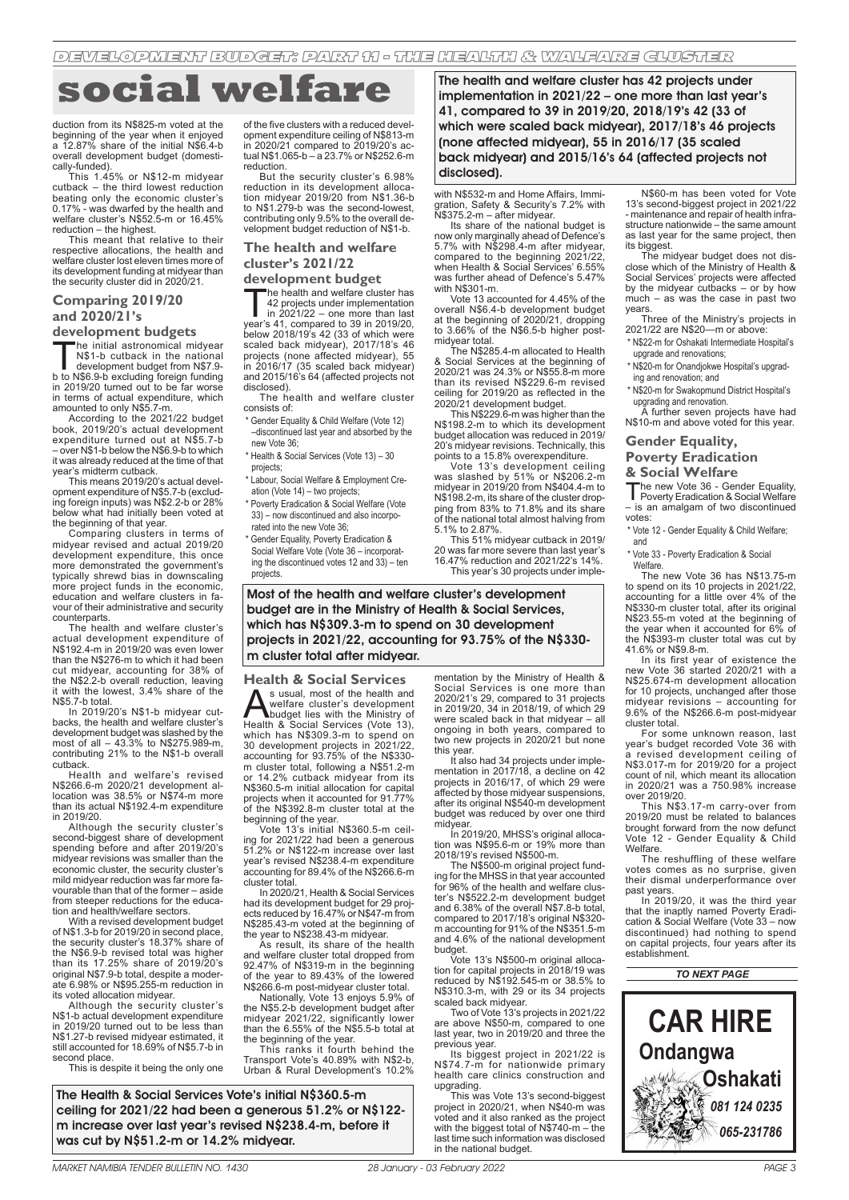# social welfare

duction from its N$825-m voted at the beginning of the year when it enjoyed a 12.87% share of the initial N$6.4-b overall development budget (domestically-funded).

This 1.45% or N$12-m midyear cutback – the third lowest reduction beating only the economic cluster's 0.17% - was dwarfed by the health and welfare cluster's N$52.5-m or 16.45% reduction – the highest.

This meant that relative to their respective allocations, the health and welfare cluster lost eleven times more of its development funding at midyear than the security cluster did in 2020/21.

## Comparing 2019/20 and 2020/21's development budgets

The initial astronomical midyear N$1-b cutback in the national development budget from N$7.9-b to N$6.9-b excluding foreign funding in 2019/20 turned out to be far worse in terms of actual expenditure, which amounted to only N$5.7-m.

According to the 2021/22 budget book, 2019/20's actual development expenditure turned out at N$5.7-b – over N$1-b below the N$6.9-b to which it was already reduced at the time of that year's midterm cutback.

This means 2019/20's actual development expenditure of N$5.7-b (excluding foreign inputs) was N$2.2-b or 28% below what had initially been voted at the beginning of that year.

Comparing clusters in terms of midyear revised and actual 2019/20 development expenditure, this once more demonstrated the government's typically shrewd bias in downscaling more project funds in the economic, education and welfare clusters in favour of their administrative and security counterparts.

The health and welfare cluster's actual development expenditure of N$192.4-m in 2019/20 was even lower than the N$276-m to which it had been cut midyear, accounting for 38% of the N$2.2-b overall reduction, leaving it with the lowest, 3.4% share of the N$5.7-b total.

In 2019/20's N$1-b midyear cutbacks, the health and welfare cluster's development budget was slashed by the most of all – 43.3% to N$275.989-m, contributing 21% to the N$1-b overall cutback.

Health and welfare's revised N$266.6-m 2020/21 development allocation was 38.5% or N$74-m more than its actual N$192.4-m expenditure in 2019/20.

Although the security cluster's second-biggest share of development spending before and after 2019/20's midyear revisions was smaller than the economic cluster, the security cluster's mild midyear reduction was far more favourable than that of the former – aside from steeper reductions for the education and health/welfare sectors.

With a revised development budget of N$1.3-b for 2019/20 in second place, the security cluster's 18.37% share of the N$6.9-b revised total was higher than its 17.25% share of 2019/20's original N$7.9-b total, despite a moderate 6.98% or N$95.255-m reduction in its voted allocation midyear.

Although the security cluster's N$1-b actual development expenditure in 2019/20 turned out to be less than N$1.27-b revised midyear estimated, it still accounted for 18.69% of N$5.7-b in second place.

This is despite it being the only one of the five clusters with a reduced development expenditure ceiling of N$813-m in 2020/21 compared to 2019/20's actual N$1.065-b – a 23.7% or N$252.6-m reduction.

But the security cluster's 6.98% reduction in its development allocation midyear 2019/20 from N$1.36-b to N$1.279-b was the second-lowest, contributing only 9.5% to the overall development budget reduction of N$1-b.

## The health and welfare cluster's 2021/22 development budget

The health and welfare cluster has 42 projects under implementation in 2021/22 – one more than last year's 41, compared to 39 in 2019/20, below 2018/19's 42 (33 of which were scaled back midyear), 2017/18's 46 projects (none affected midyear), 55 in 2016/17 (35 scaled back midyear) and 2015/16's 64 (affected projects not disclosed).

The health and welfare cluster consists of:

* Gender Equality & Child Welfare (Vote 12) –discontinued last year and absorbed by the new Vote 36;
* Health & Social Services (Vote 13) – 30 projects;
* Labour, Social Welfare & Employment Creation (Vote 14) – two projects;
* Poverty Eradication & Social Welfare (Vote 33) – now discontinued and also incorporated into the new Vote 36;
* Gender Equality, Poverty Eradication & Social Welfare (Vote 36 – incorporating the discontinued votes 12 and 33) – ten projects.

**The health and welfare cluster has 42 projects under implementation in 2021/22 – one more than last year's 41, compared to 39 in 2019/20, 2018/19's 42 (33 of which were scaled back midyear), 2017/18's 46 projects (none affected midyear), 55 in 2016/17 (35 scaled back midyear) and 2015/16's 64 (affected projects not disclosed).**

**Most of the health and welfare cluster's development budget are in the Ministry of Health & Social Services, which has N$309.3-m to spend on 30 development projects in 2021/22, accounting for 93.75% of the N$330-m cluster total after midyear.**

## Health & Social Services

As usual, most of the health and welfare cluster's development budget lies with the Ministry of Health & Social Services (Vote 13), which has N$309.3-m to spend on 30 development projects in 2021/22, accounting for 93.75% of the N$330-m cluster total, following a N$51.2-m or 14.2% cutback midyear from its N$360.5-m initial allocation for capital projects when it accounted for 91.77% of the N$392.8-m cluster total at the beginning of the year.

Vote 13's initial N$360.5-m ceiling for 2021/22 had been a generous 51.2% or N$122-m increase over last year's revised N$238.4-m expenditure accounting for 89.4% of the N$266.6-m cluster total.

In 2020/21, Health & Social Services had its development budget for 29 projects reduced by 16.47% or N$47-m from N$285.43-m voted at the beginning of the year to N$238.43-m midyear.

As result, its share of the health and welfare cluster total dropped from 92.47% of N$319-m in the beginning of the year to 89.43% of the lowered N$266.6-m post-midyear cluster total.

Nationally, Vote 13 enjoys 5.9% of the N$5.2-b development budget after midyear 2021/22, significantly lower than the 6.55% of the N$5.5-b total at the beginning of the year.

This ranks it fourth behind the Transport Vote's 40.89% with N$2-b, Urban & Rural Development's 10.2% with N$532-m and Home Affairs, Immigration, Safety & Security's 7.2% with N$375.2-m – after midyear.

Its share of the national budget is now only marginally ahead of Defence's 5.7% with N$298.4-m after midyear, compared to the beginning 2021/22, when Health & Social Services' 6.55% was further ahead of Defence's 5.47% with N$301-m.

Vote 13 accounted for 4.45% of the overall N$6.4-b development budget at the beginning of 2020/21, dropping to 3.66% of the N$6.5-b higher post-midyear total.

The N$285.4-m allocated to Health & Social Services at the beginning of 2020/21 was 24.3% or N$55.8-m more than its revised N$229.6-m revised ceiling for 2019/20 as reflected in the 2020/21 development budget.

This N$229.6-m was higher than the N$198.2-m to which its development budget allocation was reduced in 2019/20's midyear revisions. Technically, this points to a 15.8% overexpenditure.

Vote 13's development ceiling was slashed by 51% or N$206.2-m midyear in 2019/20 from N$404.4-m to N$198.2-m, its share of the cluster dropping from 83% to 71.8% and its share of the national total almost halving from 5.1% to 2.87%.

This 51% midyear cutback in 2019/20 was far more severe than last year's 16.47% reduction and 2021/22's 14%.

This year's 30 projects under implementation by the Ministry of Health & Social Services is one more than 2020/21's 29, compared to 31 projects in 2019/20, 34 in 2018/19, of which 29 were scaled back in that midyear – all ongoing in both years, compared to two new projects in 2020/21 but none this year.

It also had 34 projects under implementation in 2017/18, a decline on 42 projects in 2016/17, of which 29 were affected by those midyear suspensions, after its original N$540-m development budget was reduced by over one third midyear.

In 2019/20, MHSS's original allocation was N$95.6-m or 19% more than 2018/19's revised N$500-m.

The N$500-m original project funding for the MHSS in that year accounted for 96% of the health and welfare cluster's N$522.2-m development budget and 6.38% of the overall N$7.8-b total, compared to 2017/18's original N$320-m accounting for 91% of the N$351.5-m and 4.6% of the national development budget.

Vote 13's N$500-m original allocation for capital projects in 2018/19 was reduced by N$192.545-m or 38.5% to N$310.3-m, with 29 or its 34 projects scaled back midyear.

Two of Vote 13's projects in 2021/22 are above N$50-m, compared to one last year, two in 2019/20 and the three the previous year.

Its biggest project in 2021/22 is N$74.7-m for nationwide primary health care clinics construction and upgrading.

This was Vote 13's second-biggest project in 2020/21, when N$40-m was voted and it also ranked as the project with the biggest total of N$740-m – the last time such information was disclosed in the national budget.

N$60-m has been voted for Vote 13's second-biggest project in 2021/22 - maintenance and repair of health infrastructure nationwide – the same amount as last year for the same project, then its biggest.

The midyear budget does not disclose which of the Ministry of Health & Social Services' projects were affected by the midyear cutbacks – or by how much – as was the case in past two years.

Three of the Ministry's projects in 2021/22 are N$20—m or above:

* N$22-m for Oshakati Intermediate Hospital's upgrade and renovations;
* N$20-m for Onandjokwe Hospital's upgrading and renovation; and
* N$20-m for Swakopmund District Hospital's upgrading and renovation.

A further seven projects have had N$10-m and above voted for this year.

**The Health & Social Services Vote's initial N$360.5-m ceiling for 2021/22 had been a generous 51.2% or N$122-m increase over last year's revised N$238.4-m, before it was cut by N$51.2-m or 14.2% midyear.**

## Gender Equality, Poverty Eradication & Social Welfare

The new Vote 36 - Gender Equality, Poverty Eradication & Social Welfare – is an amalgam of two discontinued votes:

* Vote 12 - Gender Equality & Child Welfare; and
* Vote 33 - Poverty Eradication & Social Welfare.

The new Vote 36 has N$13.75-m to spend on its 10 projects in 2021/22, accounting for a little over 4% of the N$330-m cluster total, after its original N$23.55-m voted at the beginning of the year when it accounted for 6% of the N$393-m cluster total was cut by 41.6% or N$9.8-m.

In its first year of existence the new Vote 36 started 2020/21 with a N$25.674-m development allocation for 10 projects, unchanged after those midyear revisions – accounting for 9.6% of the N$266.6-m post-midyear cluster total.

For some unknown reason, last year's budget recorded Vote 36 with a revised development ceiling of N$3.017-m for 2019/20 for a project count of nil, which meant its allocation in 2020/21 was a 750.98% increase over 2019/20.

This N$3.17-m carry-over from 2019/20 must be related to balances brought forward from the now defunct Vote 12 - Gender Equality & Child Welfare.

The reshuffling of these welfare votes comes as no surprise, given their dismal underperformance over past years.

In 2019/20, it was the third year that the inaptly named Poverty Eradication & Social Welfare (Vote 33 – now discontinued) had nothing to spend on capital projects, four years after its establishment.

*TO NEXT PAGE*

**CAR HIRE**
**Ondangwa**
**Oshakati**
*081 124 0235*
*065-231786*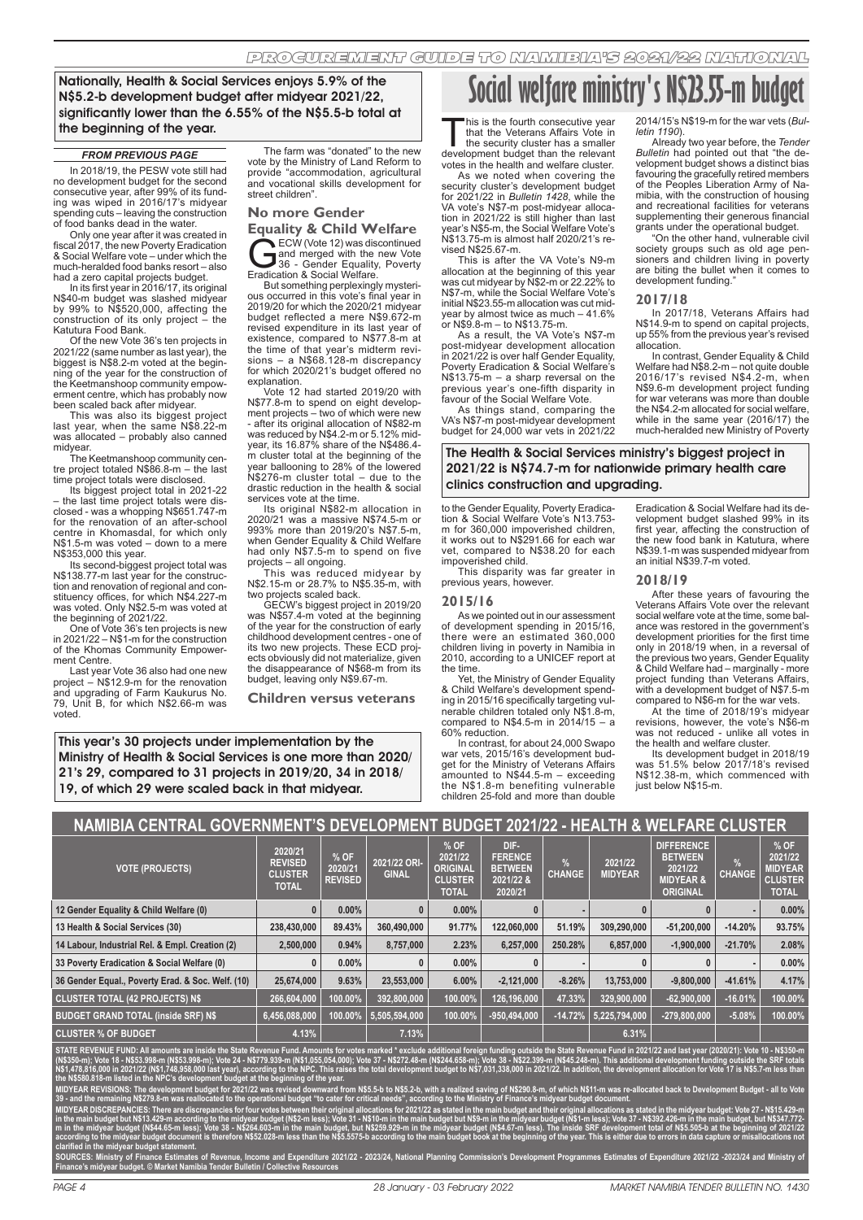**Nationally, Health & Social Services enjoys 5.9% of the N$5.2-b development budget after midyear 2021/22, significantly lower than the 6.55% of the N$5.5-b total at the beginning of the year.**

*FROM PREVIOUS PAGE*

In 2018/19, the PESW vote still had no development budget for the second consecutive year, after 99% of its funding was wiped in 2016/17's midyear spending cuts – leaving the construction of food banks dead in the water.

Only one year after it was created in fiscal 2017, the new Poverty Eradication & Social Welfare vote – under which the much-heralded food banks resort – also had a zero capital projects budget.

In its first year in 2016/17, its original N$40-m budget was slashed midyear by 99% to N$520,000, affecting the construction of its only project – the Katutura Food Bank.

Of the new Vote 36's ten projects in 2021/22 (same number as last year), the biggest is N$8.2-m voted at the beginning of the year for the construction of the Keetmanshoop community empowerment centre, which has probably now been scaled back after midyear.

This was also its biggest project last year, when the same N$8.22-m was allocated – probably also canned midyear.

The Keetmanshoop community centre project totaled N$86.8-m – the last time project totals were disclosed.

Its biggest project total in 2021-22 – the last time project totals were disclosed - was a whopping N$651.747-m for the renovation of an after-school centre in Khomasdal, for which only N$1.5-m was voted – down to a mere N$353,000 this year.

Its second-biggest project total was N$138.77-m last year for the construction and renovation of regional and constituency offices, for which N$4.227-m was voted. Only N$2.5-m was voted at the beginning of 2021/22.

One of Vote 36's ten projects is new in 2021/22 – N$1-m for the construction of the Khomas Community Empowerment Centre.

Last year Vote 36 also had one new project – N$12.9-m for the renovation and upgrading of Farm Kaukurus No. 79, Unit B, for which N$2.66-m was voted.

The farm was "donated" to the new vote by the Ministry of Land Reform to provide "accommodation, agricultural and vocational skills development for street children".

## No more Gender Equality & Child Welfare

GECW (Vote 12) was discontinued and merged with the new Vote 36 - Gender Equality, Poverty Eradication & Social Welfare.

But something perplexingly mysterious occurred in this vote's final year in 2019/20 for which the 2020/21 midyear budget reflected a mere N$9.672-m revised expenditure in its last year of existence, compared to N$77.8-m at the time of that year's midterm revisions – a N$68.128-m discrepancy for which 2020/21's budget offered no explanation.

Vote 12 had started 2019/20 with N$77.8-m to spend on eight development projects – two of which were new - after its original allocation of N$82-m was reduced by N$4.2-m or 5.12% midyear, its 16.87% share of the N$486.4-m cluster total at the beginning of the year ballooning to 28% of the lowered N$276-m cluster total – due to the drastic reduction in the health & social services vote at the time.

Its original N$82-m allocation in 2020/21 was a massive N$74.5-m or 993% more than 2019/20's N$7.5-m, when Gender Equality & Child Welfare had only N$7.5-m to spend on five projects – all ongoing.

This was reduced midyear by N$2.15-m or 28.7% to N$5.35-m, with two projects scaled back.

GECW's biggest project in 2019/20 was N$57.4-m voted at the beginning of the year for the construction of early childhood development centres - one of its two new projects. These ECD projects obviously did not materialize, given the disappearance of N$68-m from its budget, leaving only N$9.67-m.

## Children versus veterans

**This year's 30 projects under implementation by the Ministry of Health & Social Services is one more than 2020/21's 29, compared to 31 projects in 2019/20, 34 in 2018/19, of which 29 were scaled back in that midyear.**

# Social welfare ministry's N$23.55-m budget

This is the fourth consecutive year that the Veterans Affairs Vote in the security cluster has a smaller development budget than the relevant votes in the health and welfare cluster.

As we noted when covering the security cluster's development budget for 2021/22 in *Bulletin 1428*, while the VA vote's N$7-m post-midyear allocation in 2021/22 is still higher than last year's N$5-m, the Social Welfare Vote's N$13.75-m is almost half 2020/21's revised N$25.67-m.

This is after the VA Vote's N9-m allocation at the beginning of this year was cut midyear by N$2-m or 22.22% to N$7-m, while the Social Welfare Vote's initial N$23.55-m allocation was cut midyear by almost twice as much – 41.6% or N$9.8-m – to N$13.75-m.

As a result, the VA Vote's N$7-m post-midyear development allocation in 2021/22 is over half Gender Equality, Poverty Eradication & Social Welfare's N$13.75-m – a sharp reversal on the previous year's one-fifth disparity in favour of the Social Welfare Vote.

As things stand, comparing the VA's N$7-m post-midyear development budget for 24,000 war vets in 2021/22 to the Gender Equality, Poverty Eradication & Social Welfare Vote's N13.753-m for 360,000 impoverished children, it works out to N$291.66 for each war vet, compared to N$38.20 for each impoverished child.

This disparity was far greater in previous years, however.

### 2015/16

As we pointed out in our assessment of development spending in 2015/16, there were an estimated 360,000 children living in poverty in Namibia in 2010, according to a UNICEF report at the time.

Yet, the Ministry of Gender Equality & Child Welfare's development spending in 2015/16 specifically targeting vulnerable children totaled only N$1.8-m, compared to N$4.5-m in 2014/15 – a 60% reduction.

In contrast, for about 24,000 Swapo war vets, 2015/16's development budget for the Ministry of Veterans Affairs amounted to N$44.5-m – exceeding the N$1.8-m benefiting vulnerable children 25-fold and more than double 2014/15's N$19-m for the war vets (*Bulletin 1190*).

Already two year before, the *Tender Bulletin* had pointed out that "the development budget shows a distinct bias favouring the gracefully retired members of the Peoples Liberation Army of Namibia, with the construction of housing and recreational facilities for veterans supplementing their generous financial grants under the operational budget.

"On the other hand, vulnerable civil society groups such as old age pensioners and children living in poverty are biting the bullet when it comes to development funding."

### 2017/18

In 2017/18, Veterans Affairs had N$14.9-m to spend on capital projects, up 55% from the previous year's revised allocation.

In contrast, Gender Equality & Child Welfare had N$8.2-m – not quite double 2016/17's revised N$4.2-m, when N$9.6-m development project funding for war veterans was more than double the N$4.2-m allocated for social welfare, while in the same year (2016/17) the much-heralded new Ministry of Poverty Eradication & Social Welfare had its development budget slashed 99% in its first year, affecting the construction of the new food bank in Katutura, where N$39.1-m was suspended midyear from an initial N$39.7-m voted.

**The Health & Social Services ministry's biggest project in 2021/22 is N$74.7-m for nationwide primary health care clinics construction and upgrading.**

### 2018/19

After these years of favouring the Veterans Affairs Vote over the relevant social welfare vote at the time, some balance was restored in the government's development priorities for the first time only in 2018/19 when, in a reversal of the previous two years, Gender Equality & Child Welfare had – marginally - more project funding than Veterans Affairs, with a development budget of N$7.5-m compared to N$6-m for the war vets.

At the time of 2018/19's midyear revisions, however, the vote's N$6-m was not reduced - unlike all votes in the health and welfare cluster.

Its development budget in 2018/19 was 51.5% below 2017/18's revised N$12.38-m, which commenced with just below N$15-m.

## NAMIBIA CENTRAL GOVERNMENT'S DEVELOPMENT BUDGET 2021/22 - HEALTH & WELFARE CLUSTER

| VOTE (PROJECTS) | 2020/21 REVISED CLUSTER TOTAL | % OF 2020/21 REVISED | 2021/22 ORIGINAL | % OF 2021/22 ORIGINAL CLUSTER TOTAL | DIFFERENCE BETWEEN 2021/22 & 2020/21 | % CHANGE | 2021/22 MIDYEAR | DIFFERENCE BETWEEN 2021/22 MIDYEAR & ORIGINAL | % CHANGE | % OF 2021/22 MIDYEAR CLUSTER TOTAL |
|---|---|---|---|---|---|---|---|---|---|---|
| 12 Gender Equality & Child Welfare (0) | 0 | 0.00% | 0 | 0.00% | 0 | - | 0 | 0 | - | 0.00% |
| 13 Health & Social Services (30) | 238,430,000 | 89.43% | 360,490,000 | 91.77% | 122,060,000 | 51.19% | 309,290,000 | -51,200,000 | -14.20% | 93.75% |
| 14 Labour, Industrial Rel. & Empl. Creation (2) | 2,500,000 | 0.94% | 8,757,000 | 2.23% | 6,257,000 | 250.28% | 6,857,000 | -1,900,000 | -21.70% | 2.08% |
| 33 Poverty Eradication & Social Welfare (0) | 0 | 0.00% | 0 | 0.00% | 0 | - | 0 | 0 | - | 0.00% |
| 36 Gender Equal., Poverty Erad. & Soc. Welf. (10) | 25,674,000 | 9.63% | 23,553,000 | 6.00% | -2,121,000 | -8.26% | 13,753,000 | -9,800,000 | -41.61% | 4.17% |
| CLUSTER TOTAL (42 PROJECTS) N$ | 266,604,000 | 100.00% | 392,800,000 | 100.00% | 126,196,000 | 47.33% | 329,900,000 | -62,900,000 | -16.01% | 100.00% |
| BUDGET GRAND TOTAL (inside SRF) N$ | 6,456,088,000 | 100.00% | 5,505,594,000 | 100.00% | -950,494,000 | -14.72% | 5,225,794,000 | -279,800,000 | -5.08% | 100.00% |
| CLUSTER % OF BUDGET | 4.13% | | 7.13% | | | | 6.31% | | | |

STATE REVENUE FUND: All amounts are inside the State Revenue Fund. Amounts for votes marked * exclude additional foreign funding outside the State Revenue Fund in 2021/22 and last year (2020/21): Vote 10 - N$350-m (N$350-m); Vote 18 - N$53.998-m (N$53.998-m); Vote 24 - N$779.939-m (N$1,055,054,000); Vote 37 - N$272.48-m (N$244.658-m); Vote 38 - N$22.399-m (N$45.248-m). This additional development funding outside the SRF totals N$1,478,816,000 in 2021/22 (N$1,748,958,000 last year), according to the NPC. This raises the total development budget to N$7,031,338,000 in 2021/22. In addition, the development allocation for Vote 17 is N$5.7-m less than the N$580.818-m listed in the NPC's development budget at the beginning of the year.

MIDYEAR REVISIONS: The development budget for 2021/22 was revised downward from N$5.5-b to N$5.2-b, with a realized saving of N$290.8-m, of which N$11-m was re-allocated back to Development Budget - all to Vote 39 - and the remaining N$279.8-m was reallocated to the operational budget "to cater for critical needs", according to the Ministry of Finance's midyear budget document.

MIDYEAR DISCREPANCIES: There are discrepancies for four votes between their original allocations for 2021/22 as stated in the main budget and their original allocations as stated in the midyear budget: Vote 27 - N$15.429-m in the main budget but N$13.429-m according to the midyear budget (N$2-m less); Vote 31 - N$10-m in the main budget but N$9-m in the midyear budget (N$1-m less); Vote 37 - N$392.426-m in the main budget, but N$347.772-m in the midyear budget (N$44.65-m less); Vote 38 - N$264.603-m in the main budget, but N$259.929-m in the midyear budget (N$4.67-m less). The inside SRF development total of N$5.505-b at the beginning of 2021/22 according to the midyear budget document is therefore N$52.028-m less than the N$5.5575-b according to the main budget book at the beginning of the year. This is either due to errors in data capture or misallocations not clarified in the midyear budget statement.

SOURCES: Ministry of Finance Estimates of Revenue, Income and Expenditure 2021/22 - 2023/24, National Planning Commission's Development Programmes Estimates of Expenditure 2021/22 -2023/24 and Ministry of Finance's midyear budget. © Market Namibia Tender Bulletin / Collective Resources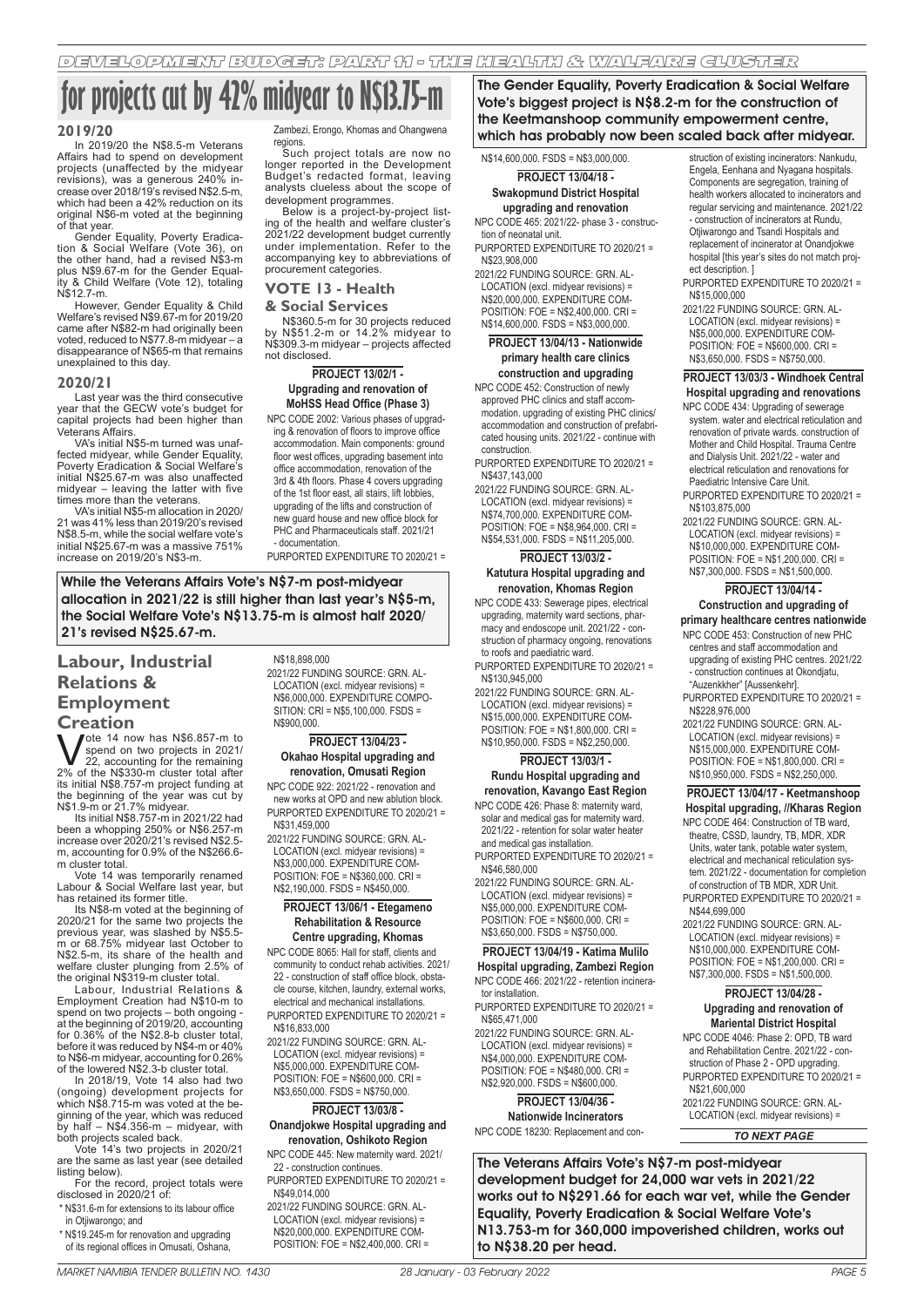# for projects cut by 42% midyear to N$13.75-m

### 2019/20

In 2019/20 the N$8.5-m Veterans Affairs had to spend on development projects (unaffected by the midyear revisions), was a generous 240% increase over 2018/19's revised N$2.5-m, which had been a 42% reduction on its original N$6-m voted at the beginning of that year.

Gender Equality, Poverty Eradication & Social Welfare (Vote 36), on the other hand, had a revised N$3-m plus N$9.67-m for the Gender Equality & Child Welfare (Vote 12), totaling N$12.7-m.

However, Gender Equality & Child Welfare's revised N$9.67-m for 2019/20 came after N$82-m had originally been voted, reduced to N$77.8-m midyear – a disappearance of N$65-m that remains unexplained to this day.

### 2020/21

Last year was the third consecutive year that the GECW vote's budget for capital projects had been higher than Veterans Affairs.

VA's initial N$5-m turned was unaffected midyear, while Gender Equality, Poverty Eradication & Social Welfare's initial N$25.67-m was also unaffected midyear – leaving the latter with five times more than the veterans.

VA's initial N$5-m allocation in 2020/21 was 41% less than 2019/20's revised N$8.5-m, while the social welfare vote's initial N$25.67-m was a massive 751% increase on 2019/20's N$3-m.

Zambezi, Erongo, Khomas and Ohangwena regions.

Such project totals are now no longer reported in the Development Budget's redacted format, leaving analysts clueless about the scope of development programmes.

Below is a project-by-project listing of the health and welfare cluster's 2021/22 development budget currently under implementation. Refer to the accompanying key to abbreviations of procurement categories.

**While the Veterans Affairs Vote's N$7-m post-midyear allocation in 2021/22 is still higher than last year's N$5-m, the Social Welfare Vote's N$13.75-m is almost half 2020/21's revised N$25.67-m.**

## Labour, Industrial Relations & Employment Creation

Vote 14 now has N$6.857-m to spend on two projects in 2021/22, accounting for the remaining 2% of the N$330-m cluster total after its initial N$8.757-m project funding at the beginning of the year was cut by N$1.9-m or 21.7% midyear.

Its initial N$8.757-m in 2021/22 had been a whopping 250% or N$6.257-m increase over 2020/21's revised N$2.5-m, accounting for 0.9% of the N$266.6-m cluster total.

Vote 14 was temporarily renamed Labour & Social Welfare last year, but has retained its former title.

Its N$8-m voted at the beginning of 2020/21 for the same two projects the previous year, was slashed by N$5.5-m or 68.75% midyear last October to N$2.5-m, its share of the health and welfare cluster plunging from 2.5% of the original N$319-m cluster total.

Labour, Industrial Relations & Employment Creation had N$10-m to spend on two projects – both ongoing - at the beginning of 2019/20, accounting for 0.36% of the N$2.8-b cluster total, before it was reduced by N$4-m or 40% to N$6-m midyear, accounting for 0.26% of the lowered N$2.3-b cluster total.

In 2018/19, Vote 14 also had two (ongoing) development projects for which N$8.715-m was voted at the beginning of the year, which was reduced by half – N$4.356-m – midyear, with both projects scaled back.

Vote 14's two projects in 2020/21 are the same as last year (see detailed listing below).

For the record, project totals were disclosed in 2020/21 of:

- N$31.6-m for extensions to its labour office in Otjiwarongo; and
- N$19.245-m for renovation and upgrading of its regional offices in Omusati, Oshana,

N$18,898,000

2021/22 FUNDING SOURCE: GRN. ALLOCATION (excl. midyear revisions) = N$6,000,000. EXPENDITURE COMPOSITION: CRI = N$5,100,000. FSDS = N$900,000.

## VOTE 13 - Health & Social Services

N$360.5-m for 30 projects reduced by N$51.2-m or 14.2% midyear to N$309.3-m midyear – projects affected not disclosed.

**PROJECT 13/02/1 - Upgrading and renovation of MoHSS Head Office (Phase 3)**

NPC CODE 2002: Various phases of upgrading & renovation of floors to improve office accommodation. Main components: ground floor west offices, upgrading basement into office accommodation, renovation of the 3rd & 4th floors. Phase 4 covers upgrading of the 1st floor east, all stairs, lift lobbies, upgrading of the lifts and construction of new guard house and new office block for PHC and Pharmaceuticals staff. 2021/21 - documentation.

PURPORTED EXPENDITURE TO 2020/21 = N$14,600,000. FSDS = N$3,000,000.

**PROJECT 13/04/23 - Okahao Hospital upgrading and renovation, Omusati Region**

NPC CODE 922: 2021/22 - renovation and new works at OPD and new ablution block.

PURPORTED EXPENDITURE TO 2020/21 = N$31,459,000

2021/22 FUNDING SOURCE: GRN. ALLOCATION (excl. midyear revisions) = N$3,000,000. EXPENDITURE COMPOSITION: FOE = N$360,000. CRI = N$2,190,000. FSDS = N$450,000.

**PROJECT 13/06/1 - Etegameno Rehabilitation & Resource Centre upgrading, Khomas**

NPC CODE 8065: Hall for staff, clients and community to conduct rehab activities. 2021/22 - construction of staff office block, obstacle course, kitchen, laundry, external works, electrical and mechanical installations.

PURPORTED EXPENDITURE TO 2020/21 = N$16,833,000

2021/22 FUNDING SOURCE: GRN. ALLOCATION (excl. midyear revisions) = N$5,000,000. EXPENDITURE COMPOSITION: FOE = N$600,000. CRI = N$3,650,000. FSDS = N$750,000.

**PROJECT 13/03/8 - Onandjokwe Hospital upgrading and renovation, Oshikoto Region**

NPC CODE 445: New maternity ward. 2021/22 - construction continues.

PURPORTED EXPENDITURE TO 2020/21 = N$49,014,000

2021/22 FUNDING SOURCE: GRN. ALLOCATION (excl. midyear revisions) = N$20,000,000. EXPENDITURE COMPOSITION: FOE = N$2,400,000. CRI = N$14,600,000. FSDS = N$3,000,000.

**PROJECT 13/04/18 - Swakopmund District Hospital upgrading and renovation**

NPC CODE 465: 2021/22- phase 3 - construction of neonatal unit.

PURPORTED EXPENDITURE TO 2020/21 = N$23,908,000

2021/22 FUNDING SOURCE: GRN. ALLOCATION (excl. midyear revisions) = N$20,000,000. EXPENDITURE COMPOSITION: FOE = N$2,400,000. CRI = N$14,600,000. FSDS = N$3,000,000.

**The Gender Equality, Poverty Eradication & Social Welfare Vote's biggest project is N$8.2-m for the construction of the Keetmanshoop community empowerment centre, which has probably now been scaled back after midyear.**

**PROJECT 13/04/13 - Nationwide primary health care clinics construction and upgrading**

NPC CODE 452: Construction of newly approved PHC clinics and staff accommodation. upgrading of existing PHC clinics/accommodation and construction of prefabricated housing units. 2021/22 - continue with construction.

PURPORTED EXPENDITURE TO 2020/21 = N$437,143,000

2021/22 FUNDING SOURCE: GRN. ALLOCATION (excl. midyear revisions) = N$74,700,000. EXPENDITURE COMPOSITION: FOE = N$8,964,000. CRI = N$54,531,000. FSDS = N$11,205,000.

**PROJECT 13/03/2 - Katutura Hospital upgrading and renovation, Khomas Region**

NPC CODE 433: Sewerage pipes, electrical upgrading, maternity ward sections, pharmacy and endoscope unit. 2021/22 - construction of pharmacy ongoing, renovations to roofs and paediatric ward.

PURPORTED EXPENDITURE TO 2020/21 = N$130,945,000

2021/22 FUNDING SOURCE: GRN. ALLOCATION (excl. midyear revisions) = N$15,000,000. EXPENDITURE COMPOSITION: FOE = N$1,800,000. CRI = N$10,950,000. FSDS = N$2,250,000.

**PROJECT 13/03/1 - Rundu Hospital upgrading and renovation, Kavango East Region**

NPC CODE 426: Phase 8: maternity ward, solar and medical gas for maternity ward. 2021/22 - retention for solar water heater and medical gas installation.

PURPORTED EXPENDITURE TO 2020/21 = N$46,580,000

2021/22 FUNDING SOURCE: GRN. ALLOCATION (excl. midyear revisions) = N$5,000,000. EXPENDITURE COMPOSITION: FOE = N$600,000. CRI = N$3,650,000. FSDS = N$750,000.

**PROJECT 13/04/19 - Katima Mulilo Hospital upgrading, Zambezi Region**

NPC CODE 466: 2021/22 - retention incinerator installation.

PURPORTED EXPENDITURE TO 2020/21 = N$65,471,000

2021/22 FUNDING SOURCE: GRN. ALLOCATION (excl. midyear revisions) = N$4,000,000. EXPENDITURE COMPOSITION: FOE = N$480,000. CRI = N$2,920,000. FSDS = N$600,000.

**PROJECT 13/04/36 - Nationwide Incinerators**

NPC CODE 18230: Replacement and construction of existing incinerators: Nankudu, Engela, Eenhana and Nyagana hospitals. Components are segregation, training of health workers allocated to incinerators and regular servicing and maintenance. 2021/22 - construction of incinerators at Rundu, Otjiwarongo and Tsandi Hospitals and replacement of incinerator at Onandjokwe hospital [this year's sites do not match project description. ]

PURPORTED EXPENDITURE TO 2020/21 = N$15,000,000

2021/22 FUNDING SOURCE: GRN. ALLOCATION (excl. midyear revisions) = N$5,000,000. EXPENDITURE COMPOSITION: FOE = N$600,000. CRI = N$3,650,000. FSDS = N$750,000.

**PROJECT 13/03/3 - Windhoek Central Hospital upgrading and renovations**

NPC CODE 434: Upgrading of sewerage system. water and electrical reticulation and renovation of private wards. construction of Mother and Child Hospital. Trauma Centre and Dialysis Unit. 2021/22 - water and electrical reticulation and renovations for Paediatric Intensive Care Unit.

PURPORTED EXPENDITURE TO 2020/21 = N$103,875,000

2021/22 FUNDING SOURCE: GRN. ALLOCATION (excl. midyear revisions) = N$10,000,000. EXPENDITURE COMPOSITION: FOE = N$1,200,000. CRI = N$7,300,000. FSDS = N$1,500,000.

**PROJECT 13/04/14 - Construction and upgrading of primary healthcare centres nationwide**

NPC CODE 453: Construction of new PHC centres and staff accommodation and upgrading of existing PHC centres. 2021/22 - construction continues at Okondjatu, "Auzenkkher" [Aussenkehr].

PURPORTED EXPENDITURE TO 2020/21 = N$228,976,000

2021/22 FUNDING SOURCE: GRN. ALLOCATION (excl. midyear revisions) = N$15,000,000. EXPENDITURE COMPOSITION: FOE = N$1,800,000. CRI = N$10,950,000. FSDS = N$2,250,000.

**PROJECT 13/04/17 - Keetmanshoop Hospital upgrading, //Kharas Region**

NPC CODE 464: Construction of TB ward, theatre, CSSD, laundry, TB, MDR, XDR Units, water tank, potable water system, electrical and mechanical reticulation system. 2021/22 - documentation for completion of construction of TB MDR, XDR Unit.

PURPORTED EXPENDITURE TO 2020/21 = N$44,699,000

2021/22 FUNDING SOURCE: GRN. ALLOCATION (excl. midyear revisions) = N$10,000,000. EXPENDITURE COMPOSITION: FOE = N$1,200,000. CRI = N$7,300,000. FSDS = N$1,500,000.

**PROJECT 13/04/28 - Upgrading and renovation of Mariental District Hospital**

NPC CODE 4046: Phase 2: OPD, TB ward and Rehabilitation Centre. 2021/22 - construction of Phase 2 - OPD upgrading.

PURPORTED EXPENDITURE TO 2020/21 = N$21,600,000

2021/22 FUNDING SOURCE: GRN. ALLOCATION (excl. midyear revisions) =

*TO NEXT PAGE*

**The Veterans Affairs Vote's N$7-m post-midyear development budget for 24,000 war vets in 2021/22 works out to N$291.66 for each war vet, while the Gender Equality, Poverty Eradication & Social Welfare Vote's N13.753-m for 360,000 impoverished children, works out to N$38.20 per head.**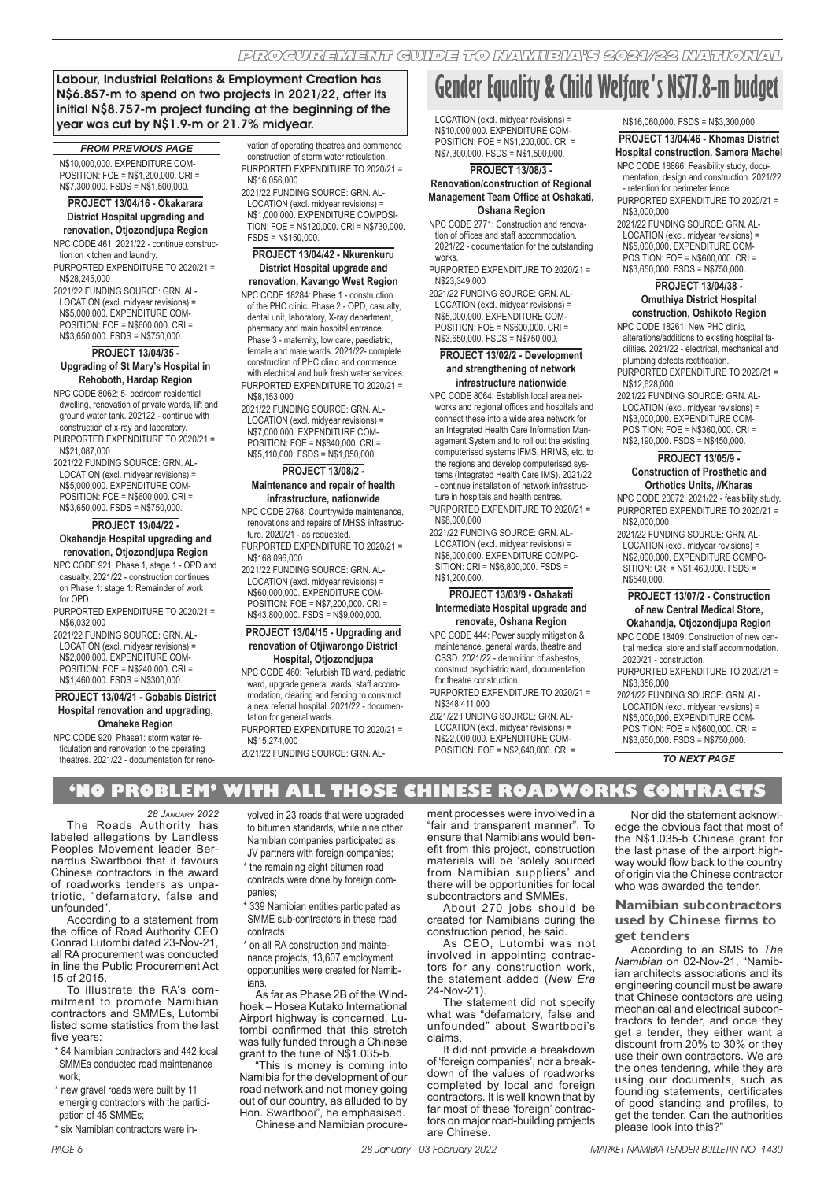## Labour, Industrial Relations & Employment Creation has N$6.857-m to spend on two projects in 2021/22, after its initial N$8.757-m project funding at the beginning of the year was cut by N$1.9-m or 21.7% midyear.

*FROM PREVIOUS PAGE*

N$10,000,000. EXPENDITURE COMPOSITION: FOE = N$1,200,000. CRI = N$7,300,000. FSDS = N$1,500,000.

**PROJECT 13/04/16 - Okakarara District Hospital upgrading and renovation, Otjozondjupa Region**

NPC CODE 461: 2021/22 - continue construction on kitchen and laundry.

PURPORTED EXPENDITURE TO 2020/21 = N$28,245,000

2021/22 FUNDING SOURCE: GRN. ALLOCATION (excl. midyear revisions) = N$5,000,000. EXPENDITURE COMPOSITION: FOE = N$600,000. CRI = N$3,650,000. FSDS = N$750,000.

**PROJECT 13/04/35 - Upgrading of St Mary's Hospital in Rehoboth, Hardap Region**

NPC CODE 8062: 5- bedroom residential dwelling, renovation of private wards, lift and ground water tank. 202122 - continue with construction of x-ray and laboratory.

PURPORTED EXPENDITURE TO 2020/21 = N$21,087,000

2021/22 FUNDING SOURCE: GRN. ALLOCATION (excl. midyear revisions) = N$5,000,000. EXPENDITURE COMPOSITION: FOE = N$600,000. CRI = N$3,650,000. FSDS = N$750,000.

**PROJECT 13/04/22 - Okahandja Hospital upgrading and renovation, Otjozondjupa Region**

NPC CODE 921: Phase 1, stage 1 - OPD and casualty. 2021/22 - construction continues on Phase 1: stage 1: Remainder of work for OPD.

PURPORTED EXPENDITURE TO 2020/21 = N$6,032,000

2021/22 FUNDING SOURCE: GRN. ALLOCATION (excl. midyear revisions) = N$2,000,000. EXPENDITURE COMPOSITION: FOE = N$240,000. CRI = N$1,460,000. FSDS = N$300,000.

**PROJECT 13/04/21 - Gobabis District Hospital renovation and upgrading, Omaheke Region**

NPC CODE 920: Phase1: storm water reticulation and renovation to the operating theatres. 2021/22 - documentation for renovation of operating theatres and commence construction of storm water reticulation.

PURPORTED EXPENDITURE TO 2020/21 = N$16,056,000

2021/22 FUNDING SOURCE: GRN. ALLOCATION (excl. midyear revisions) = N$1,000,000. EXPENDITURE COMPOSITION: FOE = N$120,000. CRI = N$730,000. FSDS = N$150,000.

**PROJECT 13/04/42 - Nkurenkuru District Hospital upgrade and renovation, Kavango West Region**

NPC CODE 18284: Phase 1 - construction of the PHC clinic. Phase 2 - OPD, casualty, dental unit, laboratory, X-ray department, pharmacy and main hospital entrance. Phase 3 - maternity, low care, paediatric, female and male wards. 2021/22- complete construction of PHC clinic and commence with electrical and bulk fresh water services.

PURPORTED EXPENDITURE TO 2020/21 = N$8,153,000

2021/22 FUNDING SOURCE: GRN. ALLOCATION (excl. midyear revisions) = N$7,000,000. EXPENDITURE COMPOSITION: FOE = N$840,000. CRI = N$5,110,000. FSDS = N$1,050,000.

**PROJECT 13/08/2 - Maintenance and repair of health infrastructure, nationwide**

NPC CODE 2768: Countrywide maintenance, renovations and repairs of MHSS infrastructure. 2020/21 - as requested.

PURPORTED EXPENDITURE TO 2020/21 = N$168,096,000

2021/22 FUNDING SOURCE: GRN. ALLOCATION (excl. midyear revisions) = N$60,000,000. EXPENDITURE COMPOSITION: FOE = N$7,200,000. CRI = N$43,800,000. FSDS = N$9,000,000.

**PROJECT 13/04/15 - Upgrading and renovation of Otjiwarongo District Hospital, Otjozondjupa**

NPC CODE 460: Refurbish TB ward, pediatric ward, upgrade general wards, staff accommodation, clearing and fencing to construct a new referral hospital. 2021/22 - documentation for general wards.

PURPORTED EXPENDITURE TO 2020/21 = N$15,274,000

2021/22 FUNDING SOURCE: GRN. ALLOCATION (excl. midyear revisions) = N$10,000,000. EXPENDITURE COMPOSITION: FOE = N$1,200,000. CRI = N$7,300,000. FSDS = N$1,500,000.

**PROJECT 13/08/3 - Renovation/construction of Regional Management Team Office at Oshakati, Oshana Region**

NPC CODE 2771: Construction and renovation of offices and staff accommodation. 2021/22 - documentation for the outstanding works.

PURPORTED EXPENDITURE TO 2020/21 = N$23,349,000

2021/22 FUNDING SOURCE: GRN. ALLOCATION (excl. midyear revisions) = N$5,000,000. EXPENDITURE COMPOSITION: FOE = N$600,000. CRI = N$3,650,000. FSDS = N$750,000.

**PROJECT 13/02/2 - Development and strengthening of network infrastructure nationwide**

NPC CODE 8064: Establish local area networks and regional offices and hospitals and connect these into a wide area network for an Integrated Health Care Information Management System and to roll out the existing computerised systems IFMS, HRIMS, etc. to the regions and develop computerised systems (Integrated Health Care IMS). 2021/22 - continue installation of network infrastructure in hospitals and health centres.

PURPORTED EXPENDITURE TO 2020/21 = N$8,000,000

2021/22 FUNDING SOURCE: GRN. ALLOCATION (excl. midyear revisions) = N$8,000,000. EXPENDITURE COMPOSITION: CRI = N$6,800,000. FSDS = N$1,200,000.

**PROJECT 13/03/9 - Oshakati Intermediate Hospital upgrade and renovate, Oshana Region**

NPC CODE 444: Power supply mitigation & maintenance, general wards, theatre and CSSD. 2021/22 - demolition of asbestos, construct psychiatric ward, documentation for theatre construction.

PURPORTED EXPENDITURE TO 2020/21 = N$348,411,000

2021/22 FUNDING SOURCE: GRN. ALLOCATION (excl. midyear revisions) = N$22,000,000. EXPENDITURE COMPOSITION: FOE = N$2,640,000. CRI = N$16,060,000. FSDS = N$3,300,000.

**PROJECT 13/04/46 - Khomas District Hospital construction, Samora Machel**

NPC CODE 18866: Feasibility study, documentation, design and construction. 2021/22 - retention for perimeter fence.

PURPORTED EXPENDITURE TO 2020/21 = N$3,000,000

2021/22 FUNDING SOURCE: GRN. ALLOCATION (excl. midyear revisions) = N$5,000,000. EXPENDITURE COMPOSITION: FOE = N$600,000. CRI = N$3,650,000. FSDS = N$750,000.

**PROJECT 13/04/38 - Omuthiya District Hospital construction, Oshikoto Region**

NPC CODE 18261: New PHC clinic, alterations/additions to existing hospital facilities. 2021/22 - electrical, mechanical and plumbing defects rectification.

PURPORTED EXPENDITURE TO 2020/21 = N$12,628,000

2021/22 FUNDING SOURCE: GRN. ALLOCATION (excl. midyear revisions) = N$3,000,000. EXPENDITURE COMPOSITION: FOE = N$360,000. CRI = N$2,190,000. FSDS = N$450,000.

**PROJECT 13/05/9 - Construction of Prosthetic and Orthotics Units, //Kharas**

NPC CODE 20072: 2021/22 - feasibility study.

PURPORTED EXPENDITURE TO 2020/21 = N$2,000,000

2021/22 FUNDING SOURCE: GRN. ALLOCATION (excl. midyear revisions) = N$2,000,000. EXPENDITURE COMPOSITION: CRI = N$1,460,000. FSDS = N$540,000.

**PROJECT 13/07/2 - Construction of new Central Medical Store, Okahandja, Otjozondjupa Region**

NPC CODE 18409: Construction of new central medical store and staff accommodation. 2020/21 - construction.

PURPORTED EXPENDITURE TO 2020/21 = N$3,356,000

2021/22 FUNDING SOURCE: GRN. ALLOCATION (excl. midyear revisions) = N$5,000,000. EXPENDITURE COMPOSITION: FOE = N$600,000. CRI = N$3,650,000. FSDS = N$750,000.

*TO NEXT PAGE*

# Gender Equality & Child Welfare's N$77.8-m budget

# 'NO PROBLEM' WITH ALL THOSE CHINESE ROADWORKS CONTRACTS

*28 January 2022*

The Roads Authority has labeled allegations by Landless Peoples Movement leader Bernardus Swartbooi that it favours Chinese contractors in the award of roadworks tenders as unpatriotic, "defamatory, false and unfounded".

According to a statement from the office of Roads Authority CEO Conrad Lutombi dated 23-Nov-21, all RA procurement was conducted in line the Public Procurement Act 15 of 2015.

To illustrate the RA's commitment to promote Namibian contractors and SMMEs, Lutombi listed some statistics from the last five years:

* 84 Namibian contractors and 442 local SMMEs conducted road maintenance work;
* new gravel roads were built by 11 emerging contractors with the participation of 45 SMMEs;
* six Namibian contractors were involved in 23 roads that were upgraded to bitumen standards, while nine other Namibian companies participated as JV partners with foreign companies;
* the remaining eight bitumen road contracts were done by foreign companies;
* 339 Namibian entities participated as SMME sub-contractors in these road contracts;
* on all RA construction and maintenance projects, 13,607 employment opportunities were created for Namibians.

As far as Phase 2B of the Windhoek – Hosea Kutako International Airport highway is concerned, Lutombi confirmed that this stretch was fully funded through a Chinese grant to the tune of N$1.035-b.

"This is money is coming into Namibia for the development of our road network and not money going out of our country, as alluded to by Hon. Swartbooi", he emphasised.

Chinese and Namibian procurement processes were involved in a "fair and transparent manner". To ensure that Namibians would benefit from this project, construction materials will be 'solely sourced from Namibian suppliers' and there will be opportunities for local subcontractors and SMMEs.

About 270 jobs should be created for Namibians during the construction period, he said.

As CEO, Lutombi was not involved in appointing contractors for any construction work, the statement added (*New Era* 24-Nov-21).

The statement did not specify what was "defamatory, false and unfounded" about Swartbooi's claims.

It did not provide a breakdown of 'foreign companies', nor a breakdown of the values of roadworks completed by local and foreign contractors. It is well known that by far most of these 'foreign' contractors on major road-building projects are Chinese.

Nor did the statement acknowledge the obvious fact that most of the N$1.035-b Chinese grant for the last phase of the airport highway would flow back to the country of origin via the Chinese contractor who was awarded the tender.

### Namibian subcontractors used by Chinese firms to get tenders

According to an SMS to *The Namibian* on 02-Nov-21, "Namibian architects associations and its engineering council must be aware that Chinese contactors are using mechanical and electrical subcontractors to tender, and once they get a tender, they either want a discount from 20% to 30% or they use their own contractors. We are the ones tendering, while they are using our documents, such as founding statements, certificates of good standing and profiles, to get the tender. Can the authorities please look into this?"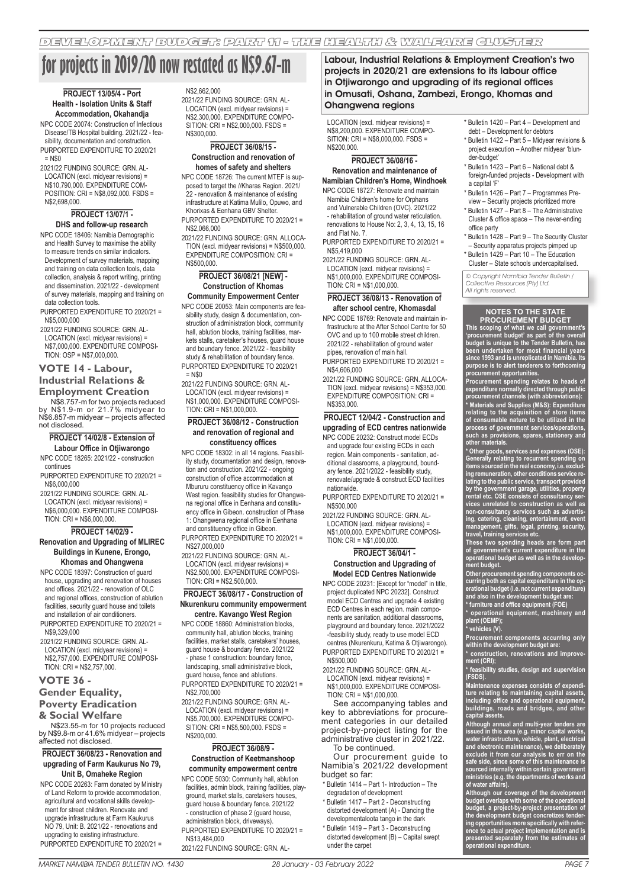# for projects in 2019/20 now restated as N$9.67-m

## Labour, Industrial Relations & Employment Creation's two projects in 2020/21 are extensions to its labour office in Otjiwarongo and upgrading of its regional offices in Omusati, Oshana, Zambezi, Erongo, Khomas and Ohangwena regions

**PROJECT 13/05/4 - Port Health - Isolation Units & Staff Accommodation, Okahandja**

NPC CODE 20074: Construction of Infectious Disease/TB Hospital building. 2021/22 - feasibility, documentation and construction.

PURPORTED EXPENDITURE TO 2020/21 = N$0

2021/22 FUNDING SOURCE: GRN. ALLOCATION (excl. midyear revisions) = N$10,790,000. EXPENDITURE COMPOSITION: CRI = N$8,092,000. FSDS = N$2,698,000.

**PROJECT 13/07/1 - DHS and follow-up research**

NPC CODE 18406: Namibia Demographic and Health Survey to maximise the ability to measure trends on similar indicators. Development of survey materials, mapping and training on data collection tools, data collection, analysis & report writing, printing and dissemination. 2021/22 - development of survey materials, mapping and training on data collection tools.

PURPORTED EXPENDITURE TO 2020/21 = N$5,000,000

2021/22 FUNDING SOURCE: GRN. ALLOCATION (excl. midyear revisions) = N$7,000,000. EXPENDITURE COMPOSITION: OSP = N$7,000,000.

### VOTE 14 - Labour, Industrial Relations & Employment Creation

N$8.757-m for two projects reduced by N$1.9-m or 21.7% midyear to N$6.857-m midyear – projects affected not disclosed.

**PROJECT 14/02/8 - Extension of Labour Office in Otjiwarongo**

NPC CODE 18265: 2021/22 - construction continues

PURPORTED EXPENDITURE TO 2020/21 = N$6,000,000

2021/22 FUNDING SOURCE: GRN. ALLOCATION (excl. midyear revisions) = N$6,000,000. EXPENDITURE COMPOSITION: CRI = N$6,000,000.

**PROJECT 14/02/9 - Renovation and Upgrading of MLIREC Buildings in Kunene, Erongo, Khomas and Ohangwena**

NPC CODE 18397: Construction of guard house, upgrading and renovation of houses and offices. 2021/22 - renovation of OLC and regional offices, construction of ablution facilities, security guard house and toilets and installation of air conditioners.

PURPORTED EXPENDITURE TO 2020/21 = N$9,329,000

2021/22 FUNDING SOURCE: GRN. ALLOCATION (excl. midyear revisions) = N$2,757,000. EXPENDITURE COMPOSITION: CRI = N$2,757,000.

### VOTE 36 - Gender Equality, Poverty Eradication & Social Welfare

N$23.55-m for 10 projects reduced by N$9.8-m or 41.6% midyear – projects affected not disclosed.

**PROJECT 36/08/23 - Renovation and upgrading of Farm Kaukurus No 79, Unit B, Omaheke Region**

NPC CODE 20263: Farm donated by Ministry of Land Reform to provide accommodation, agricultural and vocational skills development for street children. Renovate and upgrade infrastructure at Farm Kaukurus NO 79, Unit: B. 2021/22 - renovations and upgrading to existing infrastructure.

PURPORTED EXPENDITURE TO 2020/21 = N$2,662,000

2021/22 FUNDING SOURCE: GRN. ALLOCATION (excl. midyear revisions) = N$2,300,000. EXPENDITURE COMPOSITION: CRI = N$2,000,000. FSDS = N$300,000.

**PROJECT 36/08/15 - Construction and renovation of homes of safety and shelters**

NPC CODE 18726: The current MTEF is supposed to target the //Kharas Region. 2021/22 - renovation & maintenance of existing infrastructure at Katima Mulilo, Opuwo, and Khorixas & Eenhana GBV Shelter.

PURPORTED EXPENDITURE TO 2020/21 = N$2,066,000

2021/22 FUNDING SOURCE: GRN. ALLOCATION (excl. midyear revisions) = N$500,000. EXPENDITURE COMPOSITION: CRI = N$500,000.

**PROJECT 36/08/21 [NEW] - Construction of Khomas Community Empowerment Center**

NPC CODE 20053: Main components are feasibility study, design & documentation, construction of administration block, community hall, ablution blocks, training facilities, markets stalls, caretaker's houses, guard house and boundary fence. 2021/22 - feasibility study & rehabilitation of boundary fence.

PURPORTED EXPENDITURE TO 2020/21 = N$0

2021/22 FUNDING SOURCE: GRN. ALLOCATION (excl. midyear revisions) = N$1,000,000. EXPENDITURE COMPOSITION: CRI = N$1,000,000.

**PROJECT 36/08/12 - Construction and renovation of regional and constituency offices**

NPC CODE 18302: in all 14 regions. Feasibility study, documentation and design, renovation and construction. 2021/22 - ongoing construction of office accommodation at Mbururu constituency office in Kavango West region. feasibility studies for Ohangwena regional office in Eenhana and constituency office in Gibeon. construction of Phase 1: Ohangwena regional office in Eenhana and constituency office in Gibeon.

PURPORTED EXPENDITURE TO 2020/21 = N$27,000,000

2021/22 FUNDING SOURCE: GRN. ALLOCATION (excl. midyear revisions) = N$2,500,000. EXPENDITURE COMPOSITION: CRI = N$2,500,000.

**PROJECT 36/08/17 - Construction of Nkurenkuru community empowerment centre. Kavango West Region**

NPC CODE 18860: Administration blocks, community hall, ablution blocks, training facilities, market stalls, caretakers' houses, guard house & boundary fence. 2021/22 - phase 1 construction: boundary fence, landscaping, small administrative block, guard house, fence and ablutions.

PURPORTED EXPENDITURE TO 2020/21 = N$2,700,000

2021/22 FUNDING SOURCE: GRN. ALLOCATION (excl. midyear revisions) = N$5,700,000. EXPENDITURE COMPOSITION: CRI = N$5,500,000. FSDS = N$200,000.

**PROJECT 36/08/9 - Construction of Keetmanshoop community empowerment centre**

NPC CODE 5030: Community hall, ablution facilities, admin block, training facilities, playground, market stalls, caretakers houses, guard house & boundary fence. 2021/22 - construction of phase 2 (guard house, administration block, driveways).

PURPORTED EXPENDITURE TO 2020/21 = N$13,484,000

2021/22 FUNDING SOURCE: GRN. ALLOCATION (excl. midyear revisions) = N$8,200,000. EXPENDITURE COMPOSITION: CRI = N$8,000,000. FSDS = N$200,000.

**PROJECT 36/08/16 - Renovation and maintenance of Namibian Children's Home, Windhoek**

NPC CODE 18727: Renovate and maintain Namibia Children's home for Orphans and Vulnerable Children (OVC). 2021/22 - rehabilitation of ground water reticulation. renovations to House No: 2, 3, 4, 13, 15, 16 and Flat No. 7.

PURPORTED EXPENDITURE TO 2020/21 = N$5,419,000

2021/22 FUNDING SOURCE: GRN. ALLOCATION (excl. midyear revisions) = N$1,000,000. EXPENDITURE COMPOSITION: CRI = N$1,000,000.

**PROJECT 36/08/13 - Renovation of after school centre, Khomasdal**

NPC CODE 18769: Renovate and maintain infrastructure at the After School Centre for 50 OVC and up to 100 mobile street children. 2021/22 - rehabilitation of ground water pipes, renovation of main hall.

PURPORTED EXPENDITURE TO 2020/21 = N$4,606,000

2021/22 FUNDING SOURCE: GRN. ALLOCATION (excl. midyear revisions) = N$353,000. EXPENDITURE COMPOSITION: CRI = N$353,000.

**PROJECT 12/04/2 - Construction and upgrading of ECD centres nationwide**

NPC CODE 20232: Construct model ECDs and upgrade four existing ECDs in each region. Main components - sanitation, additional classrooms, a playground, boundary fence. 2021/2022 - feasibility study, renovate/upgrade & construct ECD facilities nationwide.

PURPORTED EXPENDITURE TO 2020/21 = N$500,000

2021/22 FUNDING SOURCE: GRN. ALLOCATION (excl. midyear revisions) = N$1,000,000. EXPENDITURE COMPOSITION: CRI = N$1,000,000.

**PROJECT 36/04/1 - Construction and Upgrading of Model ECD Centres Nationwide**

NPC CODE 20231: [Except for "model" in title, project duplicated NPC 20232]. Construct model ECD Centres and upgrade 4 existing ECD Centres in each region. main components are sanitation, additional classrooms, playground and boundary fence. 2021/2022 -feasibility study, ready to use model ECD centres (Nkurenkuru, Katima & Otjiwarongo).

PURPORTED EXPENDITURE TO 2020/21 = N$500,000

2021/22 FUNDING SOURCE: GRN. ALLOCATION (excl. midyear revisions) = N$1,000,000. EXPENDITURE COMPOSITION: CRI = N$1,000,000.

See accompanying tables and key to abbreviations for procurement categories in our detailed project-by-project listing for the administrative cluster in 2021/22.

To be continued.

Our procurement guide to Namibia's 2021/22 development budget so far:

- Bulletin 1414 – Part 1- Introduction – The degradation of development
- Bulletin 1417 – Part 2 - Deconstructing distorted development (A) - Dancing the developmentaloota tango in the dark
- Bulletin 1419 – Part 3 - Deconstructing distorted development (B) – Capital swept under the carpet
- Bulletin 1420 – Part 4 – Development and debt – Development for debtors
- Bulletin 1422 – Part 5 – Midyear revisions & project execution – Another midyear 'blunder-budget'
- Bulletin 1423 – Part 6 – National debt & foreign-funded projects - Development with a capital 'F'
- Bulletin 1426 – Part 7 – Programmes Preview – Security projects prioritized more
- Bulletin 1427 – Part 8 – The Administrative Cluster & office space – The never-ending office party
- Bulletin 1428 – Part 9 – The Security Cluster – Security apparatus projects pimped up
- Bulletin 1429 – Part 10 – The Education Cluster – State schools undercapitalised.

*© Copyright Namibia Tender Bulletin / Collective Resources (Pty) Ltd. All rights reserved.*

**NOTES TO THE STATE PROCUREMENT BUDGET**

**This scoping of what we call government's 'procurement budget' as part of the overall budget is unique to the Tender Bulletin, has been undertaken for most financial years since 1993 and is unreplicated in Namibia. Its purpose is to alert tenderers to forthcoming procurement opportunities.**

**Procurement spending relates to heads of expenditure normally directed through public procurement channels (with abbreviations):**

**\* Materials and Supplies (M&S): Expenditure relating to the acquisition of store items of consumable nature to be utilized in the process of government services/operations, such as provisions, spares, stationery and other materials.**

**\* Other goods, services and expenses (OSE): Generally relating to recurrent spending on items sourced in the real economy, i.e. excluding remuneration, other conditions service relating to the public service, transport provided by the government garage, utilities, property rental etc. OSE consists of consultancy services unrelated to construction as well as non-consultancy services such as advertising, catering, cleaning, entertainment, event management, gifts, legal, printing, security, travel, training services etc.**

**These two spending heads are form part of government's current expenditure in the operational budget as well as in the development budget.**

**Other procurement spending components occurring both as capital expenditure in the operational budget (i.e. not current expenditure) and also in the development budget are:**

**\* furniture and office equipment (FOE)**

**\* operational equipment, machinery and plant (OEMP);**

**\* vehicles (V).**

**Procurement components occurring only within the development budget are:**

**\* construction, renovations and improvement (CRI);**

**\* feasibility studies, design and supervision (FSDS).**

**Maintenance expenses consists of expenditure relating to maintaining capital assets, including office and operational equipment, buildings, roads and bridges, and other capital assets.**

**Although annual and multi-year tenders are issued in this area (e.g. minor capital works, water infrastructure, vehicle, plant, electrical and electronic maintenance), we deliberately exclude it from our analysis to err on the safe side, since some of this maintenance is sourced internally within certain government ministries (e.g. the departments of works and of water affairs).**

**Although our coverage of the development budget overlaps with some of the operational budget, a project-by-project presentation of the development budget concretizes tendering opportunities more specifically with reference to actual project implementation and is presented separately from the estimates of operational expenditure.**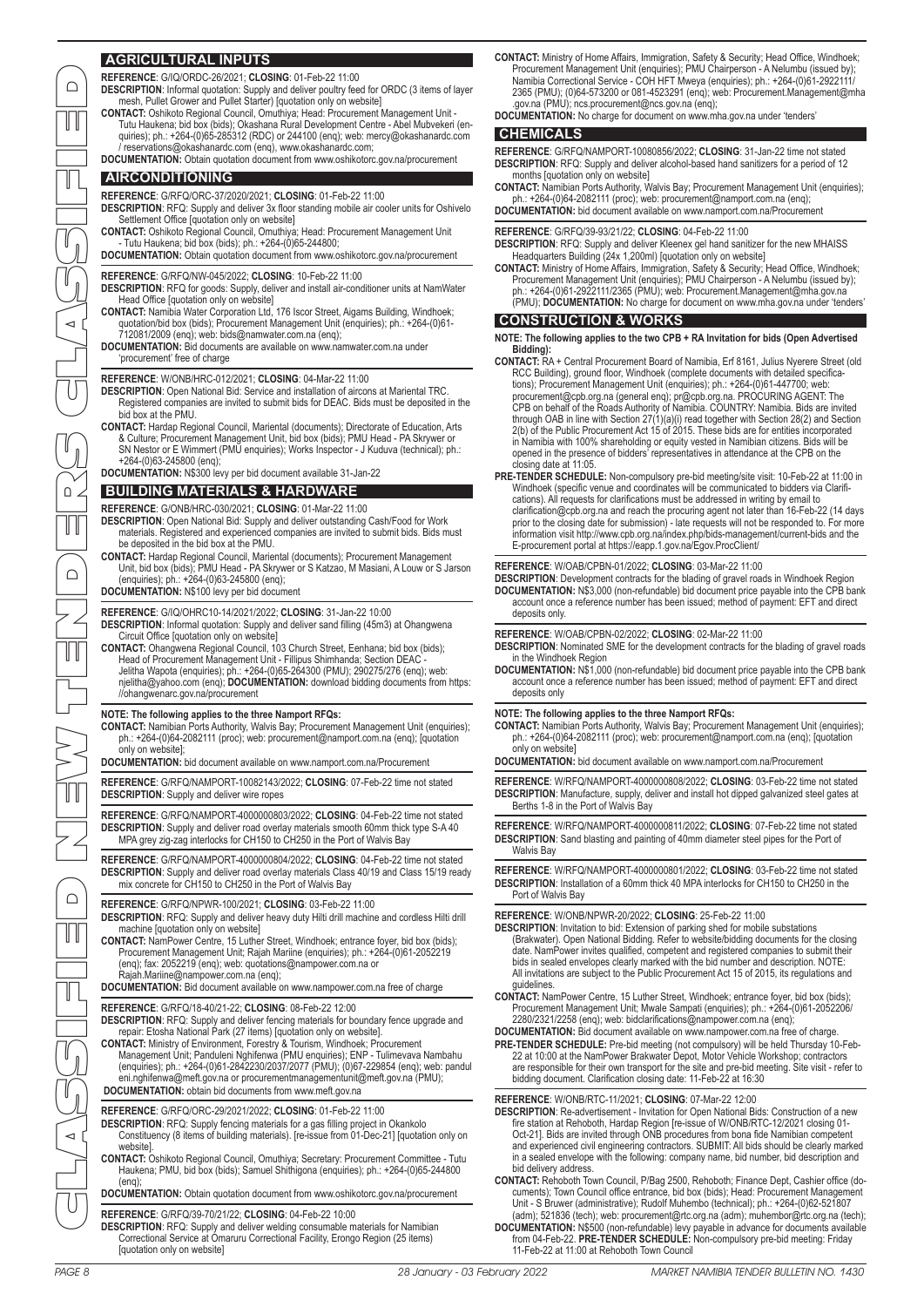## AGRICULTURAL INPUTS

**REFERENCE**: G/IQ/ORDC-26/2021; **CLOSING**: 01-Feb-22 11:00
**DESCRIPTION**: Informal quotation: Supply and deliver poultry feed for ORDC (3 items of layer mesh, Pullet Grower and Pullet Starter) [quotation only on website]
**CONTACT:** Oshikoto Regional Council, Omuthiya; Head: Procurement Management Unit - Tutu Haukena; bid box (bids); Okashana Rural Development Centre - Abel Mubvekeri (enquiries); ph.: +264-(0)65-285312 (RDC) or 244100 (enq); web: mercy@okashanardc.com / reservations@okashanardc.com (enq), www.okashanardc.com;
**DOCUMENTATION:** Obtain quotation document from www.oshikotorc.gov.na/procurement

## AIRCONDITIONING

**REFERENCE**: G/RFQ/ORC-37/2020/2021; **CLOSING**: 01-Feb-22 11:00
**DESCRIPTION**: RFQ: Supply and deliver 3x floor standing mobile air cooler units for Oshivelo Settlement Office [quotation only on website]
**CONTACT:** Oshikoto Regional Council, Omuthiya; Head: Procurement Management Unit - Tutu Haukena; bid box (bids); ph.: +264-(0)65-244800;
**DOCUMENTATION:** Obtain quotation document from www.oshikotorc.gov.na/procurement

**REFERENCE**: G/RFQ/NW-045/2022; **CLOSING**: 10-Feb-22 11:00
**DESCRIPTION**: RFQ for goods: Supply, deliver and install air-conditioner units at NamWater Head Office [quotation only on website]
**CONTACT:** Namibia Water Corporation Ltd, 176 Iscor Street, Aigams Building, Windhoek; quotation/bid box (bids); Procurement Management Unit (enquiries); ph.: +264-(0)61-712081/2009 (enq); web: bids@namwater.com.na (enq);
**DOCUMENTATION:** Bid documents are available on www.namwater.com.na under 'procurement' free of charge

**REFERENCE**: W/ONB/HRC-012/2021; **CLOSING**: 04-Mar-22 11:00
**DESCRIPTION**: Open National Bid: Service and installation of aircons at Mariental TRC. Registered companies are invited to submit bids for DEAC. Bids must be deposited in the bid box at the PMU.
**CONTACT:** Hardap Regional Council, Mariental (documents); Directorate of Education, Arts & Culture; Procurement Management Unit, bid box (bids); PMU Head - PA Skrywer or SN Nestor or E Wimmert (PMU enquiries); Works Inspector - J Kuduva (technical); ph.: +264-(0)63-245800 (enq);
**DOCUMENTATION:** N$300 levy per bid document available 31-Jan-22

## BUILDING MATERIALS & HARDWARE

**REFERENCE**: G/ONB/HRC-030/2021; **CLOSING**: 01-Mar-22 11:00
**DESCRIPTION**: Open National Bid: Supply and deliver outstanding Cash/Food for Work materials. Registered and experienced companies are invited to submit bids. Bids must be deposited in the bid box at the PMU.
**CONTACT:** Hardap Regional Council, Mariental (documents); Procurement Management Unit, bid box (bids); PMU Head - PA Skrywer or S Katzao, M Masiani, A Louw or S Jarson (enquiries); ph.: +264-(0)63-245800 (enq);
**DOCUMENTATION:** N$100 levy per bid document

**REFERENCE**: G/IQ/OHRC10-14/2021/2022; **CLOSING**: 31-Jan-22 10:00
**DESCRIPTION**: Informal quotation: Supply and deliver sand filling (45m3) at Ohangwena Circuit Office [quotation only on website]
**CONTACT:** Ohangwena Regional Council, 103 Church Street, Eenhana; bid box (bids); Head of Procurement Management Unit - Fillipus Shimhanda; Section DEAC - Jelitha Wapota (enquiries); ph.: +264-(0)65-264300 (PMU); 290275/276 (enq); web: njelitha@yahoo.com (enq); **DOCUMENTATION:** download bidding documents from https://ohangwenarc.gov.na/procurement

**NOTE: The following applies to the three Namport RFQs:**
**CONTACT:** Namibian Ports Authority, Walvis Bay; Procurement Management Unit (enquiries); ph.: +264-(0)64-2082111 (proc); web: procurement@namport.com.na (enq); [quotation only on website];
**DOCUMENTATION:** bid document available on www.namport.com.na/Procurement

**REFERENCE**: G/RFQ/NAMPORT-10082143/2022; **CLOSING**: 07-Feb-22 time not stated
**DESCRIPTION**: Supply and deliver wire ropes

**REFERENCE**: G/RFQ/NAMPORT-4000000803/2022; **CLOSING**: 04-Feb-22 time not stated
**DESCRIPTION**: Supply and deliver road overlay materials smooth 60mm thick type S-A 40 MPA grey zig-zag interlocks for CH150 to CH250 in the Port of Walvis Bay

**REFERENCE**: G/RFQ/NAMPORT-4000000804/2022; **CLOSING**: 04-Feb-22 time not stated
**DESCRIPTION**: Supply and deliver road overlay materials Class 40/19 and Class 15/19 ready mix concrete for CH150 to CH250 in the Port of Walvis Bay

**REFERENCE**: G/RFQ/NPWR-100/2021; **CLOSING**: 03-Feb-22 11:00
**DESCRIPTION**: RFQ: Supply and deliver heavy duty Hilti drill machine and cordless Hilti drill machine [quotation only on website]
**CONTACT:** NamPower Centre, 15 Luther Street, Windhoek; entrance foyer, bid box (bids); Procurement Management Unit; Rajah Mariine (enquiries); ph.: +264-(0)61-2052219 (enq); fax: 2052219 (enq); web: quotations@nampower.com.na or Rajah.Mariine@nampower.com.na (enq);
**DOCUMENTATION:** Bid document available on www.nampower.com.na free of charge

**REFERENCE**: G/RFQ/18-40/21-22; **CLOSING**: 08-Feb-22 12:00
**DESCRIPTION**: RFQ: Supply and deliver fencing materials for boundary fence upgrade and repair: Etosha National Park (27 items) [quotation only on website].
**CONTACT:** Ministry of Environment, Forestry & Tourism, Windhoek; Procurement Management Unit; Panduleni Nghifenwa (PMU enquiries); ENP - Tulimevava Nambahu (enquiries); ph.: +264-(0)61-2842230/2037/2077 (PMU); (0)67-229854 (enq); web: pandulenі.nghifenwa@meft.gov.na or procurementmanagementunit@meft.gov.na (PMU);
**DOCUMENTATION:** obtain bid documents from www.meft.gov.na

**REFERENCE**: G/RFQ/ORC-29/2021/2022; **CLOSING**: 01-Feb-22 11:00
**DESCRIPTION**: RFQ: Supply fencing materials for a gas filling project in Okankolo Constituency (8 items of building materials). [re-issue from 01-Dec-21] [quotation only on website].
**CONTACT:** Oshikoto Regional Council, Omuthiya; Secretary: Procurement Committee - Tutu Haukena; PMU, bid box (bids); Samuel Shithigona (enquiries); ph.: +264-(0)65-244800 (enq);
**DOCUMENTATION:** Obtain quotation document from www.oshikotorc.gov.na/procurement

**REFERENCE**: G/RFQ/39-70/21/22; **CLOSING**: 04-Feb-22 10:00
**DESCRIPTION**: RFQ: Supply and deliver welding consumable materials for Namibian Correctional Service at Omaruru Correctional Facility, Erongo Region (25 items) [quotation only on website]
**CONTACT:** Ministry of Home Affairs, Immigration, Safety & Security; Head Office, Windhoek; Procurement Management Unit (enquiries); PMU Chairperson - A Nelumbu (issued by); Namibia Correctional Service - COH HFT Mweya (enquiries); ph.: +264-(0)61-2922111/2365 (PMU); (0)64-573200 or 081-4523291 (enq); web: Procurement.Management@mha.gov.na (PMU); ncs.procurement@ncs.gov.na (enq);
**DOCUMENTATION:** No charge for document on www.mha.gov.na under 'tenders'

## CHEMICALS

**REFERENCE**: G/RFQ/NAMPORT-10080856/2022; **CLOSING**: 31-Jan-22 time not stated
**DESCRIPTION**: RFQ: Supply and deliver alcohol-based hand sanitizers for a period of 12 months [quotation only on website]
**CONTACT:** Namibian Ports Authority, Walvis Bay; Procurement Management Unit (enquiries); ph.: +264-(0)64-2082111 (proc); web: procurement@namport.com.na (enq);
**DOCUMENTATION:** bid document available on www.namport.com.na/Procurement

**REFERENCE**: G/RFQ/39-93/21/22; **CLOSING**: 04-Feb-22 11:00
**DESCRIPTION**: RFQ: Supply and deliver Kleenex gel hand sanitizer for the new MHAISS Headquarters Building (24x 1,200ml) [quotation only on website]
**CONTACT:** Ministry of Home Affairs, Immigration, Safety & Security; Head Office, Windhoek; Procurement Management Unit (enquiries); PMU Chairperson - A Nelumbu (issued by); ph.: +264-(0)61-2922111/2365 (PMU); web: Procurement.Management@mha.gov.na (PMU); **DOCUMENTATION:** No charge for document on www.mha.gov.na under 'tenders'

## CONSTRUCTION & WORKS

**NOTE: The following applies to the two CPB + RA Invitation for bids (Open Advertised Bidding):**
**CONTACT:** RA + Central Procurement Board of Namibia, Erf 8161, Julius Nyerere Street (old RCC Building), ground floor, Windhoek (complete documents with detailed specifications); Procurement Management Unit (enquiries); ph.: +264-(0)61-447700; web: procurement@cpb.org.na (general enq); pr@cpb.org.na. PROCURING AGENT: The CPB on behalf of the Roads Authority of Namibia. COUNTRY: Namibia. Bids are invited through OAB in line with Section 27(1)(a)(i) read together with Section 28(2) and Section 2(b) of the Public Procurement Act 15 of 2015. These bids are for entities incorporated in Namibia with 100% shareholding or equity vested in Namibian citizens. Bids will be opened in the presence of bidders' representatives in attendance at the CPB on the closing date at 11:05.
**PRE-TENDER SCHEDULE:** Non-compulsory pre-bid meeting/site visit: 10-Feb-22 at 11:00 in Windhoek (specific venue and coordinates will be communicated to bidders via Clarifications). All requests for clarifications must be addressed in writing by email to clarification@cpb.org.na and reach the procuring agent not later than 16-Feb-22 (14 days prior to the closing date for submission) - late requests will not be responded to. For more information visit http://www.cpb.org.na/index.php/bids-management/current-bids and the E-procurement portal at https://eapp.1.gov.na/Egov.ProcClient/

**REFERENCE**: W/OAB/CPBN-01/2022; **CLOSING**: 03-Mar-22 11:00
**DESCRIPTION**: Development contracts for the blading of gravel roads in Windhoek Region
**DOCUMENTATION:** N$3,000 (non-refundable) bid document price payable into the CPB bank account once a reference number has been issued; method of payment: EFT and direct deposits only.

**REFERENCE**: W/OAB/CPBN-02/2022; **CLOSING**: 02-Mar-22 11:00
**DESCRIPTION**: Nominated SME for the development contracts for the blading of gravel roads in the Windhoek Region
**DOCUMENTATION:** N$1,000 (non-refundable) bid document price payable into the CPB bank account once a reference number has been issued; method of payment: EFT and direct deposits only

**NOTE: The following applies to the three Namport RFQs:**
**CONTACT:** Namibian Ports Authority, Walvis Bay; Procurement Management Unit (enquiries); ph.: +264-(0)64-2082111 (proc); web: procurement@namport.com.na (enq); [quotation only on website]
**DOCUMENTATION:** bid document available on www.namport.com.na/Procurement

**REFERENCE**: W/RFQ/NAMPORT-4000000808/2022; **CLOSING**: 03-Feb-22 time not stated
**DESCRIPTION**: Manufacture, supply, deliver and install hot dipped galvanized steel gates at Berths 1-8 in the Port of Walvis Bay

**REFERENCE**: W/RFQ/NAMPORT-4000000811/2022; **CLOSING**: 07-Feb-22 time not stated
**DESCRIPTION**: Sand blasting and painting of 40mm diameter steel pipes for the Port of Walvis Bay

**REFERENCE**: W/RFQ/NAMPORT-4000000801/2022; **CLOSING**: 03-Feb-22 time not stated
**DESCRIPTION**: Installation of a 60mm thick 40 MPA interlocks for CH150 to CH250 in the Port of Walvis Bay

**REFERENCE**: W/ONB/NPWR-20/2022; **CLOSING**: 25-Feb-22 11:00
**DESCRIPTION**: Invitation to bid: Extension of parking shed for mobile substations (Brakwater). Open National Bidding. Refer to website/bidding documents for the closing date. NamPower invites qualified, competent and registered companies to submit their bids in sealed envelopes clearly marked with the bid number and description. NOTE: All invitations are subject to the Public Procurement Act 15 of 2015, its regulations and guidelines.
**CONTACT:** NamPower Centre, 15 Luther Street, Windhoek; entrance foyer, bid box (bids); Procurement Management Unit; Mwale Sampati (enquiries); ph.: +264-(0)61-2052206/2280/2321/2258 (enq); web: bidclarifications@nampower.com.na (enq);
**DOCUMENTATION:** Bid document available on www.nampower.com.na free of charge.
**PRE-TENDER SCHEDULE:** Pre-bid meeting (not compulsory) will be held Thursday 10-Feb-22 at 10:00 at the NamPower Brakwater Depot, Motor Vehicle Workshop; contractors are responsible for their own transport for the site and pre-bid meeting. Site visit - refer to bidding document. Clarification closing date: 11-Feb-22 at 16:30

**REFERENCE**: W/ONB/RTC-11/2021; **CLOSING**: 07-Mar-22 12:00
**DESCRIPTION**: Re-advertisement - Invitation for Open National Bids: Construction of a new fire station at Rehoboth, Hardap Region [re-issue of W/ONB/RTC-12/2021 closing 01-Oct-21]. Bids are invited through ONB procedures from bona fide Namibian competent and experienced civil engineering contractors. SUBMIT: All bids should be clearly marked in a sealed envelope with the following: company name, bid number, bid description and bid delivery address.
**CONTACT:** Rehoboth Town Council, P/Bag 2500, Rehoboth; Finance Dept, Cashier office (documents); Town Council office entrance, bid box (bids); Head: Procurement Management Unit - S Bruwer (administrative); Rudolf Muhembo (technical); ph.: +264-(0)62-521807 (adm); 521836 (tech); web: procurement@rtc.org.na (adm); muhembor@rtc.org.na (tech);
**DOCUMENTATION:** N$500 (non-refundable) levy payable in advance for documents available from 04-Feb-22. **PRE-TENDER SCHEDULE:** Non-compulsory pre-bid meeting: Friday 11-Feb-22 at 11:00 at Rehoboth Town Council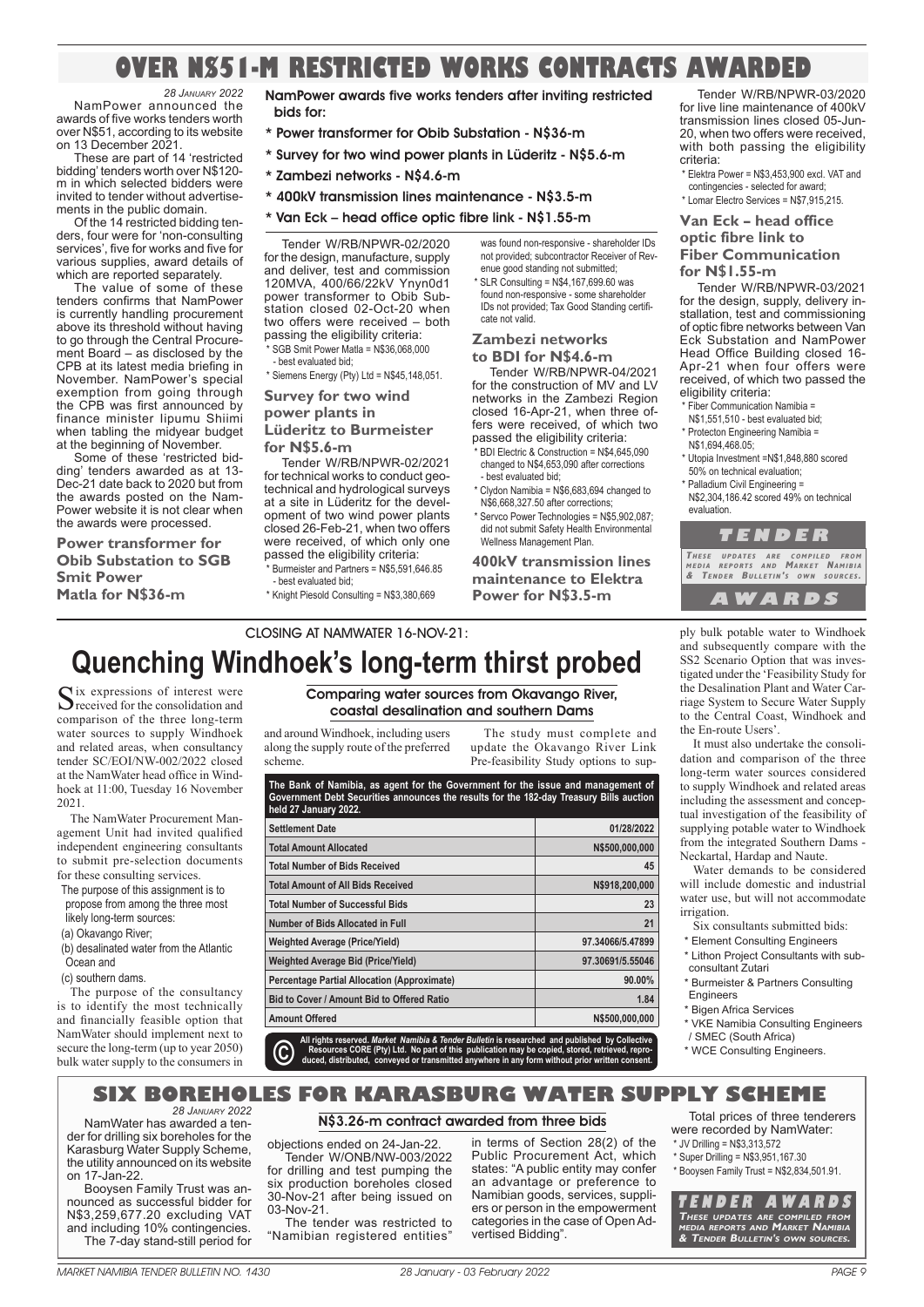# OVER N$51-M RESTRICTED WORKS CONTRACTS AWARDED

*28 January 2022*

NamPower announced the awards of five works tenders worth over N$51, according to its website on 13 December 2021.

These are part of 14 'restricted bidding' tenders worth over N$120-m in which selected bidders were invited to tender without advertisements in the public domain.

Of the 14 restricted bidding tenders, four were for 'non-consulting services', five for works and five for various supplies, award details of which are reported separately.

The value of some of these tenders confirms that NamPower is currently handling procurement above its threshold without having to go through the Central Procurement Board – as disclosed by the CPB at its latest media briefing in November. NamPower's special exemption from going through the CPB was first announced by finance minister Iipumu Shiimi when tabling the midyear budget at the beginning of November.

Some of these 'restricted bidding' tenders awarded as at 13-Dec-21 date back to 2020 but from the awards posted on the NamPower website it is not clear when the awards were processed.

**NamPower awards five works tenders after inviting restricted bids for:**

- **Power transformer for Obib Substation - N$36-m**
- **Survey for two wind power plants in Lüderitz - N$5.6-m**
- **Zambezi networks - N$4.6-m**
- **400kV transmission lines maintenance - N$3.5-m**
- **Van Eck – head office optic fibre link - N$1.55-m**

### Power transformer for Obib Substation to SGB Smit Power Matla for N$36-m

Tender W/RB/NPWR-02/2020 for the design, manufacture, supply and deliver, test and commission 120MVA, 400/66/22kV Ynyn0d1 power transformer to Obib Substation closed 02-Oct-20 when two offers were received – both passing the eligibility criteria:

- SGB Smit Power Matla = N$36,068,000 - best evaluated bid;
- Siemens Energy (Pty) Ltd = N$45,148,051.

### Survey for two wind power plants in Lüderitz to Burmeister for N$5.6-m

Tender W/RB/NPWR-02/2021 for technical works to conduct geotechnical and hydrological surveys at a site in Lüderitz for the development of two wind power plants closed 26-Feb-21, when two offers were received, of which only one passed the eligibility criteria:

- Burmeister and Partners = N$5,591,646.85 - best evaluated bid;
- Knight Piesold Consulting = N$3,380,669 was found non-responsive - shareholder IDs not provided; subcontractor Receiver of Revenue good standing not submitted;
- SLR Consulting = N$4,167,699.60 was found non-responsive - some shareholder IDs not provided; Tax Good Standing certificate not valid.

### Zambezi networks to BDI for N$4.6-m

Tender W/RB/NPWR-04/2021 for the construction of MV and LV networks in the Zambezi Region closed 16-Apr-21, when three offers were received, of which two passed the eligibility criteria:

- BDI Electric & Construction = N$4,645,090 changed to N$4,653,090 after corrections - best evaluated bid;
- Clydon Namibia = N$6,683,694 changed to N$6,668,327.50 after corrections;
- Servco Power Technologies = N$5,902,087; did not submit Safety Health Environmental Wellness Management Plan.

### 400kV transmission lines maintenance to Elektra Power for N$3.5-m

Tender W/RB/NPWR-03/2020 for live line maintenance of 400kV transmission lines closed 05-Jun-20, when two offers were received, with both passing the eligibility criteria:

- Elektra Power = N$3,453,900 excl. VAT and contingencies - selected for award;
- Lomar Electro Services = N$7,915,215.

### Van Eck – head office optic fibre link to Fiber Communication for N$1.55-m

Tender W/RB/NPWR-03/2021 for the design, supply, delivery installation, test and commissioning of optic fibre networks between Van Eck Substation and NamPower Head Office Building closed 16-Apr-21 when four offers were received, of which two passed the eligibility criteria:

- Fiber Communication Namibia = N$1,551,510 - best evaluated bid;
- Protecton Engineering Namibia = N$1,694,468.05;
- Utopia Investment =N$1,848,880 scored 50% on technical evaluation;
- Palladium Civil Engineering = N$2,304,186.42 scored 49% on technical evaluation.

**TENDER AWARDS**

*These updates are compiled from media reports and Market Namibia & Tender Bulletin's own sources.*

---

CLOSING AT NAMWATER 16-NOV-21:

# Quenching Windhoek's long-term thirst probed

**Comparing water sources from Okavango River, coastal desalination and southern Dams**

Six expressions of interest were received for the consolidation and comparison of the three long-term water sources to supply Windhoek and related areas, when consultancy tender SC/EOI/NW-002/2022 closed at the NamWater head office in Windhoek at 11:00, Tuesday 16 November 2021.

The NamWater Procurement Management Unit had invited qualified independent engineering consultants to submit pre-selection documents for these consulting services.

The purpose of this assignment is to propose from among the three most likely long-term sources:

(a) Okavango River;
(b) desalinated water from the Atlantic Ocean and
(c) southern dams.

The purpose of the consultancy is to identify the most technically and financially feasible option that NamWater should implement next to secure the long-term (up to year 2050) bulk water supply to the consumers in and around Windhoek, including users along the supply route of the preferred scheme.

The study must complete and update the Okavango River Link Pre-feasibility Study options to supply bulk potable water to Windhoek and subsequently compare with the SS2 Scenario Option that was investigated under the 'Feasibility Study for the Desalination Plant and Water Carriage System to Secure Water Supply to the Central Coast, Windhoek and the En-route Users'.

It must also undertake the consolidation and comparison of the three long-term water sources considered to supply Windhoek and related areas including the assessment and conceptual investigation of the feasibility of supplying potable water to Windhoek from the integrated Southern Dams - Neckartal, Hardap and Naute.

Water demands to be considered will include domestic and industrial water use, but will not accommodate irrigation.

Six consultants submitted bids:

- Element Consulting Engineers
- Lithon Project Consultants with subconsultant Zutari
- Burmeister & Partners Consulting Engineers
- Bigen Africa Services
- VKE Namibia Consulting Engineers / SMEC (South Africa)
- WCE Consulting Engineers.

**The Bank of Namibia, as agent for the Government for the issue and management of Government Debt Securities announces the results for the 182-day Treasury Bills auction held 27 January 2022.**

| | |
|---|---|
| Settlement Date | 01/28/2022 |
| Total Amount Allocated | N$500,000,000 |
| Total Number of Bids Received | 45 |
| Total Amount of All Bids Received | N$918,200,000 |
| Total Number of Successful Bids | 23 |
| Number of Bids Allocated in Full | 21 |
| Weighted Average (Price/Yield) | 97.34066/5.47899 |
| Weighted Average Bid (Price/Yield) | 97.30691/5.55046 |
| Percentage Partial Allocation (Approximate) | 90.00% |
| Bid to Cover / Amount Bid to Offered Ratio | 1.84 |
| Amount Offered | N$500,000,000 |

© All rights reserved. *Market Namibia & Tender Bulletin* is researched and published by Collective Resources CORE (Pty) Ltd. No part of this publication may be copied, stored, retrieved, reproduced, distributed, conveyed or transmitted anywhere in any form without prior written consent.

---

# SIX BOREHOLES FOR KARASBURG WATER SUPPLY SCHEME

*28 January 2022*

**N$3.26-m contract awarded from three bids**

NamWater has awarded a tender for drilling six boreholes for the Karasburg Water Supply Scheme, the utility announced on its website on 17-Jan-22.

Booysen Family Trust was announced as successful bidder for N$3,259,677.20 excluding VAT and including 10% contingencies.

The 7-day stand-still period for objections ended on 24-Jan-22.

Tender W/ONB/NW-003/2022 for drilling and test pumping the six production boreholes closed 30-Nov-21 after being issued on 03-Nov-21.

The tender was restricted to "Namibian registered entities" in terms of Section 28(2) of the Public Procurement Act, which states: "A public entity may confer an advantage or preference to Namibian goods, services, suppliers or person in the empowerment categories in the case of Open Advertised Bidding".

Total prices of three tenderers were recorded by NamWater:

- JV Drilling = N$3,313,572
- Super Drilling = N$3,951,167.30
- Booysen Family Trust = N$2,834,501.91.

**TENDER AWARDS**

*These updates are compiled from media reports and Market Namibia & Tender Bulletin's own sources.*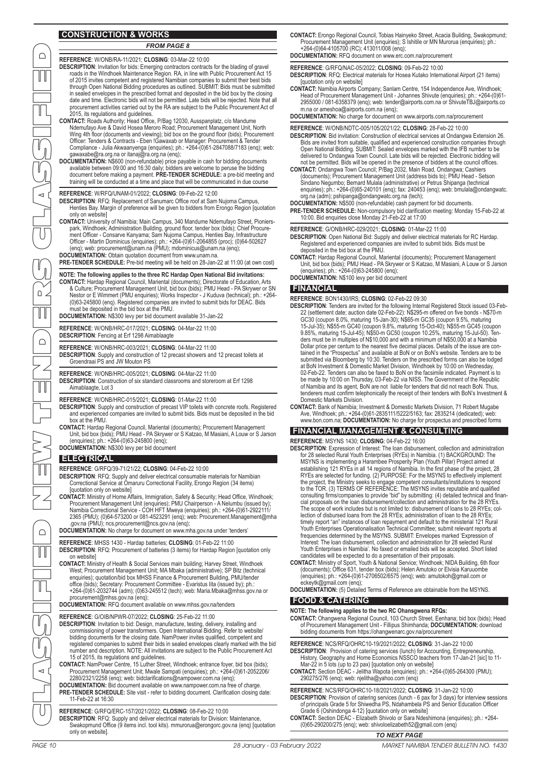## CONSTRUCTION & WORKS

*FROM PAGE 8*

**REFERENCE**: W/ONB/RA-11/2021; **CLOSING**: 03-Mar-22 10:00

**DESCRIPTION**: Invitation for bids: Emerging contractors contracts for the blading of gravel roads in the Windhoek Maintenance Region. RA, in line with Public Procurement Act 15 of 2015 invites competent and registered Namibian companies to submit their best bids through Open National Bidding procedures as outlined. SUBMIT: Bids must be submitted in sealed envelopes in the prescribed format and deposited in the bid box by the closing date and time. Electronic bids will not be permitted. Late bids will be rejected. Note that all procurement activities carried out by the RA are subject to the Public Procurement Act of 2015, its regulations and guidelines.

**CONTACT:** Roads Authority; Head Office, P/Bag 12030, Ausspanplatz, c/o Mandume Ndemufayo Ave & David Hosea Meroro Road; Procurement Management Unit, North Wing 4th floor (documents and viewing); bid box on the ground floor (bids); Procurement Officer: Tenders & Contracts - Eben !Gawaxab or Manager: Procurement & Tender Compliance - Julia Akwaanyenga (enquiries); ph.: +264-(0)61-2847088/7183 (enq); web: gawaxabe@ra.org.na or itanaj@ra.org.na (enq);

**DOCUMENTATION:** N$600 (non-refundable) price payable in cash for bidding documents available between 09:00 and 16:30 daily; bidders are welcome to peruse the bidding document before making a payment. **PRE-TENDER SCHEDULE:** a pre-bid meeting and training will be conducted at a time and place that will be communicated in due course

**REFERENCE**: W/RFQ/UNAM-01/2022; **CLOSING**: 09-Feb-22 12:00

**DESCRIPTION**: RFQ: Replacement of Sanumarc Office roof at Sam Nujoma Campus, Henties Bay. Margin of preference will be given to bidders from Erongo Region [quotation only on website]

**CONTACT:** University of Namibia; Main Campus, 340 Mandume Ndemufayo Street, Pionierspark, Windhoek; Administration Building, ground floor, tender box (bids); Chief Procurement Officer - Consarve Kanyama; Sam Nujoma Campus, Henties Bay, Infrastructure Officer - Martin Dominicus (enquiries); ph.: +264-(0)61-2064855 (proc); (0)64-502627 (enq); web: procurement@unam.na (PMU); mdominicus@unam.na (enq);

**DOCUMENTATION:** Obtain quotation document from www.unam.na.

**PRE-TENDER SCHEDULE:** Pre-bid meeting will be held on 28-Jan-22 at 11:00 (at own cost)

**NOTE: The following applies to the three RC Hardap Open National Bid invitations:**

**CONTACT:** Hardap Regional Council, Mariental (documents); Directorate of Education, Arts & Culture; Procurement Management Unit, bid box (bids); PMU Head - PA Skrywer or SN Nestor or E Wimmert (PMU enquiries); Works Inspector - J Kuduva (technical); ph.: +264-(0)63-245800 (enq). Registered companies are invited to submit bids for DEAC. Bids must be deposited in the bid box at the PMU.

**DOCUMENTATION:** N$300 levy per bid document available 31-Jan-22

**REFERENCE**: W/ONB/HRC-017/2021; **CLOSING**: 04-Mar-22 11:00
**DESCRIPTION**: Fencing at Erf 1298 Aimablaagte

**REFERENCE**: W/ONB/HRC-003/2021; **CLOSING**: 04-Mar-22 11:00
**DESCRIPTION**: Supply and construction of 12 precast showers and 12 precast toilets at Groendraai PS and JW Mouton PS

**REFERENCE**: W/ONB/HRC-005/2021; **CLOSING**: 04-Mar-22 11:00
**DESCRIPTION**: Construction of six standard classrooms and storeroom at Erf 1298 Aimablaagte, Lot 3

**REFERENCE**: W/ONB/HRC-015/2021; **CLOSING**: 01-Mar-22 11:00

**DESCRIPTION**: Supply and construction of precast VIP toilets with concrete roofs. Registered and experienced companies are invited to submit bids. Bids must be deposited in the bid box at the PMU.

**CONTACT:** Hardap Regional Council, Mariental (documents); Procurement Management Unit, bid box (bids): PMU Head - PA Skrywer or S Katzao, M Masiani, A Louw or S Jarson (enquiries); ph.: +264-(0)63-245800 (enq);

**DOCUMENTATION:** N$300 levy per bid document

## ELECTRICAL

**REFERENCE**: G/RFQ/39-71/21/22; **CLOSING**: 04-Feb-22 10:00

**DESCRIPTION**: RFQ: Supply and deliver electrical consumable materials for Namibian Correctional Service at Omaruru Correctional Facility, Erongo Region (34 items) [quotation only on website]

**CONTACT:** Ministry of Home Affairs, Immigration, Safety & Security; Head Office, Windhoek; Procurement Management Unit (enquiries); PMU Chairperson - A Nelumbu (issued by); Namibia Correctional Service - COH HFT Mweya (enquiries); ph.: +264-(0)61-2922111/2365 (PMU); (0)64-573200 or 081-4523291 (enq); web: Procurement.Management@mha.gov.na (PMU); ncs.procurement@ncs.gov.na (enq);

**DOCUMENTATION:** No charge for document on www.mha.gov.na under 'tenders'

**REFERENCE**: MHSS 1430 - Hardap batteries; **CLOSING**: 01-Feb-22 11:00

**DESCRIPTION**: RFQ: Procurement of batteries (3 items) for Hardap Region [quotation only on website]

**CONTACT:** Ministry of Health & Social Services main building; Harvey Street, Windhoek West; Procurement Management Unit; MA Mbaka (administrative); SP Bitz (technical enquiries); quotation/bid box MHSS Finance & Procurement Building, PMU/tender office (bids); Secretary: Procurement Committee - Evaristus Iita (issued by); ph.: +264-(0)61-2032744 (adm); (0)63-245512 (tech); web: Maria.Mbaka@mhss.gov.na or procurement@mhss.gov.na (enq);

**DOCUMENTATION:** RFQ document available on www.mhss.gov.na/tenders

**REFERENCE**: G/OIB/NPWR-07/2022; **CLOSING**: 25-Feb-22 11:00

**DESCRIPTION**: Invitation to bid: Design, manufacture, testing, delivery, installing and commissioning of power transformers. Open International Bidding. Refer to website/bidding documents for the closing date. NamPower invites qualified, competent and registered companies to submit their bids in sealed envelopes clearly marked with the bid number and description. NOTE: All invitations are subject to the Public Procurement Act 15 of 2015, its regulations and guidelines.

**CONTACT:** NamPower Centre, 15 Luther Street, Windhoek; entrance foyer, bid box (bids); Procurement Management Unit; Mwale Sampati (enquiries); ph.: +264-(0)61-2052206/2280/2321/2258 (enq); web: bidclarifications@nampower.com.na (enq);

**DOCUMENTATION:** Bid document available on www.nampower.com.na free of charge.

**PRE-TENDER SCHEDULE:** Site visit - refer to bidding document. Clarification closing date: 11-Feb-22 at 16:30

**REFERENCE**: G/RFQ/ERC-157/2021/2022; **CLOSING**: 08-Feb-22 10:00

**DESCRIPTION**: RFQ: Supply and deliver electrical materials for Division: Maintenance, Swakopmund Office (9 items incl. tool kits). mmurorua@erongorc.gov.na (enq) [quotation only on website].

**CONTACT:** Erongo Regional Council, Tobias Hainyeko Street, Acacia Building, Swakopmund; Procurement Management Unit (enquiries); S Ishitile or MN Murorua (enquiries); ph.: +264-(0)64-4105700 (RC); 413011/008 (enq);

**DOCUMENTATION:** RFQ document on www.erc.com.na/procurement

**REFERENCE**: G/RFQ/NAC-05/2022; **CLOSING**: 09-Feb-22 10:00

**DESCRIPTION**: RFQ: Electrical materials for Hosea Kutako International Airport (21 items) [quotation only on website]

**CONTACT:** Namibia Airports Company; Sanlam Centre, 154 Independence Ave, Windhoek; Head of Procurement Management Unit - Johannes Shivute (enquiries); ph.: +264-(0)61-2955000 / 081-6358379 (enq); web: tender@airports.com.na or ShivuteTBJ@airports.com.na or ameshoa@airports.com.na (enq);

**DOCUMENTATION:** No charge for document on www.airports.com.na/procurement

**REFERENCE**: W/ONB/NDTC-005/105/2021/22; **CLOSING**: 28-Feb-22 10:00

**DESCRIPTION**: Bid invitation: Construction of electrical services at Ondangwa Extension 26. Bids are invited from suitable, qualified and experienced construction companies through Open National Bidding. SUBMIT: Sealed envelopes marked with the IFB number to be delivered to Ondangwa Town Council. Late bids will be rejected. Electronic bidding will not be permitted. Bids will be opened in the presence of bidders at the council offices.

**CONTACT:** Ondangwa Town Council; P/Bag 2032, Main Road, Ondangwa; Cashiers (documents); Procurement Management Unit (address bids to); PMU Head - Setson Sindano Negumbo; Bernard Mulala (administrative) or Petrus Shipanga (technical enquiries); ph.: +264-(0)65-240101 (enq); fax: 240453 (enq); web: bmulala@ondangwatc.org.na (adm); pshipanga@ondangwatc.org.na (tech);

**DOCUMENTATION:** N$500 (non-refundable) cash payment for bid documents.

**PRE-TENDER SCHEDULE:** Non-compulsory bid clarification meeting: Monday 15-Feb-22 at 10:00. Bid enquiries close Monday 21-Feb-22 at 17:00

**REFERENCE**: G/ONB/HRC-029/2021; **CLOSING**: 01-Mar-22 11:00

**DESCRIPTION**: Open National Bid: Supply and deliver electrical materials for RC Hardap. Registered and experienced companies are invited to submit bids. Bids must be deposited in the bid box at the PMU.

**CONTACT:** Hardap Regional Council, Mariental (documents); Procurement Management Unit, bid box (bids); PMU Head - PA Skrywer or S Katzao, M Masiani, A Louw or S Jarson (enquiries); ph.: +264-(0)63-245800 (enq);

**DOCUMENTATION:** N$100 levy per bid document

## FINANCIAL

**REFERENCE**: BON1430/IRS; **CLOSING**: 02-Feb-22 09:30

**DESCRIPTION**: Tenders are invited for the following Internal Registered Stock issued 03-Feb-22 (settlement date; auction date 02-Feb-22): N$295-m offered on five bonds - N$70-m GC30 (coupon 8.0%, maturing 15-Jan-30); N$65-m GC35 (coupon 9.5%, maturing 15-Jul-35); N$55-m GC40 (coupon 9.8%, maturing 15-Oct-40); N$55-m GC45 (coupon 9.85%, maturing 15-Jul-45); N$50-m GC50 (coupon 10.25%, maturing 15-Jul-50). Tenders must be in multiples of N$10,000 and with a minimum of N$50,000 at a Namibia Dollar price per centum to the nearest five decimal places. Details of the issue are contained in the "Prospectus" and available at BoN or on BoN's website. Tenders are to be submitted via Bloomberg by 10:30. Tenders on the prescribed forms can also be lodged at BoN Investment & Domestic Market Division, Windhoek by 10:00 on Wednesday, 02-Feb-22. Tenders can also be faxed to BoN on the facsimile indicated. Payment is to be made by 10:00 on Thursday, 03-Feb-22 via NISS. The Government of the Republic of Namibia and its agent, BoN are not liable for tenders that did not reach BoN. Thus, tenderers must confirm telephonically the receipt of their tenders with BoN's Investment & Domestic Markets Division.

**CONTACT:** Bank of Namibia; Investment & Domestic Markets Division, 71 Robert Mugabe Ave, Windhoek; ph.: +264-(0)61-2835111/5222/5163; fax: 2835214 (dedicated); web: www.bon.com.na; **DOCUMENTATION:** No charge for prospectus and prescribed forms

## FINANCIAL MANAGEMENT & CONSULTING

**REFERENCE**: MSYNS 1430; **CLOSING**: 04-Feb-22 16:00

**DESCRIPTION**: Expression of Interest: The loan disbursement, collection and administration for 28 selected Rural Youth Enterprises (RYEs) in Namibia. (1) BACKGROUND: The MSYNS is implementing a Harambee Prosperity Plan (Youth Pillar) Project aimed at establishing 121 RYEs in all 14 regions of Namibia. In the first phase of the project, 28 RYEs are selected for funding. (2) PURPOSE: For the MSYNS to effectively implement the project, the Ministry seeks to engage competent consultants/institutions to respond to the TOR. (3) TERMS OF REFERENCE: The MSYNS invites reputable and qualified consulting firms/companies to provide "bid" by submitting: (4) detailed technical and financial proposals on the loan disbursement/collection and administration for the 28 RYEs. The scope of work includes but is not limited to: disbursement of loans to 28 RYEs; collection of disbursed loans from the 28 RYEs; administration of loan to the 28 RYEs; timely report "an" instances of loan repayment and default to the ministerial 121 Rural Youth Enterprises Operationalisation Technical Committee; submit relevant reports at frequencies determined by the MSYNS. SUBMIT: Envelopes marked 'Expression of Interest: The loan disbursement, collection and administration for 28 selected Rural Youth Enterprises in Namibia'. No faxed or emailed bids will be accepted. Short listed candidates will be expected to do a presentation of their proposals.

**CONTACT:** Ministry of Sport, Youth & National Service; Windhoek; NIDA Building, 6th floor (documents); Office 631, tender box (bids); Helen Amutoko or Elvisia Karuuombe (enquiries); ph.: +264-(0)61-2706502/6575 (enq); web: amutokoh@gmail.com or eckeytk@gmail.com (enq);

**DOCUMENTATION:** (5) Detailed Terms of Reference are obtainable from the MSYNS.

## FOOD & CATERING

**NOTE: The following applies to the two RC Ohangwena RFQs:**

**CONTACT:** Ohangwena Regional Council, 103 Church Street, Eenhana; bid box (bids); Head of Procurement Management Unit - Fillipus Shimhanda; **DOCUMENTATION:** download bidding documents from https://ohangwenarc.gov.na/procurement

**REFERENCE**: NCS/RFQ/OHRC10-19/2021/2022; **CLOSING**: 31-Jan-22 10:00

**DESCRIPTION**: Provision of catering services (lunch) for Accounting, Entrepreneurship, History, Geography and Home Economics NSSCO teachers from 17-Jan-21 [sic] to 11-Mar-22 in 5 lots (up to 23 pax) [quotation only on website]

**CONTACT:** Section DEAC - Jelitha Wapota (enquiries); ph.: +264-(0)65-264300 (PMU); 290275/276 (enq); web: njelitha@yahoo.com (enq)

**REFERENCE**: NCS/RFQ/OHRC10-18/2021/2022; **CLOSING**: 31-Jan-22 10:00

**DESCRIPTION**: Provision of catering services (lunch - 6 pax for 3 days) for interview sessions of principals Grade 5 for Shiwedha PS, Ndahambela PS and Senior Education Officer Grade 6 (Oshindonga 4-12) [quotation only on website]

**CONTACT:** Section DEAC - Elizabeth Shivolo or Sara Ndeshimona (enquiries); ph.: +264-(0)65-290200/275 (enq); web: shivoloelizabeth52@gmail.com (enq)

*TO NEXT PAGE*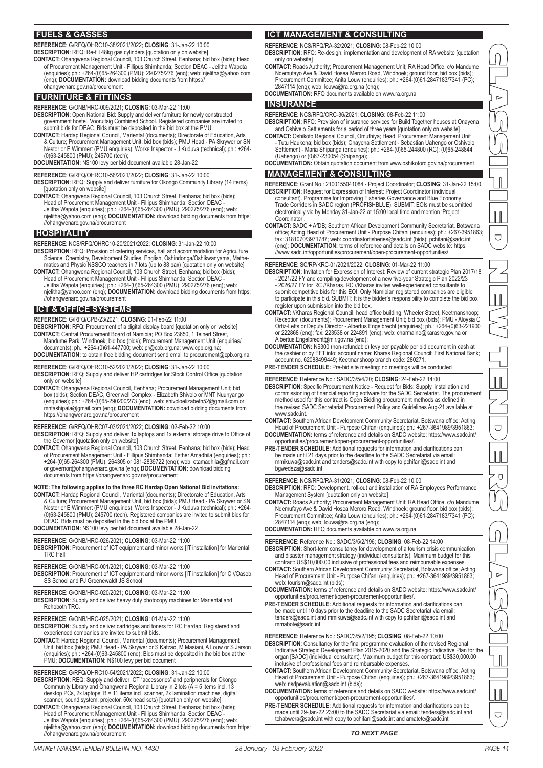## FUELS & GASSES

**REFERENCE**: G/RFQ/OHRC10-38/2021/2022; **CLOSING**: 31-Jan-22 10:00
**DESCRIPTION**: REQ: Re-fill 48kg gas cylinders [quotation only on website]
**CONTACT:** Ohangwena Regional Council, 103 Church Street, Eenhana; bid box (bids); Head of Procurement Management Unit - Fillipus Shimhanda; Section DEAC - Jelitha Wapota (enquiries); ph.: +264-(0)65-264300 (PMU); 290275/276 (enq); web: njelitha@yahoo.com (enq); **DOCUMENTATION:** download bidding documents from https://ohangwenarc.gov.na/procurement

## FURNITURE & FITTINGS

**REFERENCE**: G/ONB/HRC-009/2021; **CLOSING**: 03-Mar-22 11:00
**DESCRIPTION**: Open National Bid: Supply and deliver furniture for newly constructed government hostel, Vooruitsig Combined School. Registered companies are invited to submit bids for DEAC. Bids must be deposited in the bid box at the PMU.
**CONTACT:** Hardap Regional Council, Mariental (documents); Directorate of Education, Arts & Culture; Procurement Management Unit, bid box (bids); PMU Head - PA Skrywer or SN Nestor or E Wimmert (PMU enquiries); Works Inspector - J Kuduva (technical); ph.: +264-(0)63-245800 (PMU); 245700 (tech);
**DOCUMENTATION:** N$100 levy per bid document available 28-Jan-22

**REFERENCE**: G/RFQ/OHRC10-56/2021/2022; **CLOSING**: 31-Jan-22 10:00
**DESCRIPTION**: REQ: Supply and deliver furniture for Okongo Community Library (14 items) [quotation only on website]
**CONTACT:** Ohangwena Regional Council, 103 Church Street, Eenhana; bid box (bids); Head of Procurement Management Unit - Fillipus Shimhanda; Section DEAC - Jelitha Wapota (enquiries); ph.: +264-(0)65-264300 (PMU); 290275/276 (enq); web: njelitha@yahoo.com (enq); **DOCUMENTATION:** download bidding documents from https://ohangwenarc.gov.na/procurement

## HOSPITALITY

**REFERENCE**: NCS/RFQ/OHRC10-20/2021/2022; **CLOSING**: 31-Jan-22 10:00
**DESCRIPTION**: REQ: Provision of catering services, hall and accommodation for Agriculture Science, Chemistry, Development Studies, English, Oshindonga/Oshikwanyama, Mathematics and Physic NSSCO teachers in 7 lots (up to 88 pax) [quotation only on website]
**CONTACT:** Ohangwena Regional Council, 103 Church Street, Eenhana; bid box (bids); Head of Procurement Management Unit - Fillipus Shimhanda; Section DEAC - Jelitha Wapota (enquiries); ph.: +264-(0)65-264300 (PMU); 290275/276 (enq); web: njelitha@yahoo.com (enq); **DOCUMENTATION:** download bidding documents from https://ohangwenarc.gov.na/procurement

## ICT & OFFICE SYSTEMS

**REFERENCE**: G/RFQ/CPB-23/2021; **CLOSING**: 01-Feb-22 11:00
**DESCRIPTION**: RFQ: Procurement of a digital display board [quotation only on website]
**CONTACT:** Central Procurement Board of Namibia; PO Box 23650, 1 Teinert Street, Mandume Park, Windhoek; bid box (bids); Procurement Management Unit (enquiries/documents); ph.: +264-(0)61-447700; web: pr@cpb.org.na; www.cpb.org.na;
**DOCUMENTATION:** to obtain free bidding document send email to procurement@cpb.org.na

**REFERENCE**: G/RFQ/OHRC10-52/2021/2022; **CLOSING**: 31-Jan-22 10:00
**DESCRIPTION**: RFQ: Supply and deliver HP cartridges for Stock Control Office [quotation only on website]
**CONTACT:** Ohangwena Regional Council, Eenhana; Procurement Management Unit; bid box (bids); Section DEAC, Greenwell Complex - Elizabeth Shivolo or MNT Nuunyango (enquiries); ph.: +264-(0)65-290200/273 (enq); web: shivoloelizabeth52@gmail.com or mntashipala@gmail.com (enq); **DOCUMENTATION:** download bidding documents from https://ohangwenarc.gov.na/procurement

**REFERENCE**: G/RFQ/OHRC07-03/2021/2022; **CLOSING**: 02-Feb-22 10:00
**DESCRIPTION**: RFQ: Supply and deliver 1x laptops and 1x external storage drive to Office of the Governor [quotation only on website]
**CONTACT:** Ohangwena Regional Council, 103 Church Street, Eenhana; bid box (bids); Head of Procurement Management Unit - Fillipus Shimhanda; Esther Amadhila (enquiries); ph.: +264-(0)65-264300 (PMU); 264305 or 081-2839722 (enq); web: etamadhila@gfmail.com or governor@ohangwenarc.gov.na (enq); **DOCUMENTATION:** download bidding documents from https://ohangwenarc.gov.na/procurement

**NOTE: The following applies to the three RC Hardap Open National Bid invitations:**
**CONTACT:** Hardap Regional Council, Mariental (documents); Directorate of Education, Arts & Culture; Procurement Management Unit, bid box (bids); PMU Head - PA Skrywer or SN Nestor or E Wimmert (PMU enquiries); Works Inspector - J Kuduva (technical); ph.: +264-(0)63-245800 (PMU); 245700 (tech). Registered companies are invited to submit bids for DEAC. Bids must be deposited in the bid box at the PMU.
**DOCUMENTATION:** N$100 levy per bid document available 28-Jan-22

**REFERENCE**: G/ONB/HRC-026/2021; **CLOSING**: 03-Mar-22 11:00
**DESCRIPTION**: Procurement of ICT equipment and minor works [IT installation] for Mariental TRC Hall

**REFERENCE**: G/ONB/HRC-001/2021; **CLOSING**: 03-Mar-22 11:00
**DESCRIPTION**: Procurement of ICT equipment and minor works [IT installation] for C //Oaseb SS School and PJ Groenewaldt JS School

**REFERENCE**: G/ONB/HRC-020/2021; **CLOSING**: 03-Mar-22 11:00
**DESCRIPTION**: Supply and deliver heavy duty photocopy machines for Mariental and Rehoboth TRC.

**REFERENCE**: G/ONB/HRC-025/2021; **CLOSING**: 01-Mar-22 11:00
**DESCRIPTION**: Supply and deliver cartridges and toners for RC Hardap. Registered and experienced companies are invited to submit bids.
**CONTACT:** Hardap Regional Council, Mariental (documents); Procurement Management Unit, bid box (bids); PMU Head - PA Skrywer or S Katzao, M Masiani, A Louw or S Jarson (enquiries); ph.: +264-(0)63-245800 (enq); Bids must be deposited in the bid box at the PMU; **DOCUMENTATION:** N$100 levy per bid document

**REFERENCE**: G/RFQ/OHRC10-54/2021/2022; **CLOSING**: 31-Jan-22 10:00
**DESCRIPTION**: REQ: Supply and deliver ICT "accessories" and peripherals for Okongo Community Library and Ohangwena Regional Library in 2 lots (A = 5 items incl. 13 desktop PCs, 2x laptops; B = 11 items incl. scanner, 2x lamination machines, digital scanner, sound system, projector, 50x head sets) [quotation only on website]
**CONTACT:** Ohangwena Regional Council, 103 Church Street, Eenhana; bid box (bids); Head of Procurement Management Unit - Fillipus Shimhanda; Section DEAC - Jelitha Wapota (enquiries); ph.: +264-(0)65-264300 (PMU); 290275/276 (enq); web: njelitha@yahoo.com (enq); **DOCUMENTATION:** download bidding documents from https://ohangwenarc.gov.na/procurement

## ICT MANAGEMENT & CONSULTING

**REFERENCE**: NCS/RFQ/RA-32/2021; **CLOSING**: 08-Feb-22 10:00
**DESCRIPTION**: RFQ: Re-design, implementation and development of RA website [quotation only on website]
**CONTACT:** Roads Authority; Procurement Management Unit; RA Head Office, c/o Mandume Ndemufayo Ave & David Hosea Meroro Road, Windhoek; ground floor, bid box (bids); Procurement Committee; Anita Louw (enquiries); ph.: +264-(0)61-2847183/7341 (PC); 2847114 (enq); web: louwa@ra.org.na (enq);
**DOCUMENTATION:** RFQ documents available on www.ra.org.na

## INSURANCE

**REFERENCE**: NCS/RFQ/ORC-36/2021; **CLOSING**: 08-Feb-22 11:00
**DESCRIPTION**: RFQ: Prevision of insurance services for Build Together houses at Onayena and Oshivelo Settlements for a period of three years [quotation only on website]
**CONTACT:** Oshikoto Regional Council, Omuthiya; Head: Procurement Management Unit - Tutu Haukena; bid box (bids); Onayena Settlement - Sebastian Uahengo or Oshivelo Settlement - Maria Shipanga (enquiries); ph.: +264-(0)65-244800 (RC); (0)65-248844 (Uahengo) or (0)67-230054 (Shipanga);
**DOCUMENTATION:** Obtain quotation document from www.oshikotorc.gov.na/procurement

## MANAGEMENT & CONSULTING

**REFERENCE**: Grant No.: 2100155041084 - Project Coordinator; **CLOSING**: 31-Jan-22 15:00
**DESCRIPTION**: Request for Expression of Interest: Project Coordinator (individual consultant). Programme for Improving Fisheries Governance and Blue Economy Trade Corridors in SADC region (PROFISHBLUE). SUBMIT: EOIs must be submitted electronically via by Monday 31-Jan-22 at 15:00 local time and mention 'Project Coordinator'.
**CONTACT:** SADC + AfDB; Southern African Development Community Secretariat, Botswana office; Acting Head of Procurement Unit - Purpose Chifani (enquiries); ph.: +267-3951863; fax: 3181070/3971787; web: coordinatorfisheries@sadc.int (bids); pchifani@sadc.int (enq); **DOCUMENTATION:** terms of reference and details on SADC website: https://www.sadc.int/opportunities/procurement/open-procurement-opportunities/

**REFERENCE**: SC/RP/KRC-01/2021/2022; **CLOSING**: 01-Mar-22 11:00
**DESCRIPTION**: Invitation for Expression of Interest: Review of current strategic Plan 2017/18 - 2021/22 FY and compiling/development of a new five-year Strategic Plan 2022/23 - 2026/27 FY for RC //Kharas. RC //Kharas invites well-experienced consultants to submit competitive bids for this EOI. Only Namibian registered companies are eligible to participate in this bid. SUBMIT: It is the bidder's responsibility to complete the bid box register upon submission into the bid box.
**CONTACT:** //Kharas Regional Council, head office building, Wheeler Street, Keetmanshoop; Reception (documents); Procurement Management Unit; bid box (bids); PMU - Aloysia C Ortiz-Letts or Deputy Director - Albertus Engelbrecht (enquiries); ph.: +264-(0)63-221900 or 222868 (enq); fax: 223538 or 224891 (enq); web: charmaine@karasrc.gov.na or Albertus.Engelbrecht@mlr.gov.na (enq);
**DOCUMENTATION:** N$300 (non-refundable) levy per payable per bid document in cash at the cashier or by EFT into: account name: Kharas Regional Council; First National Bank; account no. 62088499449; Keetmanshoop branch code: 280271.
**PRE-TENDER SCHEDULE:** Pre-bid site meeting: no meetings will be conducted

**REFERENCE**: Reference No.: SADC/3/5/4/20; **CLOSING**: 24-Feb-22 14:00
**DESCRIPTION**: Specific Procurement Notice - Request for Bids: Supply, installation and commissioning of financial reporting software for the SADC Secretariat. The procurement method used for this contract is Open Bidding procurement methods as defined in the revised SADC Secretariat Procurement Policy and Guidelines Aug-21 available at www.sadc.int.
**CONTACT:** Southern African Development Community Secretariat, Botswana office; Acting Head of Procurement Unit - Purpose Chifani (enquiries); ph.: +267-3641989/3951863;
**DOCUMENTATION:** terms of reference and details on SADC website: https://www.sadc.int/opportunities/procurement/open-procurement-opportunities/.
**PRE-TENDER SCHEDULE:** Additional requests for information and clarifications can be made until 21 days prior to the deadline to the SADC Secretariat via email: mmikuwa@sadc.int and tenders@sadc.int with copy to pchifani@sadc.int and bgwedeza@sadc.int

**REFERENCE**: NCS/RFQ/RA-31/2021; **CLOSING**: 08-Feb-22 10:00
**DESCRIPTION**: RFQ: Development, roll-out and installation of RA Employees Performance Management System [quotation only on website]
**CONTACT:** Roads Authority; Procurement Management Unit; RA Head Office, c/o Mandume Ndemufayo Ave & David Hosea Meroro Road, Windhoek; ground floor, bid box (bids); Procurement Committee; Anita Louw (enquiries); ph.: +264-(0)61-2847183/7341 (PC); 2847114 (enq); web: louwa@ra.org.na (enq);
**DOCUMENTATION:** RFQ documents available on www.ra.org.na

**REFERENCE**: Reference No.: SADC/3/5/2/196; **CLOSING**: 08-Feb-22 14:00
**DESCRIPTION**: Short-term consultancy for development of a tourism crisis communication and disaster management strategy (individual consultants). Maximum budget for this contract: US$10,000.00 inclusive of professional fees and reimbursable expenses.
**CONTACT:** Southern African Development Community Secretariat, Botswana office; Acting Head of Procurement Unit - Purpose Chifani (enquiries); ph.: +267-3641989/3951863; web: tourism@sadc.int (bids);
**DOCUMENTATION:** terms of reference and details on SADC website: https://www.sadc.int/opportunities/procurement/open-procurement-opportunities/.
**PRE-TENDER SCHEDULE:** Additional requests for information and clarifications can be made until 10 days prior to the deadline to the SADC Secretariat via email: tenders@sadc.int and mmikuwa@sadc.int with copy to pchifani@sadc.int and mmabote@sadc.int

**REFERENCE**: Reference No.: SADC/3/5/2/195; **CLOSING**: 08-Feb-22 10:00
**DESCRIPTION**: Consultancy for the final programme evaluation of the revised Regional Indicative Strategic Development Plan 2015-2020 and the Strategic Indicative Plan for the organ [SADC] (individual consultant). Maximum budget for this contract: US$30,000.00 inclusive of professional fees and reimbursable expenses.
**CONTACT:** Southern African Development Community Secretariat, Botswana office; Acting Head of Procurement Unit - Purpose Chifani (enquiries); ph.: +267-3641989/3951863; web: risdpevaluation@sadc.int (bids);
**DOCUMENTATION:** terms of reference and details on SADC website: https://www.sadc.int/opportunities/procurement/open-procurement-opportunities/.
**PRE-TENDER SCHEDULE:** Additional requests for information and clarifications can be made until 29-Jan-22 23:00 to the SADC Secretariat via email: tenders@sadc.int and tchabwera@sadc.int with copy to pchifani@sadc.int and amatete@sadc.int

*TO NEXT PAGE*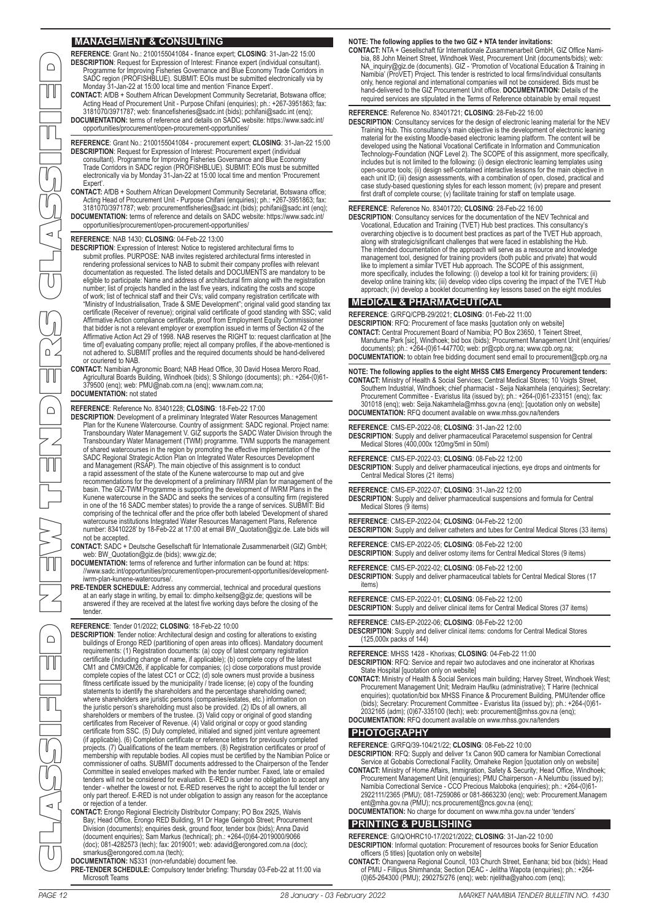## MANAGEMENT & CONSULTING

**REFERENCE**: Grant No.: 2100155041084 - finance expert; **CLOSING**: 31-Jan-22 15:00
**DESCRIPTION**: Request for Expression of Interest: Finance expert (individual consultant). Programme for Improving Fisheries Governance and Blue Economy Trade Corridors in SADC region (PROFISHBLUE). SUBMIT: EOIs must be submitted electronically via by Monday 31-Jan-22 at 15:00 local time and mention 'Finance Expert'.
**CONTACT:** AfDB + Southern African Development Community Secretariat, Botswana office; Acting Head of Procurement Unit - Purpose Chifani (enquiries); ph.: +267-3951863; fax: 3181070/3971787; web: financefisheries@sadc.int (bids); pchifani@sadc.int (enq);
**DOCUMENTATION:** terms of reference and details on SADC website: https://www.sadc.int/opportunities/procurement/open-procurement-opportunities/

**REFERENCE**: Grant No.: 2100155041084 - procurement expert; **CLOSING**: 31-Jan-22 15:00
**DESCRIPTION**: Request for Expression of Interest: Procurement expert (individual consultant). Programme for Improving Fisheries Governance and Blue Economy Trade Corridors in SADC region (PROFISHBLUE). SUBMIT: EOIs must be submitted electronically via by Monday 31-Jan-22 at 15:00 local time and mention 'Procurement Expert'.
**CONTACT:** AfDB + Southern African Development Community Secretariat, Botswana office; Acting Head of Procurement Unit - Purpose Chifani (enquiries); ph.: +267-3951863; fax: 3181070/3971787; web: procurementfisheries@sadc.int (bids); pchifani@sadc.int (enq);
**DOCUMENTATION:** terms of reference and details on SADC website: https://www.sadc.int/opportunities/procurement/open-procurement-opportunities/

**REFERENCE**: NAB 1430; **CLOSING**: 04-Feb-22 13:00
**DESCRIPTION**: Expression of Interest: Notice to registered architectural firms to submit profiles. PURPOSE: NAB invites registered architectural firms interested in rendering professional services to NAB to submit their company profiles with relevant documentation as requested. The listed details and DOCUMENTS are mandatory to be eligible to participate: Name and address of architectural firm along with the registration number; list of projects handled in the last five years, indicating the costs and scope of work; list of technical staff and their CVs; valid company registration certificate with "Ministry of Industrialisation, Trade & SME Development"; original valid good standing tax certificate (Receiver of revenue); original valid certificate of good standing with SSC; valid Affirmative Action compliance certificate, proof from Employment Equity Commissioner that bidder is not a relevant employer or exemption issued in terms of Section 42 of the Affirmative Action Act 29 of 1998. NAB reserves the RIGHT to: request clarification at [the time of] evaluating company profile; reject all company profiles, if the above-mentioned is not adhered to. SUBMIT profiles and the required documents should be hand-delivered or couriered to NAB.
**CONTACT:** Namibian Agronomic Board; NAB Head Office, 30 David Hosea Meroro Road, Agricultural Boards Building, Windhoek (bids); S Shilongo (documents); ph.: +264-(0)61-379500 (enq); web: PMU@nab.com.na (enq); www.nam.com.na;
**DOCUMENTATION:** not stated

**REFERENCE**: Reference No. 83401228; **CLOSING**: 18-Feb-22 17:00
**DESCRIPTION**: Development of a preliminary Integrated Water Resources Management Plan for the Kunene Watercourse. Country of assignment: SADC regional. Project name: Transboundary Water Management V. GIZ supports the SADC Water Division through the Transboundary Water Management (TWM) programme. TWM supports the management of shared watercourses in the region by promoting the effective implementation of the SADC Regional Strategic Action Plan on Integrated Water Resources Development and Management (RSAP). The main objective of this assignment is to conduct a rapid assessment of the state of the Kunene watercourse to map out and give recommendations for the development of a preliminary IWRM plan for management of the basin. The GIZ-TWM Programme is supporting the development of IWRM Plans in the Kunene watercourse in the SADC and seeks the services of a consulting firm (registered in one of the 16 SADC member states) to provide the a range of services. SUBMIT: Bid comprising of the technical offer and the price offer both labeled 'Development of shared watercourse institutions Integrated Water Resources Management Plans, Reference number: 83410228' by 18-Feb-22 at 17:00 at email BW_Quotation@giz.de. Late bids will not be accepted.
**CONTACT:** SADC + Deutsche Gesellschaft für Internationale Zusammenarbeit (GIZ) GmbH; web: BW_Quotation@giz.de (bids); www.giz.de;
**DOCUMENTATION:** terms of reference and further information can be found at: https://www.sadc.int/opportunities/procurement/open-procurement-opportunities/development-iwrm-plan-kunene-watercourse/.
**PRE-TENDER SCHEDULE:** Address any commercial, technical and procedural questions at an early stage in writing, by email to: dimpho.keitseng@giz.de; questions will be answered if they are received at the latest five working days before the closing of the tender.

**REFERENCE**: Tender 01/2022; **CLOSING**: 18-Feb-22 10:00
**DESCRIPTION**: Tender notice: Architectural design and costing for alterations to existing buildings of Erongo RED (partitioning of open areas into offices). Mandatory document requirements: (1) Registration documents: (a) copy of latest company registration certificate (including change of name, if applicable); (b) complete copy of the latest CM1 and CM9/CM26, if applicable for companies; (c) close corporations must provide complete copies of the latest CC1 or CC2; (d) sole owners must provide a business fitness certificate issued by the municipality / trade license; (e) copy of the founding statements to identify the shareholders and the percentage shareholding owned; where shareholders are juristic persons (companies/estates, etc.) information on the juristic person's shareholding must also be provided. (2) IDs of all owners, all shareholders or members of the trustee. (3) Valid copy or original of good standing certificates from Receiver of Revenue. (4) Valid original or copy of good standing certificate from SSC. (5) Duly completed, initialed and signed joint venture agreement (if applicable). (6) Completion certificate or reference letters for previously completed projects. (7) Qualifications of the team members. (8) Registration certificates or proof of membership with reputable bodies. All copies must be certified by the Namibian Police or commissioner of oaths. SUBMIT documents addressed to the Chairperson of the Tender Committee in sealed envelopes marked with the tender number. Faxed, late or emailed tenders will not be considered for evaluation. E-RED is under no obligation to accept any tender - whether the lowest or not. E-RED reserves the right to accept the full tender or only part thereof. E-RED is not under obligation to assign any reason for the acceptance or rejection of a tender.
**CONTACT:** Erongo Regional Electricity Distributor Company; PO Box 2925, Walvis Bay; Head Office, Erongo RED Building, 91 Dr Hage Geingob Street; Procurement Division (documents); enquiries desk, ground floor, tender box (bids); Anna David (document enquiries); Sam Markus (technical); ph.: +264-(0)64-2019000/9066 (doc); 081-4282573 (tech); fax: 2019001; web: adavid@erongored.com.na (doc); smarkus@erongored.com.na (tech);
**DOCUMENTATION:** N$331 (non-refundable) document fee.
**PRE-TENDER SCHEDULE:** Compulsory tender briefing: Thursday 03-Feb-22 at 11:00 via Microsoft Teams

**NOTE: The following applies to the two GIZ + NTA tender invitations:**
**CONTACT:** NTA + Gesellschaft für Internationale Zusammenarbeit GmbH, GIZ Office Namibia, 88 John Meinert Street, Windhoek West, Procurement Unit (documents/bids); web: NA_inquiry@giz.de (documents). GIZ - 'Promotion of Vocational Education & Training in Namibia' (ProVET) Project. This tender is restricted to local firms/individual consultants only, hence regional and international companies will not be considered. Bids must be hand-delivered to the GIZ Procurement Unit office. **DOCUMENTATION:** Details of the required services are stipulated in the Terms of Reference obtainable by email request

**REFERENCE**: Reference No. 83401721; **CLOSING**: 28-Feb-22 16:00
**DESCRIPTION**: Consultancy services for the design of electronic leaning material for the NEV Training Hub. This consultancy's main objective is the development of electronic leaning material for the existing Moodle-based electronic learning platform. The content will be developed using the National Vocational Certificate in Information and Communication Technology-Foundation (NQF Level 2). The SCOPE of this assignment, more specifically, includes but is not limited to the following: (i) design electronic learning templates using open-source tools; (ii) design self-contained interactive lessons for the main objective in each unit ID; (iii) design assessments, with a combination of open, closed, practical and case study-based questioning styles for each lesson moment; (iv) prepare and present first draft of complete course; (v) facilitate training for staff on template usage.

**REFERENCE**: Reference No. 83401720; **CLOSING**: 28-Feb-22 16:00
**DESCRIPTION**: Consultancy services for the documentation of the NEV Technical and Vocational, Education and Training (TVET) Hub best practices. This consultancy's overarching objective is to document best practices as part of the TVET Hub approach, along with strategic/significant challenges that were faced in establishing the Hub. The intended documentation of the approach will serve as a resource and knowledge management tool, designed for training providers (both public and private) that would like to implement a similar TVET Hub approach. The SCOPE of this assignment, more specifically, includes the following: (i) develop a tool kit for training providers; (ii) develop online training kits; (iii) develop video clips covering the impact of the TVET Hub approach; (iv) develop a booklet documenting key lessons based on the eight modules

## MEDICAL & PHARMACEUTICAL

**REFERENCE**: G/RFQ/CPB-29/2021; **CLOSING**: 01-Feb-22 11:00
**DESCRIPTION**: RFQ: Procurement of face masks [quotation only on website]
**CONTACT:** Central Procurement Board of Namibia; PO Box 23650, 1 Teinert Street, Mandume Park [sic], Windhoek; bid box (bids); Procurement Management Unit (enquiries/documents); ph.: +264-(0)61-447700; web: pr@cpb.org.na; www.cpb.org.na;
**DOCUMENTATION:** to obtain free bidding document send email to procurement@cpb.org.na

**NOTE: The following applies to the eight MHSS CMS Emergency Procurement tenders:**
**CONTACT:** Ministry of Health & Social Services; Central Medical Stores; 10 Voigts Street, Southern Industrial, Windhoek; chief pharmacist - Seija Nakamhela (enquiries); Secretary: Procurement Committee - Evaristus Iita (issued by); ph.: +264-(0)61-233151 (enq); fax: 301018 (enq); web: Seija.Nakamhela@mhss.gov.na (enq); [quotation only on website]
**DOCUMENTATION:** RFQ document available on www.mhss.gov.na/tenders

**REFERENCE**: CMS-EPR-2022-08; **CLOSING**: 31-Jan-22 12:00
**DESCRIPTION**: Supply and deliver pharmaceutical Paracetemol suspension for Central Medical Stores (400,000x 120mg/5ml in 50ml)

**REFERENCE**: CMS-EPR-2022-03; **CLOSING**: 08-Feb-22 12:00
**DESCRIPTION**: Supply and deliver pharmaceutical injections, eye drops and ointments for Central Medical Stores (21 items)

**REFERENCE**: CMS-EPR-2022-07; **CLOSING**: 31-Jan-22 12:00
**DESCRIPTION**: Supply and deliver pharmaceutical suspensions and formula for Central Medical Stores (9 items)

**REFERENCE**: CMS-EPR-2022-04; **CLOSING**: 04-Feb-22 12:00
**DESCRIPTION**: Supply and deliver catheters and tubes for Central Medical Stores (33 items)

**REFERENCE**: CMS-EPR-2022-05; **CLOSING**: 08-Feb-22 12:00
**DESCRIPTION**: Supply and deliver ostomy items for Central Medical Stores (9 items)

**REFERENCE**: CMS-EPR-2022-02; **CLOSING**: 08-Feb-22 12:00
**DESCRIPTION**: Supply and deliver pharmaceutical tablets for Central Medical Stores (17 items)

**REFERENCE**: CMS-EPR-2022-01; **CLOSING**: 08-Feb-22 12:00
**DESCRIPTION**: Supply and deliver clinical items for Central Medical Stores (37 items)

**REFERENCE**: CMS-EPR-2022-06; **CLOSING**: 08-Feb-22 12:00
**DESCRIPTION**: Supply and deliver clinical items: condoms for Central Medical Stores (125,000x packs of 144)

**REFERENCE**: MHSS 1428 - Khorixas; **CLOSING**: 04-Feb-22 11:00
**DESCRIPTION**: RFQ: Service and repair two autoclaves and one incinerator at Khorixas State Hospital [quotation only on website]
**CONTACT:** Ministry of Health & Social Services main building; Harvey Street, Windhoek West; Procurement Management Unit; Medraim Haufiku (administrative); T Harire (technical enquiries); quotation/bid box MHSS Finance & Procurement Building, PMU/tender office (bids); Secretary: Procurement Committee - Evaristus Iita (issued by); ph.: +264-(0)61-2032165 (adm); (0)67-335100 (tech); web: procurement@mhss.gov.na (enq);
**DOCUMENTATION:** RFQ document available on www.mhss.gov.na/tenders

## PHOTOGRAPHY

**REFERENCE**: G/RFQ/39-104/21/22; **CLOSING**: 08-Feb-22 10:00
**DESCRIPTION**: RFQ: Supply and deliver 1x Canon 90D camera for Namibian Correctional Service at Gobabis Correctional Facility, Omaheke Region [quotation only on website]
**CONTACT:** Ministry of Home Affairs, Immigration, Safety & Security; Head Office, Windhoek; Procurement Management Unit (enquiries); PMU Chairperson - A Nelumbu (issued by); Namibia Correctional Service - CCO Precious Maloboka (enquiries); ph.: +264-(0)61-2922111/2365 (PMU); 081-7259086 or 081-8663230 (enq); web: Procurement.Management@mha.gov.na (PMU); ncs.procurement@ncs.gov.na (enq);
**DOCUMENTATION:** No charge for document on www.mha.gov.na under 'tenders'

## PRINTING & PUBLISHING

**REFERENCE**: G/IQ/OHRC10-17/2021/2022; **CLOSING**: 31-Jan-22 10:00
**DESCRIPTION**: Informal quotation: Procurement of resources books for Senior Education officers (5 titles) [quotation only on website]
**CONTACT:** Ohangwena Regional Council, 103 Church Street, Eenhana; bid box (bids); Head of PMU - Fillipus Shimhanda; Section DEAC - Jelitha Wapota (enquiries); ph.: +264-(0)65-264300 (PMU); 290275/276 (enq); web: njelitha@yahoo.com (enq);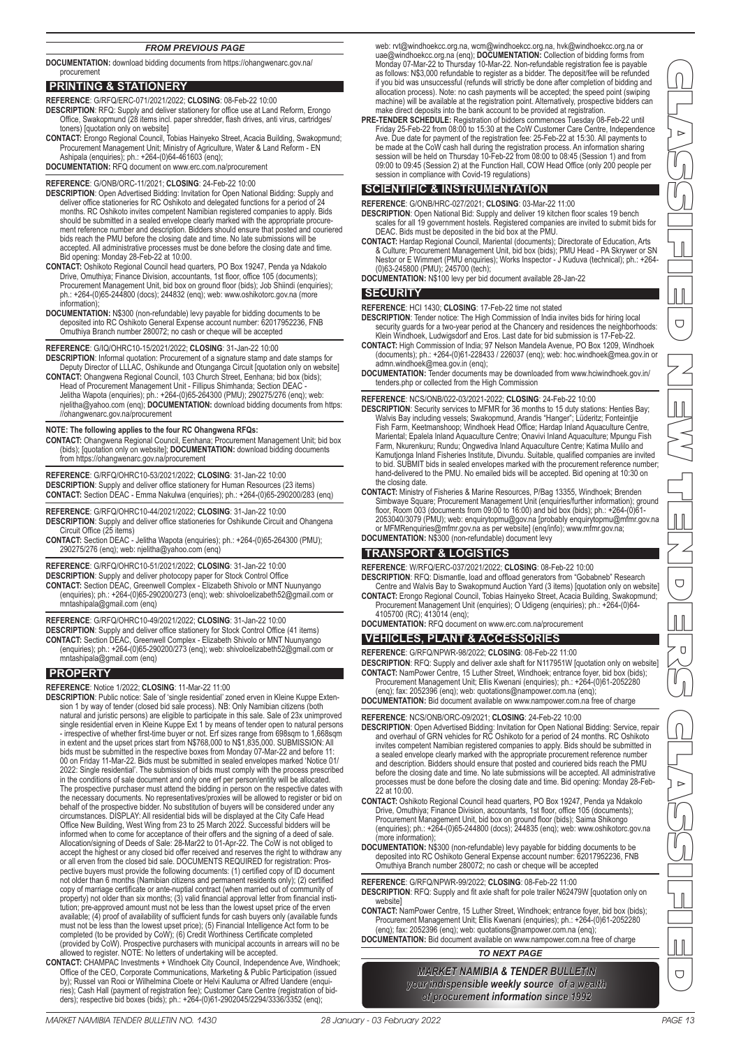*FROM PREVIOUS PAGE*

**DOCUMENTATION:** download bidding documents from https://ohangwenarc.gov.na/procurement

## PRINTING & STATIONERY

**REFERENCE**: G/RFQ/ERC-071/2021/2022; **CLOSING**: 08-Feb-22 10:00

**DESCRIPTION**: RFQ: Supply and deliver stationery for office use at Land Reform, Erongo Office, Swakopmund (28 items incl. paper shredder, flash drives, anti virus, cartridges/toners) [quotation only on website]

**CONTACT:** Erongo Regional Council, Tobias Hainyeko Street, Acacia Building, Swakopmund; Procurement Management Unit; Ministry of Agriculture, Water & Land Reform - EN Ashipala (enquiries); ph.: +264-(0)64-461603 (enq);

**DOCUMENTATION:** RFQ document on www.erc.com.na/procurement

**REFERENCE**: G/ONB/ORC-11/2021; **CLOSING**: 24-Feb-22 10:00

**DESCRIPTION**: Open Advertised Bidding: Invitation for Open National Bidding: Supply and deliver office stationeries for RC Oshikoto and delegated functions for a period of 24 months. RC Oshikoto invites competent Namibian registered companies to apply. Bids should be submitted in a sealed envelope clearly marked with the appropriate procurement reference number and description. Bidders should ensure that posted and couriered bids reach the PMU before the closing date and time. No late submissions will be accepted. All administrative processes must be done before the closing date and time. Bid opening: Monday 28-Feb-22 at 10:00.

**CONTACT:** Oshikoto Regional Council head quarters, PO Box 19247, Penda ya Ndakolo Drive, Omuthiya; Finance Division, accountants, 1st floor, office 105 (documents); Procurement Management Unit, bid box on ground floor (bids); Job Shiindi (enquiries); ph.: +264-(0)65-244800 (docs); 244832 (enq); web: www.oshikotorc.gov.na (more information);

**DOCUMENTATION:** N$300 (non-refundable) levy payable for bidding documents to be deposited into RC Oshikoto General Expense account number: 62017952236, FNB Omuthiya Branch number 280072; no cash or cheque will be accepted

**REFERENCE**: G/IQ/OHRC10-15/2021/2022; **CLOSING**: 31-Jan-22 10:00

**DESCRIPTION**: Informal quotation: Procurement of a signature stamp and date stamps for Deputy Director of LLLAC, Oshikunde and Otunganga Circuit [quotation only on website]

**CONTACT:** Ohangwena Regional Council, 103 Church Street, Eenhana; bid box (bids); Head of Procurement Management Unit - Fillipus Shimhanda; Section DEAC - Jelitha Wapota (enquiries); ph.: +264-(0)65-264300 (PMU); 290275/276 (enq); web: njelitha@yahoo.com (enq); **DOCUMENTATION:** download bidding documents from https://ohangwenarc.gov.na/procurement

**NOTE: The following applies to the four RC Ohangwena RFQs:**

**CONTACT:** Ohangwena Regional Council, Eenhana; Procurement Management Unit; bid box (bids); [quotation only on website]; **DOCUMENTATION:** download bidding documents from https://ohangwenarc.gov.na/procurement

**REFERENCE**: G/RFQ/OHRC10-53/2021/2022; **CLOSING**: 31-Jan-22 10:00

**DESCRIPTION**: Supply and deliver office stationery for Human Resources (23 items)

**CONTACT:** Section DEAC - Emma Nakulwa (enquiries); ph.: +264-(0)65-290200/283 (enq)

**REFERENCE**: G/RFQ/OHRC10-44/2021/2022; **CLOSING**: 31-Jan-22 10:00

**DESCRIPTION**: Supply and deliver office stationeries for Oshikunde Circuit and Ohangena Circuit Office (25 items)

**CONTACT:** Section DEAC - Jelitha Wapota (enquiries); ph.: +264-(0)65-264300 (PMU); 290275/276 (enq); web: njelitha@yahoo.com (enq)

**REFERENCE**: G/RFQ/OHRC10-51/2021/2022; **CLOSING**: 31-Jan-22 10:00

**DESCRIPTION**: Supply and deliver photocopy paper for Stock Control Office

**CONTACT:** Section DEAC, Greenwell Complex - Elizabeth Shivolo or MNT Nuunyango (enquiries); ph.: +264-(0)65-290200/273 (enq); web: shivoloelizabeth52@gmail.com or mntashipala@gmail.com (enq)

**REFERENCE**: G/RFQ/OHRC10-49/2021/2022; **CLOSING**: 31-Jan-22 10:00

**DESCRIPTION**: Supply and deliver office stationery for Stock Control Office (41 items)

**CONTACT:** Section DEAC, Greenwell Complex - Elizabeth Shivolo or MNT Nuunyango (enquiries); ph.: +264-(0)65-290200/273 (enq); web: shivoloelizabeth52@gmail.com or mntashipala@gmail.com (enq)

## PROPERTY

**REFERENCE**: Notice 1/2022; **CLOSING**: 11-Mar-22 11:00

**DESCRIPTION**: Public notice: Sale of 'single residential' zoned erven in Kleine Kuppe Extension 1 by way of tender (closed bid sale process). NB: Only Namibian citizens (both natural and juristic persons) are eligible to participate in this sale. Sale of 23x unimproved single residential erven in Kleine Kuppe Ext 1 by means of tender open to natural persons - irrespective of whether first-time buyer or not. Erf sizes range from 698sqm to 1,668sqm in extent and the upset prices start from N$768,000 to N$1,835,000. SUBMISSION: All bids must be submitted in the respective boxes from Monday 07-Mar-22 and before 11:00 on Friday 11-Mar-22. Bids must be submitted in sealed envelopes marked 'Notice 01/2022: Single residential'. The submission of bids must comply with the process prescribed in the conditions of sale document and only one erf per person/entity will be allocated. The prospective purchaser must attend the bidding in person on the respective dates with the necessary documents. No representatives/proxies will be allowed to register or bid on behalf of the prospective bidder. No substitution of buyers will be considered under any circumstances. DISPLAY: All residential bids will be displayed at the City Cafe Head Office New Building, West Wing from 23 to 25 March 2022. Successful bidders will be informed when to come for acceptance of their offers and the signing of a deed of sale. Allocation/signing of Deeds of Sale: 28-Mar22 to 01-Apr-22. The CoW is not obliged to accept the highest or any closed bid offer received and reserves the right to withdraw any or all erven from the closed bid sale. DOCUMENTS REQUIRED for registration: Prospective buyers must provide the following documents: (1) certified copy of ID document not older than 6 months (Namibian citizens and permanent residents only); (2) certified copy of marriage certificate or ante-nuptial contract (when married out of community of property) not older than six months; (3) valid financial approval letter from financial institution; pre-approved amount must not be less than the lowest upset price of the erven available; (4) proof of availability of sufficient funds for cash buyers only (available funds must not be less than the lowest upset price); (5) Financial Intelligence Act form to be completed (to be provided by CoW); (6) Credit Worthiness Certificate completed (provided by CoW). Prospective purchasers with municipal accounts in arrears will no be allowed to register. NOTE: No letters of undertaking will be accepted.

**CONTACT:** CHAMPAC Investments + Windhoek City Council, Independence Ave, Windhoek; Office of the CEO, Corporate Communications, Marketing & Public Participation (issued by); Russel van Rooi or Wilhelmina Cloete or Helvi Kauluma or Alfred Uandere (enquiries); Cash Hall (payment of registration fee); Customer Care Centre (registration of bidders); respective bid boxes (bids); ph.: +264-(0)61-2902045/2294/3336/3352 (enq); web: rvt@windhoekcc.org.na, wcm@windhoekcc.org.na, hvk@windhoekcc.org.na or uae@windhoekcc.org.na (enq); **DOCUMENTATION:** Collection of bidding forms from Monday 07-Mar-22 to Thursday 10-Mar-22. Non-refundable registration fee is payable as follows: N$3,000 refundable to register as a bidder. The deposit/fee will be refunded if you bid was unsuccessful (refunds will strictly be done after completion of bidding and allocation process). Note: no cash payments will be accepted; the speed point (swiping machine) will be available at the registration point. Alternatively, prospective bidders can make direct deposits into the bank account to be provided at registration.

**PRE-TENDER SCHEDULE:** Registration of bidders commences Tuesday 08-Feb-22 until Friday 25-Feb-22 from 08:00 to 15:30 at the CoW Customer Care Centre, Independence Ave. Due date for payment of the registration fee: 25-Feb-22 at 15:30. All payments to be made at the CoW cash hall during the registration process. An information sharing session will be held on Thursday 10-Feb-22 from 08:00 to 08:45 (Session 1) and from 09:00 to 09:45 (Session 2) at the Function Hall, COW Head Office (only 200 people per session in compliance with Covid-19 regulations)

## SCIENTIFIC & INSTRUMENTATION

**REFERENCE**: G/ONB/HRC-027/2021; **CLOSING**: 03-Mar-22 11:00

**DESCRIPTION**: Open National Bid: Supply and deliver 19 kitchen floor scales 19 bench scales for all 19 government hostels. Registered companies are invited to submit bids for DEAC. Bids must be deposited in the bid box at the PMU.

**CONTACT:** Hardap Regional Council, Mariental (documents); Directorate of Education, Arts & Culture; Procurement Management Unit, bid box (bids); PMU Head - PA Skrywer or SN Nestor or E Wimmert (PMU enquiries); Works Inspector - J Kuduva (technical); ph.: +264-(0)63-245800 (PMU); 245700 (tech);

**DOCUMENTATION:** N$100 levy per bid document available 28-Jan-22

## SECURITY

**REFERENCE**: HCI 1430; **CLOSING**: 17-Feb-22 time not stated

**DESCRIPTION**: Tender notice: The High Commission of India invites bids for hiring local security guards for a two-year period at the Chancery and residences the neighborhoods: Klein Windhoek, Ludwigsdorf and Eros. Last date for bid submission is 17-Feb-22.

**CONTACT:** High Commission of India; 97 Nelson Mandela Avenue, PO Box 1209, Windhoek (documents); ph.: +264-(0)61-228433 / 226037 (enq); web: hoc.windhoek@mea.gov.in or admn.windhoek@mea.gov.in (enq);

**DOCUMENTATION:** Tender documents may be downloaded from www.hciwindhoek.gov.in/tenders.php or collected from the High Commission

**REFERENCE**: NCS/ONB/022-03/2021-2022; **CLOSING**: 24-Feb-22 10:00

**DESCRIPTION**: Security services to MFMR for 36 months to 15 duty stations: Henties Bay; Walvis Bay including vessels; Swakopmund, Arandis "Hanger"; Lüderitz; Fonteintjie Fish Farm, Keetmanshoop; Windhoek Head Office; Hardap Inland Aquaculture Centre, Mariental; Epalela Inland Aquaculture Centre; Onavivi Inland Aquaculture; Mpungu Fish Farm, Nkurenkuru; Rundu; Ongwediva Inland Aquaculture Centre; Katima Mulilo and Kamutjonga Inland Fisheries Institute, Divundu. Suitable, qualified companies are invited to bid. SUBMIT bids in sealed envelopes marked with the procurement reference number; hand-delivered to the PMU. No emailed bids will be accepted. Bid opening at 10:30 on the closing date.

**CONTACT:** Ministry of Fisheries & Marine Resources, P/Bag 13355, Windhoek; Brenden Simbwaye Square; Procurement Management Unit (enquiries/further information); ground floor, Room 003 (documents from 09:00 to 16:00) and bid box (bids); ph.: +264-(0)61-2053040/3079 (PMU); web: enquirytopmu@gov.na [probably enquirytopmu@mfmr.gov.na or MFMRenquiries@mfmr.gov.na as per website] (enq/info); www.mfmr.gov.na;

**DOCUMENTATION:** N$300 (non-refundable) document levy

## TRANSPORT & LOGISTICS

**REFERENCE**: W/RFQ/ERC-037/2021/2022; **CLOSING**: 08-Feb-22 10:00

**DESCRIPTION**: RFQ: Dismantle, load and offload generators from "Gobabneb" Research Centre and Walvis Bay to Swakopmund Auction Yard (3 items) [quotation only on website]

**CONTACT:** Erongo Regional Council, Tobias Hainyeko Street, Acacia Building, Swakopmund; Procurement Management Unit (enquiries); O Udigeng (enquiries); ph.: +264-(0)64-4105700 (RC); 413014 (enq);

**DOCUMENTATION:** RFQ document on www.erc.com.na/procurement

## VEHICLES, PLANT & ACCESSORIES

**REFERENCE**: G/RFQ/NPWR-98/2022; **CLOSING**: 08-Feb-22 11:00

**DESCRIPTION**: RFQ: Supply and deliver axle shaft for N117951W [quotation only on website]

**CONTACT:** NamPower Centre, 15 Luther Street, Windhoek; entrance foyer, bid box (bids); Procurement Management Unit; Ellis Kwenani (enquiries); ph.: +264-(0)61-2052280 (enq); fax: 2052396 (enq); web: quotations@nampower.com.na (enq);

**DOCUMENTATION:** Bid document available on www.nampower.com.na free of charge

**REFERENCE**: NCS/ONB/ORC-09/2021; **CLOSING**: 24-Feb-22 10:00

**DESCRIPTION**: Open Advertised Bidding: Invitation for Open National Bidding: Service, repair and overhaul of GRN vehicles for RC Oshikoto for a period of 24 months. RC Oshikoto invites competent Namibian registered companies to apply. Bids should be submitted in a sealed envelope clearly marked with the appropriate procurement reference number and description. Bidders should ensure that posted and couriered bids reach the PMU before the closing date and time. No late submissions will be accepted. All administrative processes must be done before the closing date and time. Bid opening: Monday 28-Feb-22 at 10:00.

**CONTACT:** Oshikoto Regional Council head quarters, PO Box 19247, Penda ya Ndakolo Drive, Omuthiya; Finance Division, accountants, 1st floor, office 105 (documents); Procurement Management Unit, bid box on ground floor (bids); Saima Shikongo (enquiries); ph.: +264-(0)65-244800 (docs); 244835 (enq); web: www.oshikotorc.gov.na (more information);

**DOCUMENTATION:** N$300 (non-refundable) levy payable for bidding documents to be deposited into RC Oshikoto General Expense account number: 62017952236, FNB Omuthiya Branch number 280072; no cash or cheque will be accepted

**REFERENCE**: G/RFQ/NPWR-99/2022; **CLOSING**: 08-Feb-22 11:00

**DESCRIPTION**: RFQ: Supply and fit axle shaft for pole trailer N62479W [quotation only on website]

**CONTACT:** NamPower Centre, 15 Luther Street, Windhoek; entrance foyer, bid box (bids); Procurement Management Unit; Ellis Kwenani (enquiries); ph.: +264-(0)61-2052280 (enq); fax: 2052396 (enq); web: quotations@nampower.com.na (enq);

**DOCUMENTATION:** Bid document available on www.nampower.com.na free of charge

*TO NEXT PAGE*

***MARKET NAMIBIA & TENDER BULLETIN***
***your indispensible weekly source of a wealth of procurement information since 1992***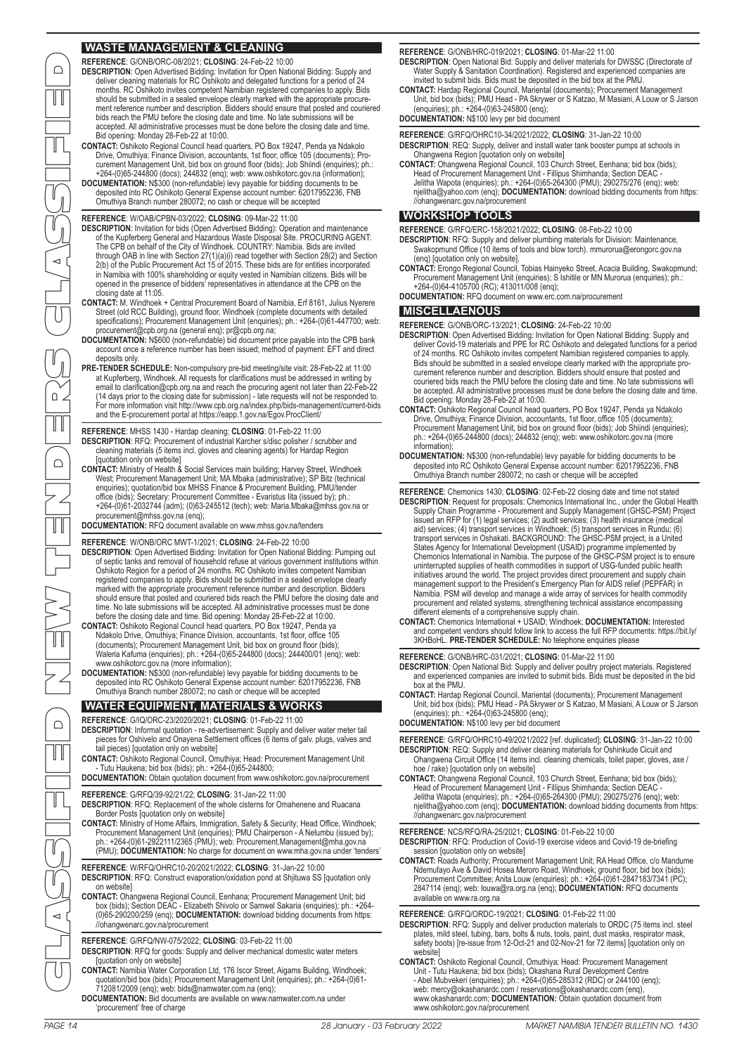## WASTE MANAGEMENT & CLEANING

**REFERENCE**: G/ONB/ORC-08/2021; **CLOSING**: 24-Feb-22 10:00
**DESCRIPTION**: Open Advertised Bidding: Invitation for Open National Bidding: Supply and deliver cleaning materials for RC Oshikoto and delegated functions for a period of 24 months. RC Oshikoto invites competent Namibian registered companies to apply. Bids should be submitted in a sealed envelope clearly marked with the appropriate procurement reference number and description. Bidders should ensure that posted and couriered bids reach the PMU before the closing date and time. No late submissions will be accepted. All administrative processes must be done before the closing date and time. Bid opening: Monday 28-Feb-22 at 10:00.
**CONTACT:** Oshikoto Regional Council head quarters, PO Box 19247, Penda ya Ndakolo Drive, Omuthiya; Finance Division, accountants, 1st floor, office 105 (documents); Procurement Management Unit, bid box on ground floor (bids); Job Shiindi (enquiries); ph.: +264-(0)65-244800 (docs); 244832 (enq; web: www.oshikotorc.gov.na (information);
**DOCUMENTATION:** N$300 (non-refundable) levy payable for bidding documents to be deposited into RC Oshikoto General Expense account number: 62017952236, FNB Omuthiya Branch number 280072; no cash or cheque will be accepted

**REFERENCE**: W/OAB/CPBN-03/2022; **CLOSING**: 09-Mar-22 11:00
**DESCRIPTION**: Invitation for bids (Open Advertised Bidding): Operation and maintenance of the Kupferberg General and Hazardous Waste Disposal Site. PROCURING AGENT: The CPB on behalf of the City of Windhoek. COUNTRY: Namibia. Bids are invited through OAB in line with Section 27(1)(a)(i) read together with Section 28(2) and Section 2(b) of the Public Procurement Act 15 of 2015. These bids are for entities incorporated in Namibia with 100% shareholding or equity vested in Namibian citizens. Bids will be opened in the presence of bidders' representatives in attendance at the CPB on the closing date at 11:05.
**CONTACT:** M. Windhoek + Central Procurement Board of Namibia, Erf 8161, Julius Nyerere Street (old RCC Building), ground floor, Windhoek (complete documents with detailed specifications); Procurement Management Unit (enquiries); ph.: +264-(0)61-447700; web: procurement@cpb.org.na (general enq); pr@cpb.org.na;
**DOCUMENTATION:** N$600 (non-refundable) bid document price payable into the CPB bank account once a reference number has been issued; method of payment: EFT and direct deposits only.
**PRE-TENDER SCHEDULE:** Non-compulsory pre-bid meeting/site visit: 28-Feb-22 at 11:00 at Kupferberg, Windhoek. All requests for clarifications must be addressed in writing by email to clarification@cpb.org.na and reach the procuring agent not later than 22-Feb-22 (14 days prior to the closing date for submission) - late requests will not be responded to. For more information visit http://www.cpb.org.na/index.php/bids-management/current-bids and the E-procurement portal at https://eapp.1.gov.na/Egov.ProcClient/

**REFERENCE**: MHSS 1430 - Hardap cleaning; **CLOSING**: 01-Feb-22 11:00
**DESCRIPTION**: RFQ: Procurement of industrial Karcher s/disc polisher / scrubber and cleaning materials (5 items incl. gloves and cleaning agents) for Hardap Region [quotation only on website]
**CONTACT:** Ministry of Health & Social Services main building; Harvey Street, Windhoek West; Procurement Management Unit; MA Mbaka (administrative); SP Bitz (technical enquiries); quotation/bid box MHSS Finance & Procurement Building, PMU/tender office (bids); Secretary: Procurement Committee - Evaristus Iita (issued by); ph.: +264-(0)61-2032744 (adm); (0)63-245512 (tech); web: Maria.Mbaka@mhss.gov.na or procurement@mhss.gov.na (enq);
**DOCUMENTATION:** RFQ document available on www.mhss.gov.na/tenders

**REFERENCE**: W/ONB/ORC MWT-1/2021; **CLOSING**: 24-Feb-22 10:00
**DESCRIPTION**: Open Advertised Bidding: Invitation for Open National Bidding: Pumping out of septic tanks and removal of household refuse at various government institutions within Oshikoto Region for a period of 24 months. RC Oshikoto invites competent Namibian registered companies to apply. Bids should be submitted in a sealed envelope clearly marked with the appropriate procurement reference number and description. Bidders should ensure that posted and couriered bids reach the PMU before the closing date and time. No late submissions will be accepted. All administrative processes must be done before the closing date and time. Bid opening: Monday 28-Feb-22 at 10:00.
**CONTACT:** Oshikoto Regional Council head quarters, PO Box 19247, Penda ya Ndakolo Drive, Omuthiya; Finance Division, accountants, 1st floor, office 105 (documents); Procurement Management Unit, bid box on ground floor (bids); Waleria Kafuma (enquiries); ph.: +264-(0)65-244800 (docs); 244400/01 (enq); web: www.oshikotorc.gov.na (more information);
**DOCUMENTATION:** N$300 (non-refundable) levy payable for bidding documents to be deposited into RC Oshikoto General Expense account number: 62017952236, FNB Omuthiya Branch number 280072; no cash or cheque will be accepted

## WATER EQUIPMENT, MATERIALS & WORKS

**REFERENCE**: G/IQ/ORC-23/2020/2021; **CLOSING**: 01-Feb-22 11:00
**DESCRIPTION**: Informal quotation - re-advertisement: Supply and deliver water meter tail pieces for Oshivelo and Onayena Settlement offices (6 items of galv. plugs, valves and tail pieces) [quotation only on website]
**CONTACT:** Oshikoto Regional Council, Omuthiya; Head: Procurement Management Unit - Tutu Haukena; bid box (bids); ph.: +264-(0)65-244800;
**DOCUMENTATION:** Obtain quotation document from www.oshikotorc.gov.na/procurement

**REFERENCE**: G/RFQ/39-92/21/22; **CLOSING**: 31-Jan-22 11:00
**DESCRIPTION**: RFQ: Replacement of the whole cisterns for Omahenene and Ruacana Border Posts [quotation only on website]
**CONTACT:** Ministry of Home Affairs, Immigration, Safety & Security; Head Office, Windhoek; Procurement Management Unit (enquiries); PMU Chairperson - A Nelumbu (issued by); ph.: +264-(0)61-2922111/2365 (PMU); web: Procurement.Management@mha.gov.na (PMU); **DOCUMENTATION:** No charge for document on www.mha.gov.na under 'tenders'

**REFERENCE**: W/RFQ/OHRC10-20/2021/2022; **CLOSING**: 31-Jan-22 10:00
**DESCRIPTION**: RFQ: Construct evaporation/oxidation pond at Shjituwa SS [quotation only on website]
**CONTACT:** Ohangwena Regional Council, Eenhana; Procurement Management Unit; bid box (bids); Section DEAC - Elizabeth Shivolo or Samwel Sakaria (enquiries); ph.: +264-(0)65-290200/259 (enq); **DOCUMENTATION:** download bidding documents from https://ohangwenarc.gov.na/procurement

**REFERENCE**: G/RFQ/NW-075/2022; **CLOSING**: 03-Feb-22 11:00
**DESCRIPTION**: RFQ for goods: Supply and deliver mechanical domestic water meters [quotation only on website]
**CONTACT:** Namibia Water Corporation Ltd, 176 Iscor Street, Aigams Building, Windhoek; quotation/bid box (bids); Procurement Management Unit (enquiries); ph.: +264-(0)61-712081/2009 (enq); web: bids@namwater.com.na (enq);
**DOCUMENTATION:** Bid documents are available on www.namwater.com.na under 'procurement' free of charge

**REFERENCE**: G/ONB/HRC-019/2021; **CLOSING**: 01-Mar-22 11:00
**DESCRIPTION**: Open National Bid: Supply and deliver materials for DWSSC (Directorate of Water Supply & Sanitation Coordination). Registered and experienced companies are invited to submit bids. Bids must be deposited in the bid box at the PMU.
**CONTACT:** Hardap Regional Council, Mariental (documents); Procurement Management Unit, bid box (bids); PMU Head - PA Skrywer or S Katzao, M Masiani, A Louw or S Jarson (enquiries); ph.: +264-(0)63-245800 (enq);
**DOCUMENTATION:** N$100 levy per bid document

**REFERENCE**: G/RFQ/OHRC10-34/2021/2022; **CLOSING**: 31-Jan-22 10:00
**DESCRIPTION**: REQ: Supply, deliver and install water tank booster pumps at schools in Ohangwena Region [quotation only on website]
**CONTACT:** Ohangwena Regional Council, 103 Church Street, Eenhana; bid box (bids); Head of Procurement Management Unit - Fillipus Shimhanda; Section DEAC - Jelitha Wapota (enquiries); ph.: +264-(0)65-264300 (PMU); 290275/276 (enq); web: njelitha@yahoo.com (enq); **DOCUMENTATION:** download bidding documents from https://ohangwenarc.gov.na/procurement

## WORKSHOP TOOLS

**REFERENCE**: G/RFQ/ERC-158/2021/2022; **CLOSING**: 08-Feb-22 10:00
**DESCRIPTION**: RFQ: Supply and deliver plumbing materials for Division: Maintenance, Swakopmund Office (10 items of tools and blow torch). mmurorua@erongorc.gov.na (enq) [quotation only on website].
**CONTACT:** Erongo Regional Council, Tobias Hainyeko Street, Acacia Building, Swakopmund; Procurement Management Unit (enquiries); S Ishitile or MN Murorua (enquiries); ph.: +264-(0)64-4105700 (RC); 413011/008 (enq);
**DOCUMENTATION:** RFQ document on www.erc.com.na/procurement

## MISCELLAENOUS

**REFERENCE**: G/ONB/ORC-13/2021; **CLOSING**: 24-Feb-22 10:00
**DESCRIPTION**: Open Advertised Bidding: Invitation for Open National Bidding: Supply and deliver Covid-19 materials and PPE for RC Oshikoto and delegated functions for a period of 24 months. RC Oshikoto invites competent Namibian registered companies to apply. Bids should be submitted in a sealed envelope clearly marked with the appropriate procurement reference number and description. Bidders should ensure that posted and couriered bids reach the PMU before the closing date and time. No late submissions will be accepted. All administrative processes must be done before the closing date and time. Bid opening: Monday 28-Feb-22 at 10:00.
**CONTACT:** Oshikoto Regional Council head quarters, PO Box 19247, Penda ya Ndakolo Drive, Omuthiya; Finance Division, accountants, 1st floor, office 105 (documents); Procurement Management Unit, bid box on ground floor (bids); Job Shiindi (enquiries); ph.: +264-(0)65-244800 (docs); 244832 (enq); web: www.oshikotorc.gov.na (more information);
**DOCUMENTATION:** N$300 (non-refundable) levy payable for bidding documents to be deposited into RC Oshikoto General Expense account number: 62017952236, FNB Omuthiya Branch number 280072; no cash or cheque will be accepted

**REFERENCE**: Chemonics 1430; **CLOSING**: 02-Feb-22 closing date and time not stated
**DESCRIPTION**: Request for proposals: Chemonics International Inc., under the Global Health Supply Chain Programme - Procurement and Supply Management (GHSC-PSM) Project issued an RFP for (1) legal services; (2) audit services; (3) health insurance (medical aid) services; (4) transport services in Windhoek; (5) transport services in Rundu; (6) transport services in Oshakati. BACKGROUND: The GHSC-PSM project, is a United States Agency for International Development (USAID) programme implemented by Chemonics International in Namibia. The purpose of the GHSC-PSM project is to ensure uninterrupted supplies of health commodities in support of USG-funded public health initiatives around the world. The project provides direct procurement and supply chain management support to the President's Emergency Plan for AIDS relief (PEPFAR) in Namibia. PSM will develop and manage a wide array of services for health commodity procurement and related systems, strengthening technical assistance encompassing different elements of a comprehensive supply chain.
**CONTACT:** Chemonics International + USAID; Windhoek; **DOCUMENTATION:** Interested and competent vendors should follow link to access the full RFP documents: https://bit.ly/3KHBoHL. **PRE-TENDER SCHEDULE:** No telephone enquiries please

**REFERENCE**: G/ONB/HRC-031/2021; **CLOSING**: 01-Mar-22 11:00
**DESCRIPTION**: Open National Bid: Supply and deliver poultry project materials. Registered and experienced companies are invited to submit bids. Bids must be deposited in the bid box at the PMU.
**CONTACT:** Hardap Regional Council, Mariental (documents); Procurement Management Unit, bid box (bids); PMU Head - PA Skrywer or S Katzao, M Masiani, A Louw or S Jarson (enquiries); ph.: +264-(0)63-245800 (enq);
**DOCUMENTATION:** N$100 levy per bid document

**REFERENCE**: G/RFQ/OHRC10-49/2021/2022 [ref. duplicated]; **CLOSING**: 31-Jan-22 10:00
**DESCRIPTION**: REQ: Supply and deliver cleaning materials for Oshinkude Cicuit and Ohangwena Circuit Office (14 items incl. cleaning chemicals, toilet paper, gloves, axe / hoe / rake) [quotation only on website]
**CONTACT:** Ohangwena Regional Council, 103 Church Street, Eenhana; bid box (bids); Head of Procurement Management Unit - Fillipus Shimhanda; Section DEAC - Jelitha Wapota (enquiries); ph.: +264-(0)65-264300 (PMU); 290275/276 (enq); web: njelitha@yahoo.com (enq); **DOCUMENTATION:** download bidding documents from https://ohangwenarc.gov.na/procurement

**REFERENCE**: NCS/RFQ/RA-25/2021; **CLOSING**: 01-Feb-22 10:00
**DESCRIPTION**: RFQ: Production of Covid-19 exercise videos and Covid-19 de-briefing session [quotation only on website]
**CONTACT:** Roads Authority; Procurement Management Unit; RA Head Office, c/o Mandume Ndemufayo Ave & David Hosea Meroro Road, Windhoek; ground floor, bid box (bids); Procurement Committee; Anita Louw (enquiries); ph.: +264-(0)61-2847183/7341 (PC); 2847114 (enq); web: louwa@ra.org.na (enq); **DOCUMENTATION:** RFQ documents available on www.ra.org.na

**REFERENCE**: G/RFQ/ORDC-19/2021; **CLOSING**: 01-Feb-22 11:00
**DESCRIPTION**: RFQ: Supply and deliver production materials to ORDC (75 items incl. steel plates, mild steel, tubing, bars, bolts & nuts, tools, paint, dust masks, respirator mask, safety boots) [re-issue from 12-Oct-21 and 02-Nov-21 for 72 items] [quotation only on website]
**CONTACT:** Oshikoto Regional Council, Omuthiya; Head: Procurement Management Unit - Tutu Haukena; bid box (bids); Okashana Rural Development Centre - Abel Mubvekeri (enquiries); ph.: +264-(0)65-285312 (RDC) or 244100 (enq); web: mercy@okashanardc.com / reservations@okashanardc.com (enq), www.okashanardc.com; **DOCUMENTATION:** Obtain quotation document from www.oshikotorc.gov.na/procurement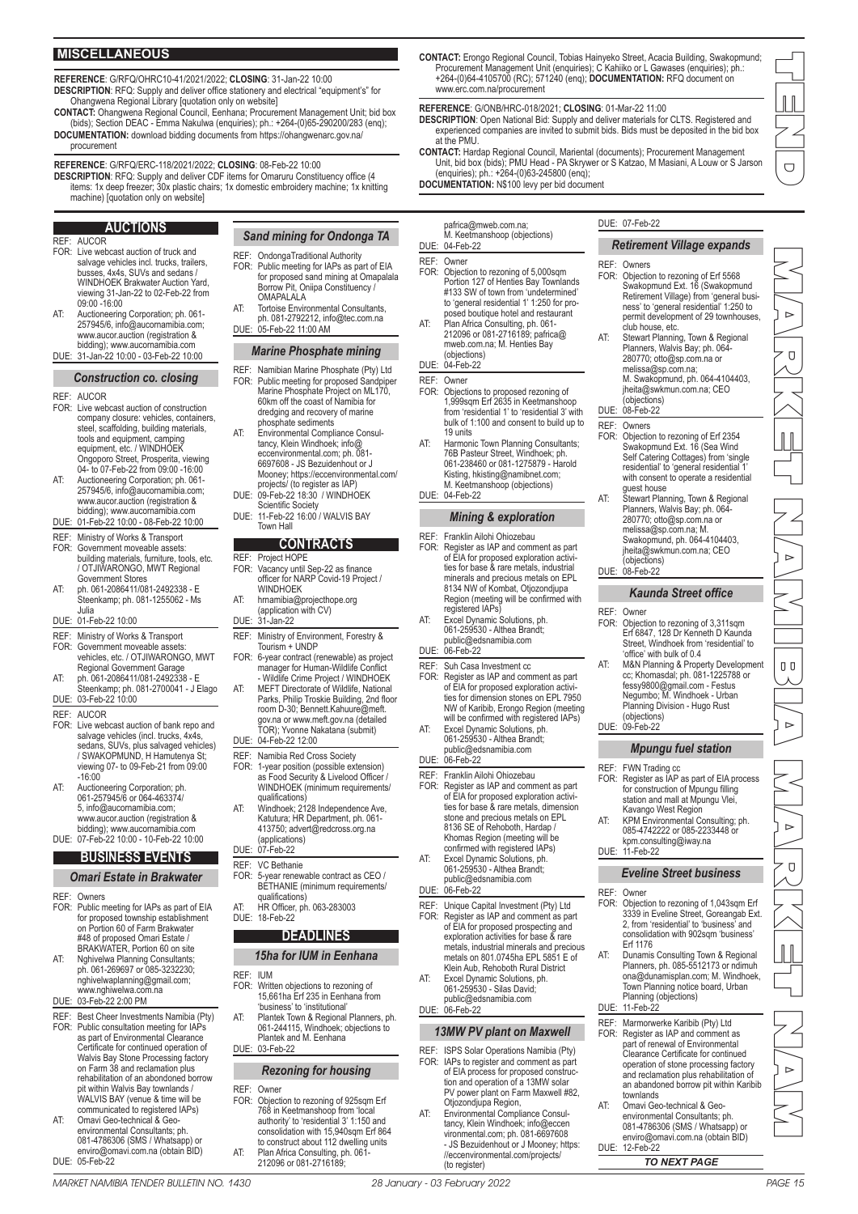## MISCELLANEOUS

**REFERENCE**: G/RFQ/OHRC10-41/2021/2022; **CLOSING**: 31-Jan-22 10:00
**DESCRIPTION**: RFQ: Supply and deliver office stationery and electrical "equipment's" for Ohangwena Regional Library [quotation only on website]
**CONTACT:** Ohangwena Regional Council, Eenhana; Procurement Management Unit; bid box (bids); Section DEAC - Emma Nakulwa (enquiries); ph.: +264-(0)65-290200/283 (enq);
**DOCUMENTATION:** download bidding documents from https://ohangwenarc.gov.na/procurement

**REFERENCE**: G/RFQ/ERC-118/2021/2022; **CLOSING**: 08-Feb-22 10:00
**DESCRIPTION**: RFQ: Supply and deliver CDF items for Omaruru Constituency office (4 items: 1x deep freezer; 30x plastic chairs; 1x domestic embroidery machine; 1x knitting machine) [quotation only on website]
**CONTACT:** Erongo Regional Council, Tobias Hainyeko Street, Acacia Building, Swakopmund; Procurement Management Unit (enquiries); C Kahiiko or L Gawases (enquiries); ph.: +264-(0)64-4105700 (RC); 571240 (enq); **DOCUMENTATION:** RFQ document on www.erc.com.na/procurement

**REFERENCE**: G/ONB/HRC-018/2021; **CLOSING**: 01-Mar-22 11:00
**DESCRIPTION**: Open National Bid: Supply and deliver materials for CLTS. Registered and experienced companies are invited to submit bids. Bids must be deposited in the bid box at the PMU.
**CONTACT:** Hardap Regional Council, Mariental (documents); Procurement Management Unit, bid box (bids); PMU Head - PA Skrywer or S Katzao, M Masiani, A Louw or S Jarson (enquiries); ph.: +264-(0)63-245800 (enq);
**DOCUMENTATION:** N$100 levy per bid document

## AUCTIONS

REF: AUCOR
FOR: Live webcast auction of truck and salvage vehicles incl. trucks, trailers, busses, 4x4s, SUVs and sedans / WINDHOEK Brakwater Auction Yard, viewing 31-Jan-22 to 02-Feb-22 from 09:00 -16:00
AT: Auctioneering Corporation; ph. 061-257945/6, info@aucornamibia.com; www.aucor.auction (registration & bidding); www.aucornamibia.com
DUE: 31-Jan-22 10:00 - 03-Feb-22 10:00

### *Construction co. closing*

REF: AUCOR
FOR: Live webcast auction of construction company closure: vehicles, containers, steel, scaffolding, building materials, tools and equipment, camping equipment, etc. / WINDHOEK Ongoporo Street, Prosperita, viewing 04- to 07-Feb-22 from 09:00 -16:00
AT: Auctioneering Corporation; ph. 061-257945/6, info@aucornamibia.com; www.aucor.auction (registration & bidding); www.aucornamibia.com
DUE: 01-Feb-22 10:00 - 08-Feb-22 10:00

REF: Ministry of Works & Transport
FOR: Government moveable assets: building materials, furniture, tools, etc. / OTJIWARONGO, MWT Regional Government Stores
AT: ph. 061-2086411/081-2492338 - E Steenkamp; ph. 081-1255062 - Ms Julia
DUE: 01-Feb-22 10:00

REF: Ministry of Works & Transport
FOR: Government moveable assets: vehicles, etc. / OTJIWARONGO, MWT Regional Government Garage
AT: ph. 061-2086411/081-2492338 - E Steenkamp; ph. 081-2700041 - J Elago
DUE: 03-Feb-22 10:00

REF: AUCOR
FOR: Live webcast auction of bank repo and salvage vehicles (incl. trucks, 4x4s, sedans, SUVs, plus salvaged vehicles) / SWAKOPMUND, H Hamutenya St; viewing 07- to 09-Feb-21 from 09:00 -16:00
AT: Auctioneering Corporation; ph. 061-257945/6 or 064-463374/5, info@aucornamibia.com; www.aucor.auction (registration & bidding); www.aucornamibia.com
DUE: 07-Feb-22 10:00 - 10-Feb-22 10:00

## BUSINESS EVENTS

### *Omari Estate in Brakwater*

REF: Owners
FOR: Public meeting for IAPs as part of EIA for proposed township establishment on Portion 60 of Farm Brakwater #48 of proposed Omari Estate / BRAKWATER, Portion 60 on site
AT: Nghivelwa Planning Consultants; ph. 061-269697 or 085-3232230; nghivelwaplanning@gmail.com; www.nghivelwa.com.na
DUE: 03-Feb-22 2:00 PM

REF: Best Cheer Investments Namibia (Pty)
FOR: Public consultation meeting for IAPs as part of Environmental Clearance Certificate for continued operation of Walvis Bay Stone Processing factory on Farm 38 and reclamation plus rehabilitation of an abondoned borrow pit within Walvis Bay townlands / WALVIS BAY (venue & time will be communicated to registered IAPs)
AT: Omavi Geo-technical & Geo-environmental Consultants; ph. 081-4786306 (SMS / Whatsapp) or enviro@omavi.com.na (obtain BID)
DUE: 05-Feb-22

### *Sand mining for Ondonga TA*

REF: OndongaTraditional Authority
FOR: Public meeting for IAPs as part of EIA for proposed sand mining at Omapalala Borrow Pit, Oniipa Constituency / OMAPALALA
AT: Tortoise Environmental Consultants, ph. 081-2792212, info@tec.com.na
DUE: 05-Feb-22 11:00 AM

### *Marine Phosphate mining*

REF: Namibian Marine Phosphate (Pty) Ltd
FOR: Public meeting for proposed Sandpiper Marine Phosphate Project on ML170, 60km off the coast of Namibia for dredging and recovery of marine phosphate sediments
AT: Environmental Compliance Consultancy, Klein Windhoek; info@eccenvironmental.com; ph. 081-6697608 - JS Bezuidenhout or J Mooney; https://eccenvironmental.com/projects/ (to register as IAP)
DUE: 09-Feb-22 18:30 / WINDHOEK Scientific Society
DUE: 11-Feb-22 16:00 / WALVIS BAY Town Hall

## CONTRACTS

REF: Project HOPE
FOR: Vacancy until Sep-22 as finance officer for NARP Covid-19 Project / WINDHOEK
AT: hrnamibia@projecthope.org (application with CV)
DUE: 31-Jan-22

REF: Ministry of Environment, Forestry & Tourism + UNDP
FOR: 6-year contract (renewable) as project manager for Human-Wildlife Conflict - Wildlife Crime Project / WINDHOEK
AT: MEFT Directorate of Wildlife, National Parks, Philip Troskie Building, 2nd floor room D-30; Bennett.Kahuure@meft.gov.na or www.meft.gov.na (detailed TOR); Yvonne Nakatana (submit)
DUE: 04-Feb-22 12:00

REF: Namibia Red Cross Society
FOR: 1-year position (possible extension) as Food Security & Livelood Officer / WINDHOEK (minimum requirements/qualifications)
AT: Windhoek; 2128 Independence Ave, Katutura; HR Department, ph. 061-413750; advert@redcross.org.na (applications)
DUE: 07-Feb-22

REF: VC Bethanie
FOR: 5-year renewable contract as CEO / BETHANIE (minimum requirements/qualifications)
AT: HR Officer, ph. 063-283003
DUE: 18-Feb-22

## DEADLINES

### *15ha for IUM in Eenhana*

REF: IUM
FOR: Written objections to rezoning of 15,661ha Erf 235 in Eenhana from 'business' to 'institutional'
AT: Plantek Town & Regional Planners, ph. 061-244115, Windhoek; objections to Plantek and M. Eenhana
DUE: 03-Feb-22

### *Rezoning for housing*

REF: Owner
FOR: Objection to rezoning of 925sqm Erf 768 in Keetmanshoop from 'local authority' to 'residential 3' 1:150 and consolidation with 15,940sqm Erf 864 to construct about 112 dwelling units
AT: Plan Africa Consulting, ph. 061-212096 or 081-2716189; pafrica@mweb.com.na; M. Keetmanshoop (objections)
DUE: 04-Feb-22

REF: Owner
FOR: Objection to rezoning of 5,000sqm Portion 127 of Henties Bay Townlands #133 SW of town from 'undetermined' to 'general residential 1' 1:250 for proposed boutique hotel and restaurant
AT: Plan Africa Consulting, ph. 061-212096 or 081-2716189; pafrica@mweb.com.na; M. Henties Bay (objections)
DUE: 04-Feb-22

REF: Owner
FOR: Objections to proposed rezoning of 1,999sqm Erf 2635 in Keetmanshoop from 'residential 1' to 'residential 3' with bulk of 1:100 and consent to build up to 19 units
AT: Harmonic Town Planning Consultants; 76B Pasteur Street, Windhoek; ph. 061-238460 or 081-1275879 - Harold Kisting, hkisting@namibnet.com; M. Keetmanshoop (objections)
DUE: 04-Feb-22

### *Mining & exploration*

REF: Franklin Ailohi Ohiozebau
FOR: Register as IAP and comment as part of EIA for proposed exploration activities for base & rare metals, industrial minerals and precious metals on EPL 8134 NW of Kombat, Otjozondjupa Region (meeting will be confirmed with registered IAPs)
AT: Excel Dynamic Solutions, ph. 061-259530 - Althea Brandt; public@edsnamibia.com
DUE: 06-Feb-22

REF: Suh Casa Investment cc
FOR: Register as IAP and comment as part of EIA for proposed exploration activities for dimension stones on EPL 7950 NW of Karibib, Erongo Region (meeting will be confirmed with registered IAPs)
AT: Excel Dynamic Solutions, ph. 061-259530 - Althea Brandt; public@edsnamibia.com
DUE: 06-Feb-22

REF: Franklin Ailohi Ohiozebau
FOR: Register as IAP and comment as part of EIA for proposed exploration activities for base & rare metals, dimension stone and precious metals on EPL 8136 SE of Rehoboth, Hardap / Khomas Region (meeting will be confirmed with registered IAPs)
AT: Excel Dynamic Solutions, ph. 061-259530 - Althea Brandt; public@edsnamibia.com
DUE: 06-Feb-22

REF: Unique Capital Investment (Pty) Ltd
FOR: Register as IAP and comment as part of EIA for proposed prospecting and exploration activities for base & rare metals, industrial minerals and precious metals on 801.0745ha EPL 5851 E of Klein Aub, Rehoboth Rural District
AT: Excel Dynamic Solutions, ph. 061-259530 - Silas David; public@edsnamibia.com
DUE: 06-Feb-22

### *13MW PV plant on Maxwell*

REF: ISPS Solar Operations Namibia (Pty)
FOR: IAPs to register and comment as part of EIA process for proposed construction and operation of a 13MW solar PV power plant on Farm Maxwell #82, Otjozondjupa Region,
AT: Environmental Compliance Consultancy, Klein Windhoek; info@eccenvironmental.com; ph. 081-6697608 - JS Bezuidenhout or J Mooney; https://eccenvironmental.com/projects/ (to register)
DUE: 07-Feb-22

### *Retirement Village expands*

REF: Owners
FOR: Objection to rezoning of Erf 5568 Swakopmund Ext. 16 (Swakopmund Retirement Village) from 'general business' to 'general residential 1' 1:250 to permit development of 29 townhouses, club house, etc.
AT: Stewart Planning, Town & Regional Planners, Walvis Bay; ph. 064-280770; otto@sp.com.na or melissa@sp.com.na; M. Swakopmund, ph. 064-4104403, jheita@swkmun.com.na; CEO (objections)
DUE: 08-Feb-22

REF: Owners
FOR: Objection to rezoning of Erf 2354 Swakopmund Ext. 16 (Sea Wind Self Catering Cottages) from 'single residential' to 'general residential 1' with consent to operate a residential guest house
AT: Stewart Planning, Town & Regional Planners, Walvis Bay; ph. 064-280770; otto@sp.com.na or melissa@sp.com.na; M. Swakopmund, ph. 064-4104403, jheita@swkmun.com.na; CEO (objections)
DUE: 08-Feb-22

### *Kaunda Street office*

REF: Owner
FOR: Objection to rezoning of 3,311sqm Erf 6847, 128 Dr Kenneth D Kaunda Street, Windhoek from 'residential' to 'office' with bulk of 0.4
AT: M&N Planning & Property Development cc; Khomasdal; ph. 081-1225788 or fessy9800@gmail.com - Festus Negumbo; M. Windhoek - Urban Planning Division - Hugo Rust (objections)
DUE: 09-Feb-22

### *Mpungu fuel station*

REF: FWN Trading cc
FOR: Register as IAP as part of EIA process for construction of Mpungu filling station and mall at Mpungu Vlei, Kavango West Region
AT: KPM Environmental Consulting; ph. 085-4742222 or 085-2233448 or kpm.consulting@iway.na
DUE: 11-Feb-22

### *Eveline Street business*

REF: Owner
FOR: Objection to rezoning of 1,043sqm Erf 3339 in Eveline Street, Goreangab Ext. 2, from 'residential' to 'business' and consolidation with 902sqm 'business' Erf 1176
AT: Dunamis Consulting Town & Regional Planners, ph. 085-5512173 or ndimuhona@dunamisplan.com; M. Windhoek, Town Planning notice board, Urban Planning (objections)
DUE: 11-Feb-22

REF: Marmorwerke Karibib (Pty) Ltd
FOR: Register as IAP and comment as part of renewal of Environmental Clearance Certificate for continued operation of stone processing factory and reclamation plus rehabilitation of an abandoned borrow pit within Karibib townlands
AT: Omavi Geo-technical & Geo-environmental Consultants; ph. 081-4786306 (SMS / Whatsapp) or enviro@omavi.com.na (obtain BID)
DUE: 12-Feb-22

*TO NEXT PAGE*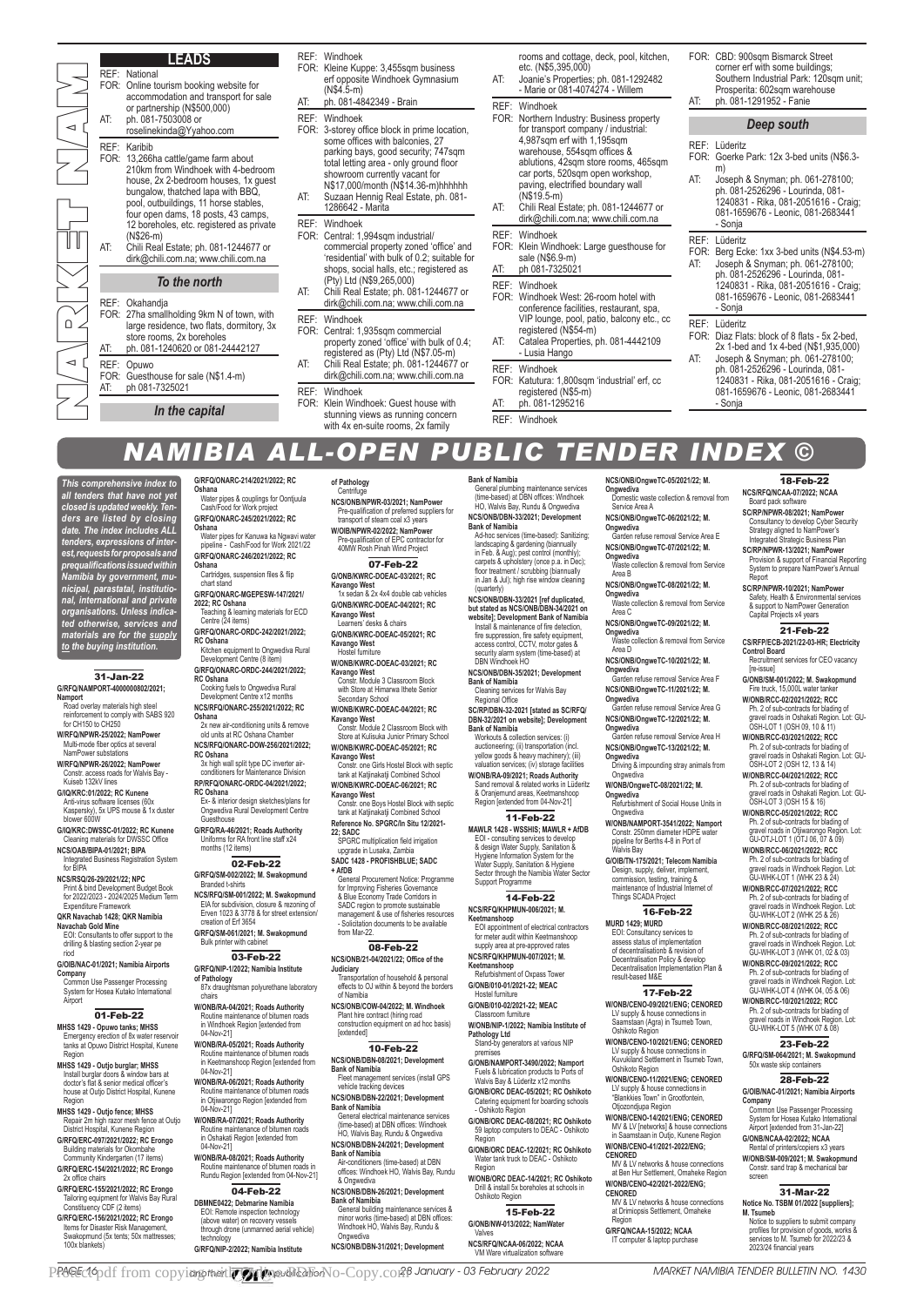# MARKET NAM

## LEADS

REF: National
FOR: Online tourism booking website for accommodation and transport for sale or partnership (N$500,000)
AT: ph. 081-7503008 or roselinekinda@Yyahoo.com

REF: Karibib
FOR: 13,266ha cattle/game farm about 210km from Windhoek with 4-bedroom house, 2x 2-bedroom houses, 1x guest bungalow, thatched lapa with BBQ, pool, outbuildings, 11 horse stables, four open dams, 18 posts, 43 camps, 12 boreholes, etc. registered as private (N$26-m)
AT: Chili Real Estate; ph. 081-1244677 or dirk@chili.com.na; www.chili.com.na

### To the north

REF: Okahandja
FOR: 27ha smallholding 9km N of town, with large residence, two flats, dormitory, 3x store rooms, 2x boreholes
AT: ph. 081-1240620 or 081-24442127

REF: Opuwo
FOR: Guesthouse for sale (N$1.4-m)
AT: ph 081-7325021

### In the capital

REF: Windhoek
FOR: Kleine Kuppe: 3,455sqm business erf opposite Windhoek Gymnasium (N$4.5-m)
AT: ph. 081-4842349 - Brain

REF: Windhoek
FOR: 3-storey office block in prime location, some offices with balconies, 27 parking bays, good security; 747sqm total letting area - only ground floor showroom currently vacant for N$17,000/month (N$14.36-m)hhhhhh
AT: Suzaan Hennig Real Estate, ph. 081-1286642 - Marita

REF: Windhoek
FOR: Central: 1,994sqm industrial/commercial property zoned 'office' and 'residential' with bulk of 0.2; suitable for shops, social halls, etc.; registered as (Pty) Ltd (N$9,265,000)
AT: Chili Real Estate; ph. 081-1244677 or dirk@chili.com.na; www.chili.com.na

REF: Windhoek
FOR: Central: 1,935sqm commercial property zoned 'office' with bulk of 0.4; registered as (Pty) Ltd (N$7.05-m)
AT: Chili Real Estate; ph. 081-1244677 or dirk@chili.com.na; www.chili.com.na

REF: Windhoek
FOR: Klein Windhoek: Guest house with stunning views as running concern with 4x en-suite rooms, 2x family rooms and cottage, deck, pool, kitchen, etc. (N$5,395,000)
AT: Joanie's Properties; ph. 081-1292482 - Marie or 081-4074274 - Willem

REF: Windhoek
FOR: Northern Industry: Business property for transport company / industrial: 4,987sqm erf with 1,195sqm warehouse, 554sqm offices & ablutions, 42sqm store rooms, 465sqm car ports, 520sqm open workshop, paving, electrified boundary wall (N$19.5-m)
AT: Chili Real Estate; ph. 081-1244677 or dirk@chili.com.na; www.chili.com.na

REF: Windhoek
FOR: Klein Windhoek: Large guesthouse for sale (N$6.9-m)
AT: ph 081-7325021

REF: Windhoek
FOR: Windhoek West: 26-room hotel with conference facilities, restaurant, spa, VIP lounge, pool, patio, balcony etc., cc registered (N$54-m)
AT: Catalea Properties, ph. 081-4442109 - Lusia Hango

REF: Windhoek
FOR: Katutura: 1,800sqm 'industrial' erf, cc registered (N$5-m)
AT: ph. 081-1295216

REF: Windhoek
FOR: CBD: 900sqm Bismarck Street corner erf with some buildings; Southern Industrial Park: 120sqm unit; Prosperita: 602sqm warehouse
AT: ph. 081-1291952 - Fanie

### Deep south

REF: Lüderitz
FOR: Goerke Park: 12x 3-bed units (N$6.3-m)
AT: Joseph & Snyman; ph. 061-278100; ph. 081-2526296 - Lourinda, 081-1240831 - Rika, 081-2051616 - Craig; 081-1659676 - Leonic, 081-2683441 - Sonja

REF: Lüderitz
FOR: Berg Ecke: 1xx 3-bed units (N$4.53-m)
AT: Joseph & Snyman; ph. 061-278100; ph. 081-2526296 - Lourinda, 081-1240831 - Rika, 081-2051616 - Craig; 081-1659676 - Leonic, 081-2683441 - Sonja

REF: Lüderitz
FOR: Diaz Flats: block of 8 flats - 5x 2-bed, 2x 1-bed and 1x 4-bed (N$1,935,000)
AT: Joseph & Snyman; ph. 061-278100; ph. 081-2526296 - Lourinda, 081-1240831 - Rika, 081-2051616 - Craig; 081-1659676 - Leonic, 081-2683441 - Sonja

# NAMIBIA ALL-OPEN PUBLIC TENDER INDEX ©

*This comprehensive index to all tenders that have not yet closed is updated weekly. Tenders are listed by closing date. The index includes ALL tenders, expressions of interest, requests for proposals and prequalifications issued within Namibia by government, municipal, parastatal, institutional, international and private organisations. Unless indicated otherwise, services and materials are for the supply to the buying institution.*

## 31-Jan-22

**G/RFQ/NAMPORT-4000000802/2021; Namport**
Road overlay materials high steel reinforcement to comply with SABS 920 for CH150 to CH250

**W/RFQ/NPWR-25/2022; NamPower**
Multi-mode fiber optics at several NamPower substations

**W/RFQ/NPWR-26/2022; NamPower**
Constr. access roads for Walvis Bay - Kuiseb 132kV lines

**G/IQ/KRC:01/2022; RC Kunene**
Anti-virus software licenses (60x Kaspersky), 5x UPS mouse & 1x duster blower 600W

**G/IQ/KRC:DWSSC-01/2022; RC Kunene**
Cleaning materials for DWSSC Office

**NCS/OAB/BIPA-01/2021; BIPA**
Integrated Business Registration System for BIPA

**NCS/RSQ/26-29/2021/22; NPC**
Print & bind Development Budget Book for 2022/2023 - 2024/2025 Medium Term Expenditure Framework

**QKR Navachab 1428; QKR Namibia Navachab Gold Mine**
EOI: Consultants to offer support to the drilling & blasting section 2-year period

**G/OIB/NAC-01/2021; Namibia Airports Company**
Common Use Passenger Processing System for Hosea Kutako International Airport

## 01-Feb-22

**MHSS 1429 - Opuwo tanks; MHSS**
Emergency erection of 8x water reservoir tanks at Opuwo District Hospital, Kunene Region

**MHSS 1429 - Outjo burglar; MHSS**
Install burglar doors & window bars at doctor's flat & senior medical officer's house at Outjo District Hospital, Kunene Region

**MHSS 1429 - Outjo fence; MHSS**
Repair 2m high razor mesh fence at Outjo District Hospital, Kunene Region

**G/RFQ/ERC-097/2021/2022; RC Erongo**
Building materials for Okombahe Community Kindergarten (17 items)

**G/RFQ/ERC-154/2021/2022; RC Erongo**
2x office chairs

**G/RFQ/ERC-155/2021/2022; RC Erongo**
Tailoring equipment for Walvis Bay Rural Constituency CDF (2 items)

**G/RFQ/ERC-156/2021/2022; RC Erongo**
Items for Disaster Risk Management, Swakopmund (5x tents; 50x mattresses; 100x blankets)

**G/RFQ/ONARC-214/2021/2022; RC Oshana**
Water pipes & couplings for Oontjuula Cash/Food for Work project

**G/RFQ/ONARC-245/2021/2022; RC Oshana**
Water pipes for Kanuwa ka Ngwavi water pipeline - Cash/Food for Work 2021/22

**G/RFQ/ONARC-246/2021/2022; RC Oshana**
Cartridges, suspension files & flip chart stand

**G/RFQ/ONARC-MGEPESW-147/2021/2022; RC Oshana**
Teaching & learning materials for ECD Centre (24 items)

**G/RFQ/ONARC-ORDC-242/2021/2022; RC Oshana**
Kitchen equipment to Ongwediva Rural Development Centre (8 item)

**G/RFQ/ONARC-ORDC-244/2021/2022; RC Oshana**
Cooking fuels to Ongwediva Rural Development Centre x12 months

**NCS/RFQ/ONARC-255/2021/2022; RC Oshana**
2x new air-conditioning units & remove old units at RC Oshana Chamber

**NCS/RFQ/ONARC-DOW-256/2021/2022; RC Oshana**
3x high wall split type DC inverter air-conditioners for Maintenance Division

**RP/RFQ/ONARC-ORDC-04/2021/2022; RC Oshana**
Ex- & interior design sketches/plans for Ongwediva Rural Development Centre Guesthouse

**G/RFQ/RA-46/2021; Roads Authority**
Uniforms for RA front line staff x24 months (12 items)

## 02-Feb-22

**G/RFQ/SM-002/2022; M. Swakopmund**
Branded t-shirts

**NCS/RFQ/SM-001/2022; M. Swakopmund**
EIA for subdivision, closure & rezoning of Erven 1023 & 3778 & for street extension/creation of Erf 3654

**G/RFQ/SM-061/2021; M. Swakopmund**
Bulk printer with cabinet

## 03-Feb-22

**G/RFQ/NIP-1/2022; Namibia Institute of Pathology**
87x draughtsman polyurethane laboratory chairs

**W/ONB/RA-04/2021; Roads Authority**
Routine maintenance of bitumen roads in Windhoek Region [extended from 04-Nov-21]

**W/ONB/RA-05/2021; Roads Authority**
Routine maintenance of bitumen roads in Keetmanshoop Region [extended from 04-Nov-21]

**W/ONB/RA-06/2021; Roads Authority**
Routine maintenance of bitumen roads in Otjiwarongo Region [extended from 04-Nov-21]

**W/ONB/RA-07/2021; Roads Authority**
Routine maintenance of bitumen roads in Oshakati Region [extended from 04-Nov-21]

**W/ONB/RA-08/2021; Roads Authority**
Routine maintenance of bitumen roads in Rundu Region [extended from 04-Nov-21]

## 04-Feb-22

**DBMNE0422; Debmarine Namibia**
EOI: Remote inspection technology (above water) on recovery vessels through drone (unmanned aerial vehicle) technology

**G/RFQ/NIP-2/2022; Namibia Institute of Pathology**
Centrifuge

**NCS/ONB/NPWR-03/2021; NamPower**
Pre-qualification of preferred suppliers for transport of steam coal x3 years

**W/OIB/NPWR-02/2022; NamPower**
Pre-qualification of EPC contractor for 40MW Rosh Pinah Wind Project

## 07-Feb-22

**G/ONB/KWRC-DOEAC-03/2021; RC Kavango West**
1x sedan & 2x 4x4 double cab vehicles

**G/ONB/KWRC-DOEAC-04/2021; RC Kavango West**
Learners' desks & chairs

**G/ONB/KWRC-DOEAC-05/2021; RC Kavango West**
Hostel furniture

**W/ONB/KWRC-DOEAC-03/2021; RC Kavango West**
Constr. Module 3 Classroom Block with Store at Himarwa Ithete Senior Secondary School

**W/ONB/KWRC-DOEAC-04/2021; RC Kavango West**
Constr. Module 2 Classroom Block with Store at Kulisuka Junior Primary School

**W/ONB/KWRC-DOEAC-05/2021; RC Kavango West**
Constr. one Girls Hostel Block with septic tank at Katjinakatji Combined School

**W/ONB/KWRC-DOEAC-06/2021; RC Kavango West**
Constr. one Boys Hostel Block with septic tank at Katjinakatji Combined School

**Reference No. SPGRC/In Situ 12/2021-22; SADC**
SPGRC multiplication field irrigation upgrade in Lusaka, Zambia

**SADC 1428 - PROFISHBLUE; SADC + AfDB**
General Procurement Notice: Programme for Improving Fisheries Governance & Blue Economy Trade Corridors in SADC region to promote sustainable management & use of fisheries resources - Solicitation documents to be available from Mar-22.

## 08-Feb-22

**NCS/ONB/21-04/2021/22; Office of the Judiciary**
Transportation of household & personal effects to OJ within & beyond the borders of Namibia

**NCS/ONB/COW-04/2022; M. Windhoek**
Plant hire contract (hiring road construction equipment on ad hoc basis) [extended]

## 10-Feb-22

**NCS/ONB/DBN-08/2021; Development Bank of Namibia**
Fleet management services (install GPS vehicle tracking devices

**NCS/ONB/DBN-22/2021; Development Bank of Namibia**
General electrical maintenance services (time-based) at DBN offices: Windhoek HO, Walvis Bay, Rundu & Ongwediva

**NCS/ONB/DBN-24/2021; Development Bank of Namibia**
Air-conditioners (time-based) at DBN offices: Windhoek HO, Walvis Bay, Rundu & Ongwediva

**NCS/ONB/DBN-26/2021; Development Bank of Namibia**
General building maintenance services & minor works (time-based) at DBN offices: Windhoek HO, Walvis Bay, Rundu & Ongwediva

**NCS/ONB/DBN-31/2021; Development Bank of Namibia**
General plumbing maintenance services (time-based) at DBN offices: Windhoek HO, Walvis Bay, Rundu & Ongwediva

**NCS/ONB/DBN-33/2021; Development Bank of Namibia**
Ad-hoc services (time-based): Sanitizing; landscaping & gardening (biannually in Feb. & Aug); pest control (monthly); carpets & upholstery (once p.a. in Dec); floor treatment / scrubbing (biannually in Jan & Jul); high rise window cleaning (quarterly)

**NCS/ONB/DBN-33/2021 [ref duplicated, but stated as NCS/ONB/DBN-34/2021 on website]; Development Bank of Namibia**
Install & maintenance of fire detection, fire suppression, fire safety equipment, access control, CCTV, motor gates & security alarm system (time-based) at DBN Windhoek HO

**NCS/ONB/DBN-35/2021; Development Bank of Namibia**
Cleaning services for Walvis Bay Regional Office

**SC/RFP/DBN-32-2021 [stated as SC/RFQ/DBN-32/2021 on website]; Development Bank of Namibia**
Workouts & collection services: (i) auctioneering; (ii) transportation (incl. yellow goods & heavy machinery); (iii) valuation services; (iv) storage facilities

**W/ONB/RA-09/2021; Roads Authority**
Sand removal & related works in Lüderitz & Oranjemund areas, Keetmanshoop Region [extended from 04-Nov-21]

## 11-Feb-22

**MAWLR 1428 - WSSHIS; MAWLR + AfDB**
EOI - consulting services to develop & design Water Supply, Sanitation & Hygiene Information System for the Water Supply, Sanitation & Hygiene Sector through the Namibia Water Sector Support Programme

## 14-Feb-22

**NCS/RFQ/KHPMUN-006/2021; M. Keetmanshoop**
EOI appointment of electrical contractors for meter audit within Keetmanshoop supply area at pre-approved rates

**NCS/RFQ/KHPMUN-007/2021; M. Keetmanshoop**
Refurbishment of Oxpass Tower

**G/ONB/010-01/2021-22; MEAC**
Hostel furniture

**G/ONB/010-02/2021-22; MEAC**
Classroom furniture

**W/ONB/NIP-1/2022; Namibia Institute of Pathology Ltd**
Stand-by generators at various NIP premises

**G/ONB/NAMPORT-3490/2022; Namport**
Fuels & lubrication products to Ports of Walvis Bay & Lüderitz x12 months

**G/ONB/ORC DEAC-05/2021; RC Oshikoto**
Catering equipment for boarding schools - Oshikoto Region

**G/ONB/ORC DEAC-08/2021; RC Oshikoto**
59 laptop computers to DEAC - Oshikoto Region

**G/ONB/ORC DEAC-12/2021; RC Oshikoto**
Water tank truck to DEAC - Oshikoto Region

**W/ONB/ORC DEAC-14/2021; RC Oshikoto**
Drill & install 5x boreholes at schools in Oshikoto Region

## 15-Feb-22

**G/ONB/NW-013/2022; NamWater**
Valves

**NCS/RFQ/NCAA-06/2022; NCAA**
VM Ware virtualization software

**NCS/ONB/OngweTC-05/2021/22; M. Ongwediva**
Domestic waste collection & removal from Service Area A

**NCS/ONB/OngweTC-06/2021/22; M. Ongwediva**
Garden refuse removal Service Area E

**NCS/ONB/OngweTC-07/2021/22; M. Ongwediva**
Waste collection & removal from Service Area B

**NCS/ONB/OngweTC-08/2021/22; M. Ongwediva**
Waste collection & removal from Service Area C

**NCS/ONB/OngweTC-09/2021/22; M. Ongwediva**
Waste collection & removal from Service Area D

**NCS/ONB/OngweTC-10/2021/22; M. Ongwediva**
Garden refuse removal Service Area F

**NCS/ONB/OngweTC-11/2021/22; M. Ongwediva**
Garden refuse removal Service Area G

**NCS/ONB/OngweTC-12/2021/22; M. Ongwediva**
Garden refuse removal Service Area H

**NCS/ONB/OngweTC-13/2021/22; M. Ongwediva**
Driving & impounding stray animals from Ongwediva

**W/ONB/OngweTC-08/2021/22; M. Ongwediva**
Refurbishment of Social House Units in Ongwediva

**W/ONB/NAMPORT-3541/2022; Namport**
Constr. 250mm diameter HDPE water pipeline for Berths 4-8 in Port of Walvis Bay

**G/OIB/TN-175/2021; Telecom Namibia**
Design, supply, deliver, implement, commission, testing, training & maintenance of Industrial Internet of Things SCADA Project

## 16-Feb-22

**MURD 1429; MURD**
EOI: Consultancy services to assess status of implementation of decentralisationb & revision of Decentralisation Policy & develop Decentralisation Implementation Plan & result-based M&E

## 17-Feb-22

**W/ONB/CENO-09/2021/ENG; CENORED**
LV supply & house connections in Saamstaan (Agra) in Tsumeb Town, Oshikoto Region

**W/ONB/CENO-10/2021/ENG; CENORED**
LV supply & house connections in Kuvukiland Settlement in Tsumeb Town, Oshikoto Region

**W/ONB/CENO-11/2021/ENG; CENORED**
LV supply & house connections in "Blankies Town" in Grootfontein, Otjozondjupa Region

**W/ONB/CENO-14/2021/ENG; CENORED**
MV & LV [networks] & house connections in Saamstaan in Outjo, Kunene Region

**W/ONB/CENO-41/2021-2022/ENG; CENORED**
MV & LV networks & house connections at Ben Hur Settlement, Omaheke Region

**W/ONB/CENO-42/2021-2022/ENG; CENORED**
MV & LV networks & house connections at Drimiopsis Settlement, Omaheke Region

**G/RFQ/NCAA-15/2022; NCAA**
IT computer & laptop purchase

## 18-Feb-22

**NCS/RFQ/NCAA-07/2022; NCAA**
Board pack software

**SC/RP/NPWR-08/2021; NamPower**
Consultancy to develop Cyber Security Strategy aligned to NamPower's Integrated Strategic Business Plan

**SC/RP/NPWR-13/2021; NamPower**
Provision & support of Financial Reporting System to prepare NamPower's Annual Report

**SC/RP/NPWR-10/2021; NamPower**
Safety, Health & Environmental services & support to NamPower Generation Capital Projects x4 years

## 21-Feb-22

**CS/RFP/ECB-2021/22-03-HR; Electricity Control Board**
Recruitment services for CEO vacancy [re-issue]

**G/ONB/SM-001/2022; M. Swakopmund**
Fire truck, 15,000L water tanker

**W/ONB/RCC-02/2021/2022; RCC**
Ph. 2 of sub-contracts for blading of gravel roads in Oshakati Region. Lot: GU-OSH-LOT 1 (OSH 09, 10 & 11)

**W/ONB/RCC-03/2021/2022; RCC**
Ph. 2 of sub-contracts for blading of gravel roads in Oshakati Region. Lot: GU-OSH-LOT 2 (OSH 12, 13 & 14)

**W/ONB/RCC-04/2021/2022; RCC**
Ph. 2 of sub-contracts for blading of gravel roads in Oshakati Region. Lot: GU-OSH-LOT 3 (OSH 15 & 16)

**W/ONB/RCC-05/2021/2022; RCC**
Ph. 2 of sub-contracts for blading of gravel roads in Otjiwarongo Region. Lot: GU-OTJ-LOT 1 (OTJ 06, 07 & 09)

**W/ONB/RCC-06/2021/2022; RCC**
Ph. 2 of sub-contracts for blading of gravel roads in Windhoek Region. Lot: GU-WHK-LOT 1 (WHK 23 & 24)

**W/ONB/RCC-07/2021/2022; RCC**
Ph. 2 of sub-contracts for blading of gravel roads in Windhoek Region. Lot: GU-WHK-LOT 2 (WHK 25 & 26)

**W/ONB/RCC-08/2021/2022; RCC**
Ph. 2 of sub-contracts for blading of gravel roads in Windhoek Region. Lot: GU-WHK-LOT 3 (WHK 01, 02 & 03)

**W/ONB/RCC-09/2021/2022; RCC**
Ph. 2 of sub-contracts for blading of gravel roads in Windhoek Region. Lot: GU-WHK-LOT 4 (WHK 04, 05 & 06)

**W/ONB/RCC-10/2021/2022; RCC**
Ph. 2 of sub-contracts for blading of gravel roads in Windhoek Region. Lot: GU-WHK-LOT 5 (WHK 07 & 08)

## 23-Feb-22

**G/RFQ/SM-064/2021; M. Swakopmund**
50x waste skip containers

## 28-Feb-22

**G/OIB/NAC-01/2021; Namibia Airports Company**
Common Use Passenger Processing System for Hosea Kutako International Airport [extended from 31-Jan-22]

**G/ONB/NCAA-02/2022; NCAA**
Rental of printers/copiers x3 years

**W/ONB/SM-009/2021; M. Swakopmund**
Constr. sand trap & mechanical bar screen

## 31-Mar-22

**Notice No. TSBM 01/2022 [suppliers]; M. Tsumeb**
Notice to suppliers to submit company profiles for provision of goods, works & services to M. Tsumeb for 2022/23 & 2023/24 financial years